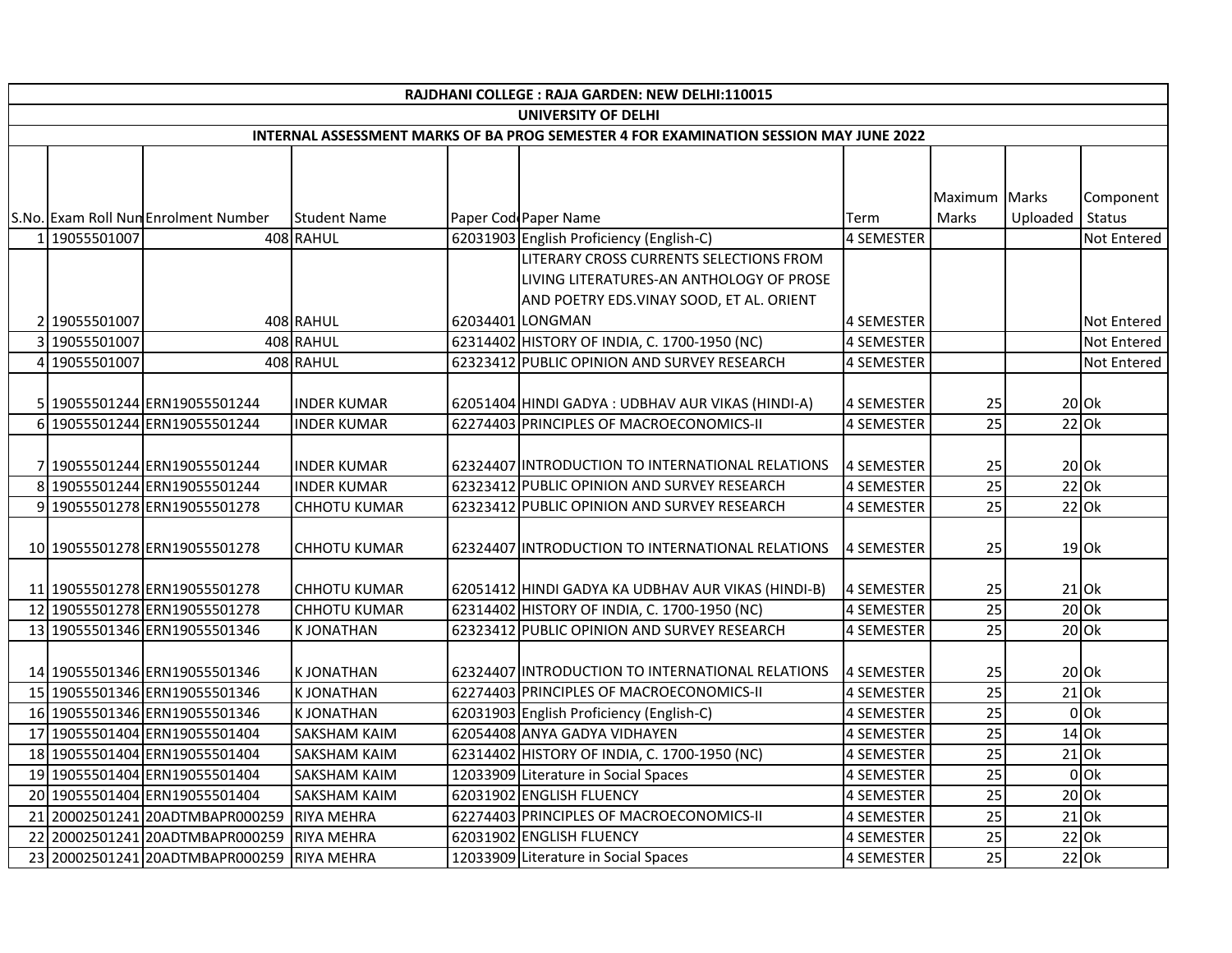| RAJDHANI COLLEGE : RAJA GARDEN: NEW DELHI:110015 | | | | | | | | | |
|---|---|---|---|---|---|---|---|---|---|
| UNIVERSITY OF DELHI | | | | | | | | | |
| INTERNAL ASSESSMENT MARKS OF BA PROG SEMESTER 4 FOR EXAMINATION SESSION MAY JUNE 2022 | | | | | | | | | |
| S.No. | Exam Roll Num | Enrolment Number | Student Name | Paper Code | Paper Name | Term | Maximum Marks | Marks Uploaded | Component Status |
| 1 | 19055501007 | 408 | RAHUL | 62031903 | English Proficiency (English-C) | 4 SEMESTER | | | Not Entered |
| 2 | 19055501007 | 408 | RAHUL | 62034401 | LITERARY CROSS CURRENTS SELECTIONS FROM LIVING LITERATURES-AN ANTHOLOGY OF PROSE AND POETRY EDS.VINAY SOOD, ET AL. ORIENT LONGMAN | 4 SEMESTER | | | Not Entered |
| 3 | 19055501007 | 408 | RAHUL | 62314402 | HISTORY OF INDIA, C. 1700-1950 (NC) | 4 SEMESTER | | | Not Entered |
| 4 | 19055501007 | 408 | RAHUL | 62323412 | PUBLIC OPINION AND SURVEY RESEARCH | 4 SEMESTER | | | Not Entered |
| 5 | 19055501244 | ERN19055501244 | INDER KUMAR | 62051404 | HINDI GADYA : UDBHAV AUR VIKAS (HINDI-A) | 4 SEMESTER | 25 | 20 | Ok |
| 6 | 19055501244 | ERN19055501244 | INDER KUMAR | 62274403 | PRINCIPLES OF MACROECONOMICS-II | 4 SEMESTER | 25 | 22 | Ok |
| 7 | 19055501244 | ERN19055501244 | INDER KUMAR | 62324407 | INTRODUCTION TO INTERNATIONAL RELATIONS | 4 SEMESTER | 25 | 20 | Ok |
| 8 | 19055501244 | ERN19055501244 | INDER KUMAR | 62323412 | PUBLIC OPINION AND SURVEY RESEARCH | 4 SEMESTER | 25 | 22 | Ok |
| 9 | 19055501278 | ERN19055501278 | CHHOTU KUMAR | 62323412 | PUBLIC OPINION AND SURVEY RESEARCH | 4 SEMESTER | 25 | 22 | Ok |
| 10 | 19055501278 | ERN19055501278 | CHHOTU KUMAR | 62324407 | INTRODUCTION TO INTERNATIONAL RELATIONS | 4 SEMESTER | 25 | 19 | Ok |
| 11 | 19055501278 | ERN19055501278 | CHHOTU KUMAR | 62051412 | HINDI GADYA KA UDBHAV AUR VIKAS (HINDI-B) | 4 SEMESTER | 25 | 21 | Ok |
| 12 | 19055501278 | ERN19055501278 | CHHOTU KUMAR | 62314402 | HISTORY OF INDIA, C. 1700-1950 (NC) | 4 SEMESTER | 25 | 20 | Ok |
| 13 | 19055501346 | ERN19055501346 | K JONATHAN | 62323412 | PUBLIC OPINION AND SURVEY RESEARCH | 4 SEMESTER | 25 | 20 | Ok |
| 14 | 19055501346 | ERN19055501346 | K JONATHAN | 62324407 | INTRODUCTION TO INTERNATIONAL RELATIONS | 4 SEMESTER | 25 | 20 | Ok |
| 15 | 19055501346 | ERN19055501346 | K JONATHAN | 62274403 | PRINCIPLES OF MACROECONOMICS-II | 4 SEMESTER | 25 | 21 | Ok |
| 16 | 19055501346 | ERN19055501346 | K JONATHAN | 62031903 | English Proficiency (English-C) | 4 SEMESTER | 25 | 0 | Ok |
| 17 | 19055501404 | ERN19055501404 | SAKSHAM KAIM | 62054408 | ANYA GADYA VIDHAYEN | 4 SEMESTER | 25 | 14 | Ok |
| 18 | 19055501404 | ERN19055501404 | SAKSHAM KAIM | 62314402 | HISTORY OF INDIA, C. 1700-1950 (NC) | 4 SEMESTER | 25 | 21 | Ok |
| 19 | 19055501404 | ERN19055501404 | SAKSHAM KAIM | 12033909 | Literature in Social Spaces | 4 SEMESTER | 25 | 0 | Ok |
| 20 | 19055501404 | ERN19055501404 | SAKSHAM KAIM | 62031902 | ENGLISH FLUENCY | 4 SEMESTER | 25 | 20 | Ok |
| 21 | 20002501241 | 20ADTMBAPR000259 | RIYA MEHRA | 62274403 | PRINCIPLES OF MACROECONOMICS-II | 4 SEMESTER | 25 | 21 | Ok |
| 22 | 20002501241 | 20ADTMBAPR000259 | RIYA MEHRA | 62031902 | ENGLISH FLUENCY | 4 SEMESTER | 25 | 22 | Ok |
| 23 | 20002501241 | 20ADTMBAPR000259 | RIYA MEHRA | 12033909 | Literature in Social Spaces | 4 SEMESTER | 25 | 22 | Ok |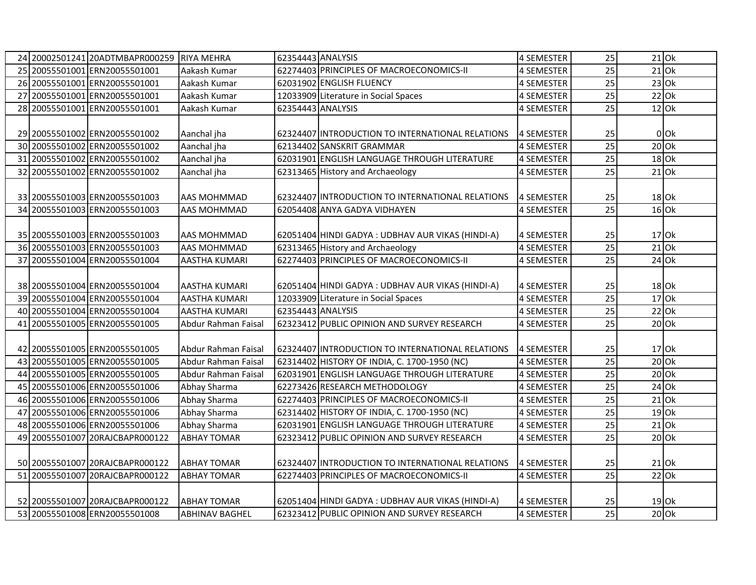| | | | | | | | | | |
|---|---|---|---|---|---|---|---|---|---|
| 24 | 20002501241 | 20ADTMBAPR000259 | RIYA MEHRA | 62354443 | ANALYSIS | 4 SEMESTER | 25 | 21 | Ok |
| 25 | 20055501001 | ERN20055501001 | Aakash Kumar | 62274403 | PRINCIPLES OF MACROECONOMICS-II | 4 SEMESTER | 25 | 21 | Ok |
| 26 | 20055501001 | ERN20055501001 | Aakash Kumar | 62031902 | ENGLISH FLUENCY | 4 SEMESTER | 25 | 23 | Ok |
| 27 | 20055501001 | ERN20055501001 | Aakash Kumar | 12033909 | Literature in Social Spaces | 4 SEMESTER | 25 | 22 | Ok |
| 28 | 20055501001 | ERN20055501001 | Aakash Kumar | 62354443 | ANALYSIS | 4 SEMESTER | 25 | 12 | Ok |
| 29 | 20055501002 | ERN20055501002 | Aanchal jha | 62324407 | INTRODUCTION TO INTERNATIONAL RELATIONS | 4 SEMESTER | 25 | 0 | Ok |
| 30 | 20055501002 | ERN20055501002 | Aanchal jha | 62134402 | SANSKRIT GRAMMAR | 4 SEMESTER | 25 | 20 | Ok |
| 31 | 20055501002 | ERN20055501002 | Aanchal jha | 62031901 | ENGLISH LANGUAGE THROUGH LITERATURE | 4 SEMESTER | 25 | 18 | Ok |
| 32 | 20055501002 | ERN20055501002 | Aanchal jha | 62313465 | History and Archaeology | 4 SEMESTER | 25 | 21 | Ok |
| 33 | 20055501003 | ERN20055501003 | AAS MOHMMAD | 62324407 | INTRODUCTION TO INTERNATIONAL RELATIONS | 4 SEMESTER | 25 | 18 | Ok |
| 34 | 20055501003 | ERN20055501003 | AAS MOHMMAD | 62054408 | ANYA GADYA VIDHAYEN | 4 SEMESTER | 25 | 16 | Ok |
| 35 | 20055501003 | ERN20055501003 | AAS MOHMMAD | 62051404 | HINDI GADYA : UDBHAV AUR VIKAS (HINDI-A) | 4 SEMESTER | 25 | 17 | Ok |
| 36 | 20055501003 | ERN20055501003 | AAS MOHMMAD | 62313465 | History and Archaeology | 4 SEMESTER | 25 | 21 | Ok |
| 37 | 20055501004 | ERN20055501004 | AASTHA KUMARI | 62274403 | PRINCIPLES OF MACROECONOMICS-II | 4 SEMESTER | 25 | 24 | Ok |
| 38 | 20055501004 | ERN20055501004 | AASTHA KUMARI | 62051404 | HINDI GADYA : UDBHAV AUR VIKAS (HINDI-A) | 4 SEMESTER | 25 | 18 | Ok |
| 39 | 20055501004 | ERN20055501004 | AASTHA KUMARI | 12033909 | Literature in Social Spaces | 4 SEMESTER | 25 | 17 | Ok |
| 40 | 20055501004 | ERN20055501004 | AASTHA KUMARI | 62354443 | ANALYSIS | 4 SEMESTER | 25 | 22 | Ok |
| 41 | 20055501005 | ERN20055501005 | Abdur Rahman Faisal | 62323412 | PUBLIC OPINION AND SURVEY RESEARCH | 4 SEMESTER | 25 | 20 | Ok |
| 42 | 20055501005 | ERN20055501005 | Abdur Rahman Faisal | 62324407 | INTRODUCTION TO INTERNATIONAL RELATIONS | 4 SEMESTER | 25 | 17 | Ok |
| 43 | 20055501005 | ERN20055501005 | Abdur Rahman Faisal | 62314402 | HISTORY OF INDIA, C. 1700-1950 (NC) | 4 SEMESTER | 25 | 20 | Ok |
| 44 | 20055501005 | ERN20055501005 | Abdur Rahman Faisal | 62031901 | ENGLISH LANGUAGE THROUGH LITERATURE | 4 SEMESTER | 25 | 20 | Ok |
| 45 | 20055501006 | ERN20055501006 | Abhay Sharma | 62273426 | RESEARCH METHODOLOGY | 4 SEMESTER | 25 | 24 | Ok |
| 46 | 20055501006 | ERN20055501006 | Abhay Sharma | 62274403 | PRINCIPLES OF MACROECONOMICS-II | 4 SEMESTER | 25 | 21 | Ok |
| 47 | 20055501006 | ERN20055501006 | Abhay Sharma | 62314402 | HISTORY OF INDIA, C. 1700-1950 (NC) | 4 SEMESTER | 25 | 19 | Ok |
| 48 | 20055501006 | ERN20055501006 | Abhay Sharma | 62031901 | ENGLISH LANGUAGE THROUGH LITERATURE | 4 SEMESTER | 25 | 21 | Ok |
| 49 | 20055501007 | 20RAJCBAPR000122 | ABHAY TOMAR | 62323412 | PUBLIC OPINION AND SURVEY RESEARCH | 4 SEMESTER | 25 | 20 | Ok |
| 50 | 20055501007 | 20RAJCBAPR000122 | ABHAY TOMAR | 62324407 | INTRODUCTION TO INTERNATIONAL RELATIONS | 4 SEMESTER | 25 | 21 | Ok |
| 51 | 20055501007 | 20RAJCBAPR000122 | ABHAY TOMAR | 62274403 | PRINCIPLES OF MACROECONOMICS-II | 4 SEMESTER | 25 | 22 | Ok |
| 52 | 20055501007 | 20RAJCBAPR000122 | ABHAY TOMAR | 62051404 | HINDI GADYA : UDBHAV AUR VIKAS (HINDI-A) | 4 SEMESTER | 25 | 19 | Ok |
| 53 | 20055501008 | ERN20055501008 | ABHINAV BAGHEL | 62323412 | PUBLIC OPINION AND SURVEY RESEARCH | 4 SEMESTER | 25 | 20 | Ok |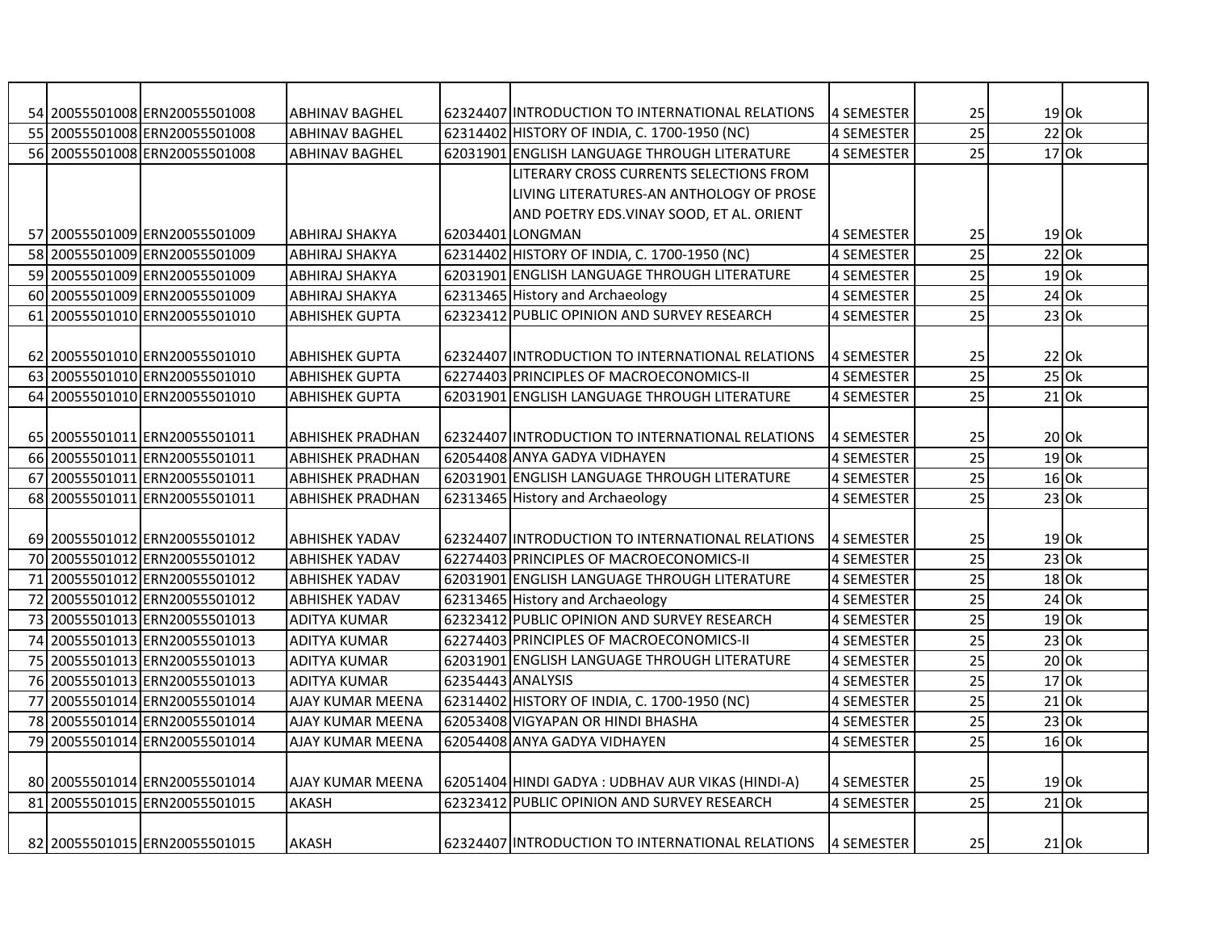| | | | | | | | | | |
|---|---|---|---|---|---|---|---|---|---|
| 54 | 20055501008 | ERN20055501008 | ABHINAV BAGHEL | 62324407 | INTRODUCTION TO INTERNATIONAL RELATIONS | 4 SEMESTER | 25 | 19 | Ok |
| 55 | 20055501008 | ERN20055501008 | ABHINAV BAGHEL | 62314402 | HISTORY OF INDIA, C. 1700-1950 (NC) | 4 SEMESTER | 25 | 22 | Ok |
| 56 | 20055501008 | ERN20055501008 | ABHINAV BAGHEL | 62031901 | ENGLISH LANGUAGE THROUGH LITERATURE | 4 SEMESTER | 25 | 17 | Ok |
| 57 | 20055501009 | ERN20055501009 | ABHIRAJ SHAKYA | 62034401 | LITERARY CROSS CURRENTS SELECTIONS FROM LIVING LITERATURES-AN ANTHOLOGY OF PROSE AND POETRY EDS.VINAY SOOD, ET AL. ORIENT LONGMAN | 4 SEMESTER | 25 | 19 | Ok |
| 58 | 20055501009 | ERN20055501009 | ABHIRAJ SHAKYA | 62314402 | HISTORY OF INDIA, C. 1700-1950 (NC) | 4 SEMESTER | 25 | 22 | Ok |
| 59 | 20055501009 | ERN20055501009 | ABHIRAJ SHAKYA | 62031901 | ENGLISH LANGUAGE THROUGH LITERATURE | 4 SEMESTER | 25 | 19 | Ok |
| 60 | 20055501009 | ERN20055501009 | ABHIRAJ SHAKYA | 62313465 | History and Archaeology | 4 SEMESTER | 25 | 24 | Ok |
| 61 | 20055501010 | ERN20055501010 | ABHISHEK GUPTA | 62323412 | PUBLIC OPINION AND SURVEY RESEARCH | 4 SEMESTER | 25 | 23 | Ok |
| 62 | 20055501010 | ERN20055501010 | ABHISHEK GUPTA | 62324407 | INTRODUCTION TO INTERNATIONAL RELATIONS | 4 SEMESTER | 25 | 22 | Ok |
| 63 | 20055501010 | ERN20055501010 | ABHISHEK GUPTA | 62274403 | PRINCIPLES OF MACROECONOMICS-II | 4 SEMESTER | 25 | 25 | Ok |
| 64 | 20055501010 | ERN20055501010 | ABHISHEK GUPTA | 62031901 | ENGLISH LANGUAGE THROUGH LITERATURE | 4 SEMESTER | 25 | 21 | Ok |
| 65 | 20055501011 | ERN20055501011 | ABHISHEK PRADHAN | 62324407 | INTRODUCTION TO INTERNATIONAL RELATIONS | 4 SEMESTER | 25 | 20 | Ok |
| 66 | 20055501011 | ERN20055501011 | ABHISHEK PRADHAN | 62054408 | ANYA GADYA VIDHAYEN | 4 SEMESTER | 25 | 19 | Ok |
| 67 | 20055501011 | ERN20055501011 | ABHISHEK PRADHAN | 62031901 | ENGLISH LANGUAGE THROUGH LITERATURE | 4 SEMESTER | 25 | 16 | Ok |
| 68 | 20055501011 | ERN20055501011 | ABHISHEK PRADHAN | 62313465 | History and Archaeology | 4 SEMESTER | 25 | 23 | Ok |
| 69 | 20055501012 | ERN20055501012 | ABHISHEK YADAV | 62324407 | INTRODUCTION TO INTERNATIONAL RELATIONS | 4 SEMESTER | 25 | 19 | Ok |
| 70 | 20055501012 | ERN20055501012 | ABHISHEK YADAV | 62274403 | PRINCIPLES OF MACROECONOMICS-II | 4 SEMESTER | 25 | 23 | Ok |
| 71 | 20055501012 | ERN20055501012 | ABHISHEK YADAV | 62031901 | ENGLISH LANGUAGE THROUGH LITERATURE | 4 SEMESTER | 25 | 18 | Ok |
| 72 | 20055501012 | ERN20055501012 | ABHISHEK YADAV | 62313465 | History and Archaeology | 4 SEMESTER | 25 | 24 | Ok |
| 73 | 20055501013 | ERN20055501013 | ADITYA KUMAR | 62323412 | PUBLIC OPINION AND SURVEY RESEARCH | 4 SEMESTER | 25 | 19 | Ok |
| 74 | 20055501013 | ERN20055501013 | ADITYA KUMAR | 62274403 | PRINCIPLES OF MACROECONOMICS-II | 4 SEMESTER | 25 | 23 | Ok |
| 75 | 20055501013 | ERN20055501013 | ADITYA KUMAR | 62031901 | ENGLISH LANGUAGE THROUGH LITERATURE | 4 SEMESTER | 25 | 20 | Ok |
| 76 | 20055501013 | ERN20055501013 | ADITYA KUMAR | 62354443 | ANALYSIS | 4 SEMESTER | 25 | 17 | Ok |
| 77 | 20055501014 | ERN20055501014 | AJAY KUMAR MEENA | 62314402 | HISTORY OF INDIA, C. 1700-1950 (NC) | 4 SEMESTER | 25 | 21 | Ok |
| 78 | 20055501014 | ERN20055501014 | AJAY KUMAR MEENA | 62053408 | VIGYAPAN OR HINDI BHASHA | 4 SEMESTER | 25 | 23 | Ok |
| 79 | 20055501014 | ERN20055501014 | AJAY KUMAR MEENA | 62054408 | ANYA GADYA VIDHAYEN | 4 SEMESTER | 25 | 16 | Ok |
| 80 | 20055501014 | ERN20055501014 | AJAY KUMAR MEENA | 62051404 | HINDI GADYA : UDBHAV AUR VIKAS (HINDI-A) | 4 SEMESTER | 25 | 19 | Ok |
| 81 | 20055501015 | ERN20055501015 | AKASH | 62323412 | PUBLIC OPINION AND SURVEY RESEARCH | 4 SEMESTER | 25 | 21 | Ok |
| 82 | 20055501015 | ERN20055501015 | AKASH | 62324407 | INTRODUCTION TO INTERNATIONAL RELATIONS | 4 SEMESTER | 25 | 21 | Ok |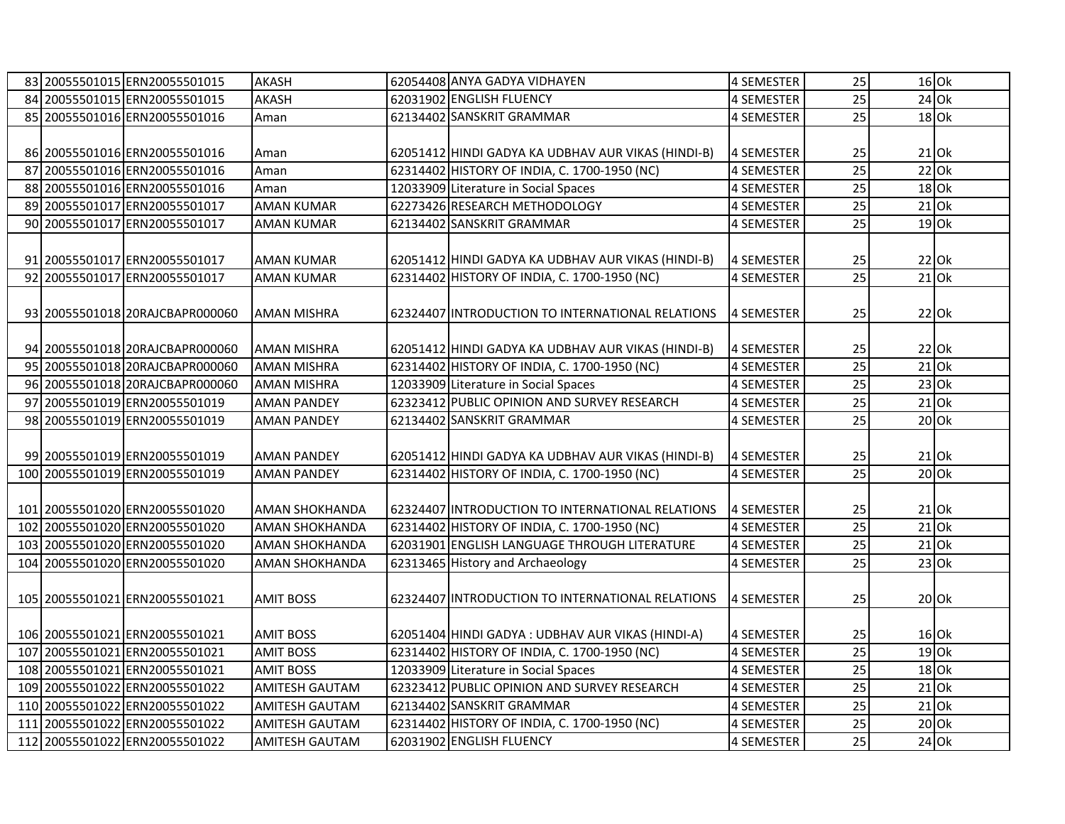| | | | | | | | | | |
|---|---|---|---|---|---|---|---|---|---|
| 83 | 20055501015 | ERN20055501015 | AKASH | 62054408 | ANYA GADYA VIDHAYEN | 4 SEMESTER | 25 | 16 | Ok |
| 84 | 20055501015 | ERN20055501015 | AKASH | 62031902 | ENGLISH FLUENCY | 4 SEMESTER | 25 | 24 | Ok |
| 85 | 20055501016 | ERN20055501016 | Aman | 62134402 | SANSKRIT GRAMMAR | 4 SEMESTER | 25 | 18 | Ok |
| 86 | 20055501016 | ERN20055501016 | Aman | 62051412 | HINDI GADYA KA UDBHAV AUR VIKAS (HINDI-B) | 4 SEMESTER | 25 | 21 | Ok |
| 87 | 20055501016 | ERN20055501016 | Aman | 62314402 | HISTORY OF INDIA, C. 1700-1950 (NC) | 4 SEMESTER | 25 | 22 | Ok |
| 88 | 20055501016 | ERN20055501016 | Aman | 12033909 | Literature in Social Spaces | 4 SEMESTER | 25 | 18 | Ok |
| 89 | 20055501017 | ERN20055501017 | AMAN KUMAR | 62273426 | RESEARCH METHODOLOGY | 4 SEMESTER | 25 | 21 | Ok |
| 90 | 20055501017 | ERN20055501017 | AMAN KUMAR | 62134402 | SANSKRIT GRAMMAR | 4 SEMESTER | 25 | 19 | Ok |
| 91 | 20055501017 | ERN20055501017 | AMAN KUMAR | 62051412 | HINDI GADYA KA UDBHAV AUR VIKAS (HINDI-B) | 4 SEMESTER | 25 | 22 | Ok |
| 92 | 20055501017 | ERN20055501017 | AMAN KUMAR | 62314402 | HISTORY OF INDIA, C. 1700-1950 (NC) | 4 SEMESTER | 25 | 21 | Ok |
| 93 | 20055501018 | 20RAJCBAPR000060 | AMAN MISHRA | 62324407 | INTRODUCTION TO INTERNATIONAL RELATIONS | 4 SEMESTER | 25 | 22 | Ok |
| 94 | 20055501018 | 20RAJCBAPR000060 | AMAN MISHRA | 62051412 | HINDI GADYA KA UDBHAV AUR VIKAS (HINDI-B) | 4 SEMESTER | 25 | 22 | Ok |
| 95 | 20055501018 | 20RAJCBAPR000060 | AMAN MISHRA | 62314402 | HISTORY OF INDIA, C. 1700-1950 (NC) | 4 SEMESTER | 25 | 21 | Ok |
| 96 | 20055501018 | 20RAJCBAPR000060 | AMAN MISHRA | 12033909 | Literature in Social Spaces | 4 SEMESTER | 25 | 23 | Ok |
| 97 | 20055501019 | ERN20055501019 | AMAN PANDEY | 62323412 | PUBLIC OPINION AND SURVEY RESEARCH | 4 SEMESTER | 25 | 21 | Ok |
| 98 | 20055501019 | ERN20055501019 | AMAN PANDEY | 62134402 | SANSKRIT GRAMMAR | 4 SEMESTER | 25 | 20 | Ok |
| 99 | 20055501019 | ERN20055501019 | AMAN PANDEY | 62051412 | HINDI GADYA KA UDBHAV AUR VIKAS (HINDI-B) | 4 SEMESTER | 25 | 21 | Ok |
| 100 | 20055501019 | ERN20055501019 | AMAN PANDEY | 62314402 | HISTORY OF INDIA, C. 1700-1950 (NC) | 4 SEMESTER | 25 | 20 | Ok |
| 101 | 20055501020 | ERN20055501020 | AMAN SHOKHANDA | 62324407 | INTRODUCTION TO INTERNATIONAL RELATIONS | 4 SEMESTER | 25 | 21 | Ok |
| 102 | 20055501020 | ERN20055501020 | AMAN SHOKHANDA | 62314402 | HISTORY OF INDIA, C. 1700-1950 (NC) | 4 SEMESTER | 25 | 21 | Ok |
| 103 | 20055501020 | ERN20055501020 | AMAN SHOKHANDA | 62031901 | ENGLISH LANGUAGE THROUGH LITERATURE | 4 SEMESTER | 25 | 21 | Ok |
| 104 | 20055501020 | ERN20055501020 | AMAN SHOKHANDA | 62313465 | History and Archaeology | 4 SEMESTER | 25 | 23 | Ok |
| 105 | 20055501021 | ERN20055501021 | AMIT BOSS | 62324407 | INTRODUCTION TO INTERNATIONAL RELATIONS | 4 SEMESTER | 25 | 20 | Ok |
| 106 | 20055501021 | ERN20055501021 | AMIT BOSS | 62051404 | HINDI GADYA : UDBHAV AUR VIKAS (HINDI-A) | 4 SEMESTER | 25 | 16 | Ok |
| 107 | 20055501021 | ERN20055501021 | AMIT BOSS | 62314402 | HISTORY OF INDIA, C. 1700-1950 (NC) | 4 SEMESTER | 25 | 19 | Ok |
| 108 | 20055501021 | ERN20055501021 | AMIT BOSS | 12033909 | Literature in Social Spaces | 4 SEMESTER | 25 | 18 | Ok |
| 109 | 20055501022 | ERN20055501022 | AMITESH GAUTAM | 62323412 | PUBLIC OPINION AND SURVEY RESEARCH | 4 SEMESTER | 25 | 21 | Ok |
| 110 | 20055501022 | ERN20055501022 | AMITESH GAUTAM | 62134402 | SANSKRIT GRAMMAR | 4 SEMESTER | 25 | 21 | Ok |
| 111 | 20055501022 | ERN20055501022 | AMITESH GAUTAM | 62314402 | HISTORY OF INDIA, C. 1700-1950 (NC) | 4 SEMESTER | 25 | 20 | Ok |
| 112 | 20055501022 | ERN20055501022 | AMITESH GAUTAM | 62031902 | ENGLISH FLUENCY | 4 SEMESTER | 25 | 24 | Ok |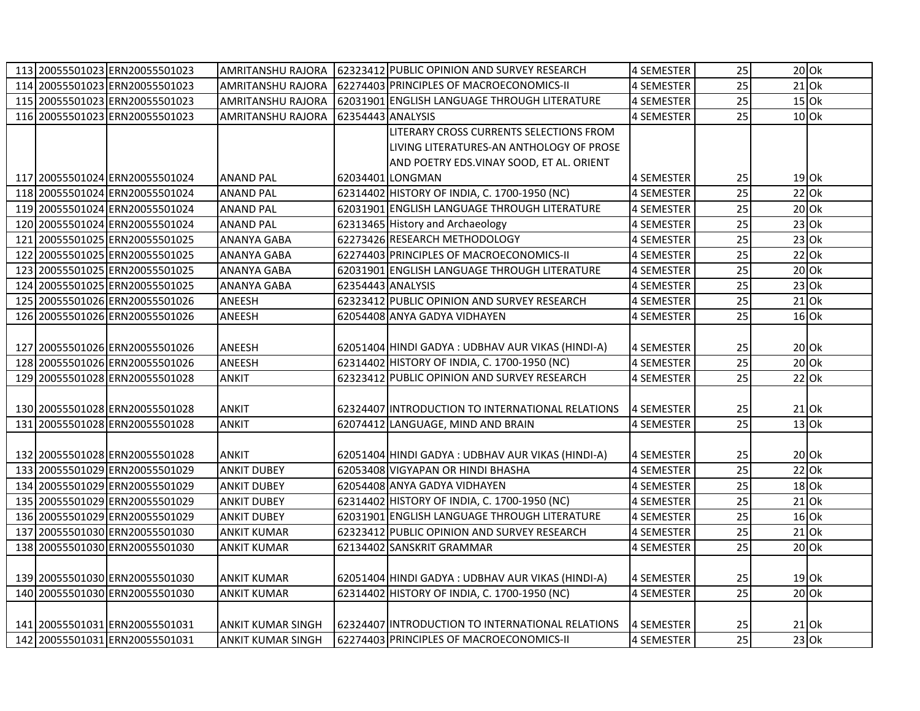| | | | | | | | | | |
|---|---|---|---|---|---|---|---|---|---|
| 113 | 20055501023 | ERN20055501023 | AMRITANSHU RAJORA | 62323412 | PUBLIC OPINION AND SURVEY RESEARCH | 4 SEMESTER | 25 | 20 | Ok |
| 114 | 20055501023 | ERN20055501023 | AMRITANSHU RAJORA | 62274403 | PRINCIPLES OF MACROECONOMICS-II | 4 SEMESTER | 25 | 21 | Ok |
| 115 | 20055501023 | ERN20055501023 | AMRITANSHU RAJORA | 62031901 | ENGLISH LANGUAGE THROUGH LITERATURE | 4 SEMESTER | 25 | 15 | Ok |
| 116 | 20055501023 | ERN20055501023 | AMRITANSHU RAJORA | 62354443 | ANALYSIS | 4 SEMESTER | 25 | 10 | Ok |
| 117 | 20055501024 | ERN20055501024 | ANAND PAL | 62034401 | LITERARY CROSS CURRENTS SELECTIONS FROM LIVING LITERATURES-AN ANTHOLOGY OF PROSE AND POETRY EDS.VINAY SOOD, ET AL. ORIENT LONGMAN | 4 SEMESTER | 25 | 19 | Ok |
| 118 | 20055501024 | ERN20055501024 | ANAND PAL | 62314402 | HISTORY OF INDIA, C. 1700-1950 (NC) | 4 SEMESTER | 25 | 22 | Ok |
| 119 | 20055501024 | ERN20055501024 | ANAND PAL | 62031901 | ENGLISH LANGUAGE THROUGH LITERATURE | 4 SEMESTER | 25 | 20 | Ok |
| 120 | 20055501024 | ERN20055501024 | ANAND PAL | 62313465 | History and Archaeology | 4 SEMESTER | 25 | 23 | Ok |
| 121 | 20055501025 | ERN20055501025 | ANANYA GABA | 62273426 | RESEARCH METHODOLOGY | 4 SEMESTER | 25 | 23 | Ok |
| 122 | 20055501025 | ERN20055501025 | ANANYA GABA | 62274403 | PRINCIPLES OF MACROECONOMICS-II | 4 SEMESTER | 25 | 22 | Ok |
| 123 | 20055501025 | ERN20055501025 | ANANYA GABA | 62031901 | ENGLISH LANGUAGE THROUGH LITERATURE | 4 SEMESTER | 25 | 20 | Ok |
| 124 | 20055501025 | ERN20055501025 | ANANYA GABA | 62354443 | ANALYSIS | 4 SEMESTER | 25 | 23 | Ok |
| 125 | 20055501026 | ERN20055501026 | ANEESH | 62323412 | PUBLIC OPINION AND SURVEY RESEARCH | 4 SEMESTER | 25 | 21 | Ok |
| 126 | 20055501026 | ERN20055501026 | ANEESH | 62054408 | ANYA GADYA VIDHAYEN | 4 SEMESTER | 25 | 16 | Ok |
| 127 | 20055501026 | ERN20055501026 | ANEESH | 62051404 | HINDI GADYA : UDBHAV AUR VIKAS (HINDI-A) | 4 SEMESTER | 25 | 20 | Ok |
| 128 | 20055501026 | ERN20055501026 | ANEESH | 62314402 | HISTORY OF INDIA, C. 1700-1950 (NC) | 4 SEMESTER | 25 | 20 | Ok |
| 129 | 20055501028 | ERN20055501028 | ANKIT | 62323412 | PUBLIC OPINION AND SURVEY RESEARCH | 4 SEMESTER | 25 | 22 | Ok |
| 130 | 20055501028 | ERN20055501028 | ANKIT | 62324407 | INTRODUCTION TO INTERNATIONAL RELATIONS | 4 SEMESTER | 25 | 21 | Ok |
| 131 | 20055501028 | ERN20055501028 | ANKIT | 62074412 | LANGUAGE, MIND AND BRAIN | 4 SEMESTER | 25 | 13 | Ok |
| 132 | 20055501028 | ERN20055501028 | ANKIT | 62051404 | HINDI GADYA : UDBHAV AUR VIKAS (HINDI-A) | 4 SEMESTER | 25 | 20 | Ok |
| 133 | 20055501029 | ERN20055501029 | ANKIT DUBEY | 62053408 | VIGYAPAN OR HINDI BHASHA | 4 SEMESTER | 25 | 22 | Ok |
| 134 | 20055501029 | ERN20055501029 | ANKIT DUBEY | 62054408 | ANYA GADYA VIDHAYEN | 4 SEMESTER | 25 | 18 | Ok |
| 135 | 20055501029 | ERN20055501029 | ANKIT DUBEY | 62314402 | HISTORY OF INDIA, C. 1700-1950 (NC) | 4 SEMESTER | 25 | 21 | Ok |
| 136 | 20055501029 | ERN20055501029 | ANKIT DUBEY | 62031901 | ENGLISH LANGUAGE THROUGH LITERATURE | 4 SEMESTER | 25 | 16 | Ok |
| 137 | 20055501030 | ERN20055501030 | ANKIT KUMAR | 62323412 | PUBLIC OPINION AND SURVEY RESEARCH | 4 SEMESTER | 25 | 21 | Ok |
| 138 | 20055501030 | ERN20055501030 | ANKIT KUMAR | 62134402 | SANSKRIT GRAMMAR | 4 SEMESTER | 25 | 20 | Ok |
| 139 | 20055501030 | ERN20055501030 | ANKIT KUMAR | 62051404 | HINDI GADYA : UDBHAV AUR VIKAS (HINDI-A) | 4 SEMESTER | 25 | 19 | Ok |
| 140 | 20055501030 | ERN20055501030 | ANKIT KUMAR | 62314402 | HISTORY OF INDIA, C. 1700-1950 (NC) | 4 SEMESTER | 25 | 20 | Ok |
| 141 | 20055501031 | ERN20055501031 | ANKIT KUMAR SINGH | 62324407 | INTRODUCTION TO INTERNATIONAL RELATIONS | 4 SEMESTER | 25 | 21 | Ok |
| 142 | 20055501031 | ERN20055501031 | ANKIT KUMAR SINGH | 62274403 | PRINCIPLES OF MACROECONOMICS-II | 4 SEMESTER | 25 | 23 | Ok |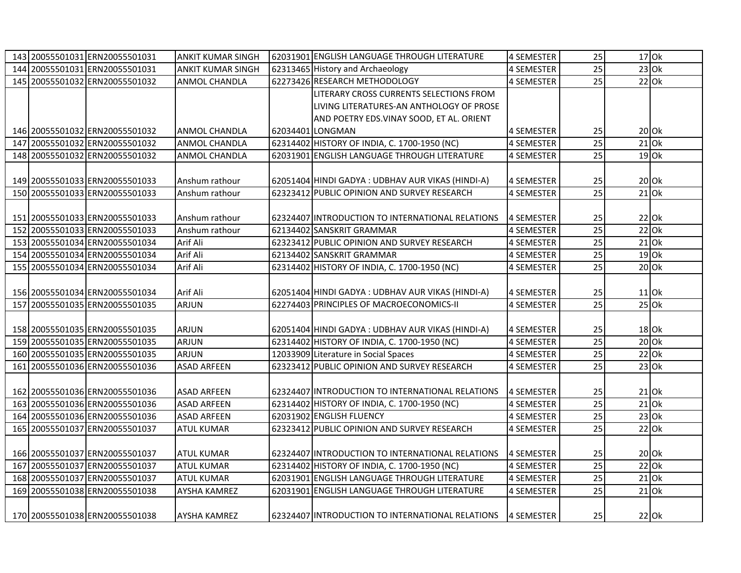| | | | | | | | | | |
|---|---|---|---|---|---|---|---|---|---|
| 143 | 20055501031 | ERN20055501031 | ANKIT KUMAR SINGH | 62031901 | ENGLISH LANGUAGE THROUGH LITERATURE | 4 SEMESTER | 25 | 17 | Ok |
| 144 | 20055501031 | ERN20055501031 | ANKIT KUMAR SINGH | 62313465 | History and Archaeology | 4 SEMESTER | 25 | 23 | Ok |
| 145 | 20055501032 | ERN20055501032 | ANMOL CHANDLA | 62273426 | RESEARCH METHODOLOGY | 4 SEMESTER | 25 | 22 | Ok |
| 146 | 20055501032 | ERN20055501032 | ANMOL CHANDLA | 62034401 | LITERARY CROSS CURRENTS SELECTIONS FROM LIVING LITERATURES-AN ANTHOLOGY OF PROSE AND POETRY EDS.VINAY SOOD, ET AL. ORIENT LONGMAN | 4 SEMESTER | 25 | 20 | Ok |
| 147 | 20055501032 | ERN20055501032 | ANMOL CHANDLA | 62314402 | HISTORY OF INDIA, C. 1700-1950 (NC) | 4 SEMESTER | 25 | 21 | Ok |
| 148 | 20055501032 | ERN20055501032 | ANMOL CHANDLA | 62031901 | ENGLISH LANGUAGE THROUGH LITERATURE | 4 SEMESTER | 25 | 19 | Ok |
| 149 | 20055501033 | ERN20055501033 | Anshum rathour | 62051404 | HINDI GADYA : UDBHAV AUR VIKAS (HINDI-A) | 4 SEMESTER | 25 | 20 | Ok |
| 150 | 20055501033 | ERN20055501033 | Anshum rathour | 62323412 | PUBLIC OPINION AND SURVEY RESEARCH | 4 SEMESTER | 25 | 21 | Ok |
| 151 | 20055501033 | ERN20055501033 | Anshum rathour | 62324407 | INTRODUCTION TO INTERNATIONAL RELATIONS | 4 SEMESTER | 25 | 22 | Ok |
| 152 | 20055501033 | ERN20055501033 | Anshum rathour | 62134402 | SANSKRIT GRAMMAR | 4 SEMESTER | 25 | 22 | Ok |
| 153 | 20055501034 | ERN20055501034 | Arif Ali | 62323412 | PUBLIC OPINION AND SURVEY RESEARCH | 4 SEMESTER | 25 | 21 | Ok |
| 154 | 20055501034 | ERN20055501034 | Arif Ali | 62134402 | SANSKRIT GRAMMAR | 4 SEMESTER | 25 | 19 | Ok |
| 155 | 20055501034 | ERN20055501034 | Arif Ali | 62314402 | HISTORY OF INDIA, C. 1700-1950 (NC) | 4 SEMESTER | 25 | 20 | Ok |
| 156 | 20055501034 | ERN20055501034 | Arif Ali | 62051404 | HINDI GADYA : UDBHAV AUR VIKAS (HINDI-A) | 4 SEMESTER | 25 | 11 | Ok |
| 157 | 20055501035 | ERN20055501035 | ARJUN | 62274403 | PRINCIPLES OF MACROECONOMICS-II | 4 SEMESTER | 25 | 25 | Ok |
| 158 | 20055501035 | ERN20055501035 | ARJUN | 62051404 | HINDI GADYA : UDBHAV AUR VIKAS (HINDI-A) | 4 SEMESTER | 25 | 18 | Ok |
| 159 | 20055501035 | ERN20055501035 | ARJUN | 62314402 | HISTORY OF INDIA, C. 1700-1950 (NC) | 4 SEMESTER | 25 | 20 | Ok |
| 160 | 20055501035 | ERN20055501035 | ARJUN | 12033909 | Literature in Social Spaces | 4 SEMESTER | 25 | 22 | Ok |
| 161 | 20055501036 | ERN20055501036 | ASAD ARFEEN | 62323412 | PUBLIC OPINION AND SURVEY RESEARCH | 4 SEMESTER | 25 | 23 | Ok |
| 162 | 20055501036 | ERN20055501036 | ASAD ARFEEN | 62324407 | INTRODUCTION TO INTERNATIONAL RELATIONS | 4 SEMESTER | 25 | 21 | Ok |
| 163 | 20055501036 | ERN20055501036 | ASAD ARFEEN | 62314402 | HISTORY OF INDIA, C. 1700-1950 (NC) | 4 SEMESTER | 25 | 21 | Ok |
| 164 | 20055501036 | ERN20055501036 | ASAD ARFEEN | 62031902 | ENGLISH FLUENCY | 4 SEMESTER | 25 | 23 | Ok |
| 165 | 20055501037 | ERN20055501037 | ATUL KUMAR | 62323412 | PUBLIC OPINION AND SURVEY RESEARCH | 4 SEMESTER | 25 | 22 | Ok |
| 166 | 20055501037 | ERN20055501037 | ATUL KUMAR | 62324407 | INTRODUCTION TO INTERNATIONAL RELATIONS | 4 SEMESTER | 25 | 20 | Ok |
| 167 | 20055501037 | ERN20055501037 | ATUL KUMAR | 62314402 | HISTORY OF INDIA, C. 1700-1950 (NC) | 4 SEMESTER | 25 | 22 | Ok |
| 168 | 20055501037 | ERN20055501037 | ATUL KUMAR | 62031901 | ENGLISH LANGUAGE THROUGH LITERATURE | 4 SEMESTER | 25 | 21 | Ok |
| 169 | 20055501038 | ERN20055501038 | AYSHA KAMREZ | 62031901 | ENGLISH LANGUAGE THROUGH LITERATURE | 4 SEMESTER | 25 | 21 | Ok |
| 170 | 20055501038 | ERN20055501038 | AYSHA KAMREZ | 62324407 | INTRODUCTION TO INTERNATIONAL RELATIONS | 4 SEMESTER | 25 | 22 | Ok |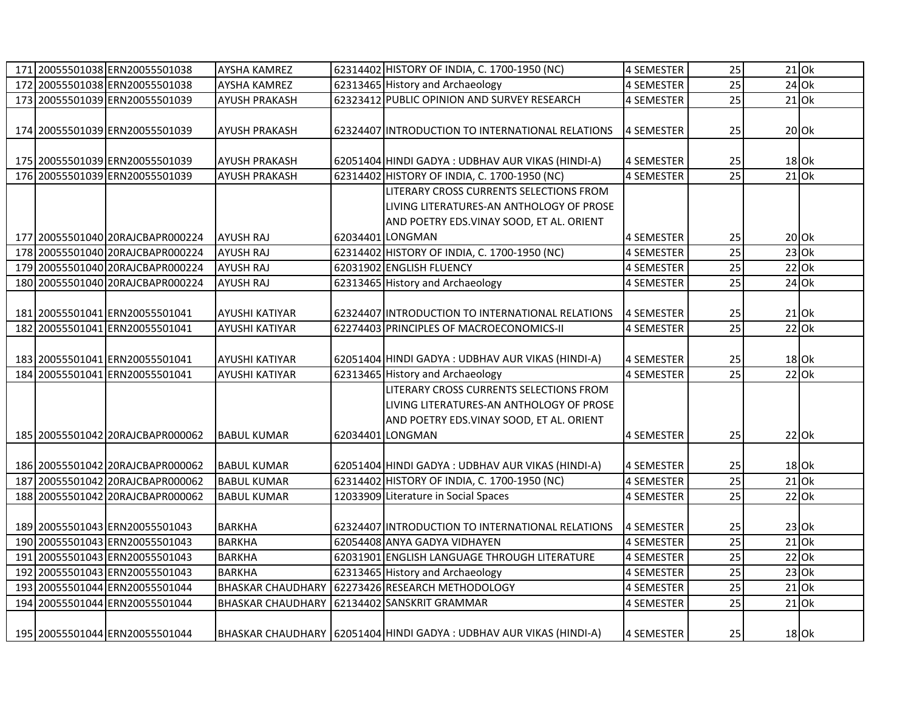| | | | | | | | | | |
|---|---|---|---|---|---|---|---|---|---|
| 171 | 20055501038 | ERN20055501038 | AYSHA KAMREZ | 62314402 | HISTORY OF INDIA, C. 1700-1950 (NC) | 4 SEMESTER | 25 | 21 | Ok |
| 172 | 20055501038 | ERN20055501038 | AYSHA KAMREZ | 62313465 | History and Archaeology | 4 SEMESTER | 25 | 24 | Ok |
| 173 | 20055501039 | ERN20055501039 | AYUSH PRAKASH | 62323412 | PUBLIC OPINION AND SURVEY RESEARCH | 4 SEMESTER | 25 | 21 | Ok |
| 174 | 20055501039 | ERN20055501039 | AYUSH PRAKASH | 62324407 | INTRODUCTION TO INTERNATIONAL RELATIONS | 4 SEMESTER | 25 | 20 | Ok |
| 175 | 20055501039 | ERN20055501039 | AYUSH PRAKASH | 62051404 | HINDI GADYA : UDBHAV AUR VIKAS (HINDI-A) | 4 SEMESTER | 25 | 18 | Ok |
| 176 | 20055501039 | ERN20055501039 | AYUSH PRAKASH | 62314402 | HISTORY OF INDIA, C. 1700-1950 (NC) | 4 SEMESTER | 25 | 21 | Ok |
| 177 | 20055501040 | 20RAJCBAPR000224 | AYUSH RAJ | 62034401 | LITERARY CROSS CURRENTS SELECTIONS FROM LIVING LITERATURES-AN ANTHOLOGY OF PROSE AND POETRY EDS.VINAY SOOD, ET AL. ORIENT LONGMAN | 4 SEMESTER | 25 | 20 | Ok |
| 178 | 20055501040 | 20RAJCBAPR000224 | AYUSH RAJ | 62314402 | HISTORY OF INDIA, C. 1700-1950 (NC) | 4 SEMESTER | 25 | 23 | Ok |
| 179 | 20055501040 | 20RAJCBAPR000224 | AYUSH RAJ | 62031902 | ENGLISH FLUENCY | 4 SEMESTER | 25 | 22 | Ok |
| 180 | 20055501040 | 20RAJCBAPR000224 | AYUSH RAJ | 62313465 | History and Archaeology | 4 SEMESTER | 25 | 24 | Ok |
| 181 | 20055501041 | ERN20055501041 | AYUSHI KATIYAR | 62324407 | INTRODUCTION TO INTERNATIONAL RELATIONS | 4 SEMESTER | 25 | 21 | Ok |
| 182 | 20055501041 | ERN20055501041 | AYUSHI KATIYAR | 62274403 | PRINCIPLES OF MACROECONOMICS-II | 4 SEMESTER | 25 | 22 | Ok |
| 183 | 20055501041 | ERN20055501041 | AYUSHI KATIYAR | 62051404 | HINDI GADYA : UDBHAV AUR VIKAS (HINDI-A) | 4 SEMESTER | 25 | 18 | Ok |
| 184 | 20055501041 | ERN20055501041 | AYUSHI KATIYAR | 62313465 | History and Archaeology | 4 SEMESTER | 25 | 22 | Ok |
| 185 | 20055501042 | 20RAJCBAPR000062 | BABUL KUMAR | 62034401 | LITERARY CROSS CURRENTS SELECTIONS FROM LIVING LITERATURES-AN ANTHOLOGY OF PROSE AND POETRY EDS.VINAY SOOD, ET AL. ORIENT LONGMAN | 4 SEMESTER | 25 | 22 | Ok |
| 186 | 20055501042 | 20RAJCBAPR000062 | BABUL KUMAR | 62051404 | HINDI GADYA : UDBHAV AUR VIKAS (HINDI-A) | 4 SEMESTER | 25 | 18 | Ok |
| 187 | 20055501042 | 20RAJCBAPR000062 | BABUL KUMAR | 62314402 | HISTORY OF INDIA, C. 1700-1950 (NC) | 4 SEMESTER | 25 | 21 | Ok |
| 188 | 20055501042 | 20RAJCBAPR000062 | BABUL KUMAR | 12033909 | Literature in Social Spaces | 4 SEMESTER | 25 | 22 | Ok |
| 189 | 20055501043 | ERN20055501043 | BARKHA | 62324407 | INTRODUCTION TO INTERNATIONAL RELATIONS | 4 SEMESTER | 25 | 23 | Ok |
| 190 | 20055501043 | ERN20055501043 | BARKHA | 62054408 | ANYA GADYA VIDHAYEN | 4 SEMESTER | 25 | 21 | Ok |
| 191 | 20055501043 | ERN20055501043 | BARKHA | 62031901 | ENGLISH LANGUAGE THROUGH LITERATURE | 4 SEMESTER | 25 | 22 | Ok |
| 192 | 20055501043 | ERN20055501043 | BARKHA | 62313465 | History and Archaeology | 4 SEMESTER | 25 | 23 | Ok |
| 193 | 20055501044 | ERN20055501044 | BHASKAR CHAUDHARY | 62273426 | RESEARCH METHODOLOGY | 4 SEMESTER | 25 | 21 | Ok |
| 194 | 20055501044 | ERN20055501044 | BHASKAR CHAUDHARY | 62134402 | SANSKRIT GRAMMAR | 4 SEMESTER | 25 | 21 | Ok |
| 195 | 20055501044 | ERN20055501044 | BHASKAR CHAUDHARY | 62051404 | HINDI GADYA : UDBHAV AUR VIKAS (HINDI-A) | 4 SEMESTER | 25 | 18 | Ok |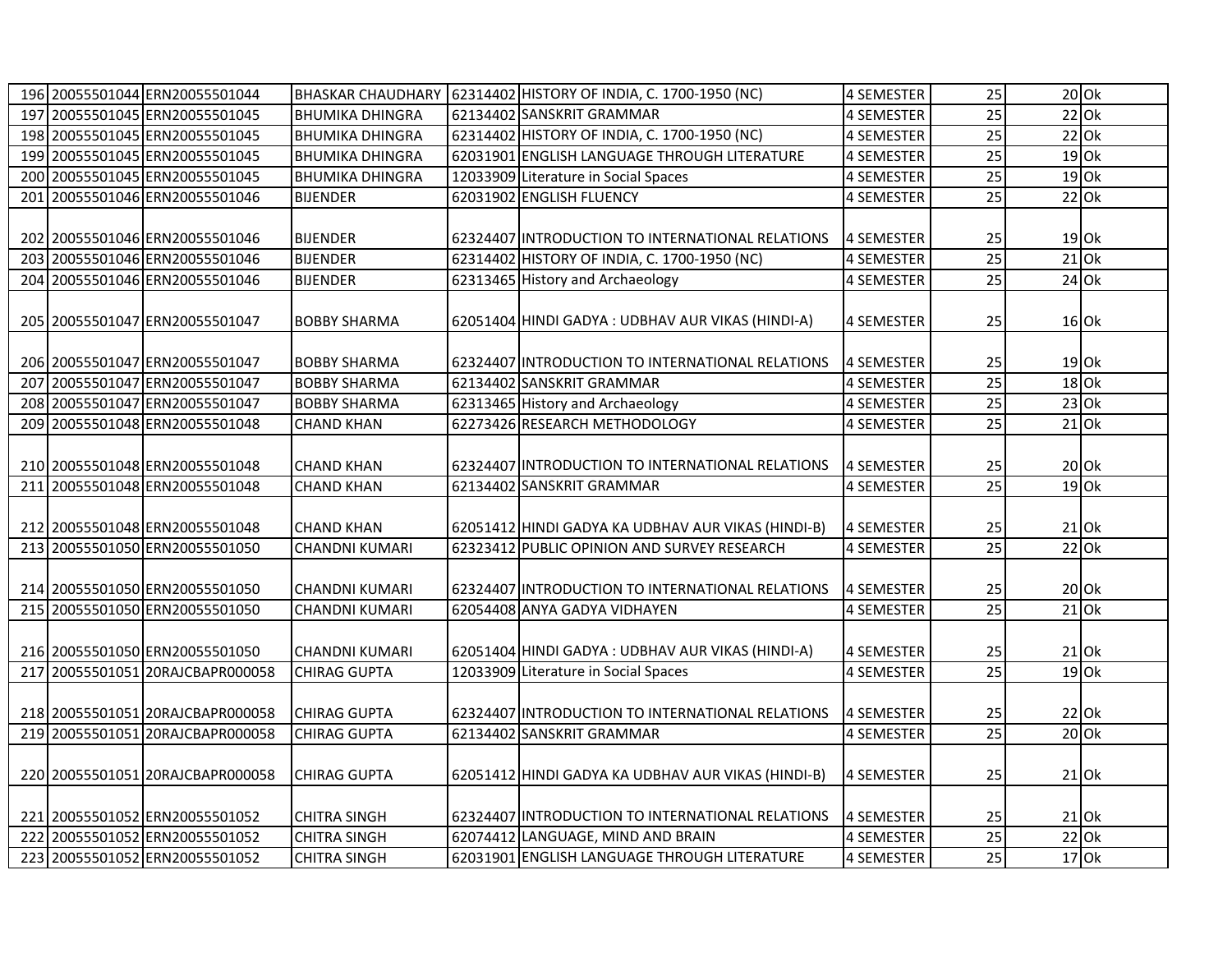| | | | | | | | | | |
|---|---|---|---|---|---|---|---|---|---|
| 196 | 20055501044 | ERN20055501044 | BHASKAR CHAUDHARY | 62314402 | HISTORY OF INDIA, C. 1700-1950 (NC) | 4 SEMESTER | 25 | 20 | Ok |
| 197 | 20055501045 | ERN20055501045 | BHUMIKA DHINGRA | 62134402 | SANSKRIT GRAMMAR | 4 SEMESTER | 25 | 22 | Ok |
| 198 | 20055501045 | ERN20055501045 | BHUMIKA DHINGRA | 62314402 | HISTORY OF INDIA, C. 1700-1950 (NC) | 4 SEMESTER | 25 | 22 | Ok |
| 199 | 20055501045 | ERN20055501045 | BHUMIKA DHINGRA | 62031901 | ENGLISH LANGUAGE THROUGH LITERATURE | 4 SEMESTER | 25 | 19 | Ok |
| 200 | 20055501045 | ERN20055501045 | BHUMIKA DHINGRA | 12033909 | Literature in Social Spaces | 4 SEMESTER | 25 | 19 | Ok |
| 201 | 20055501046 | ERN20055501046 | BIJENDER | 62031902 | ENGLISH FLUENCY | 4 SEMESTER | 25 | 22 | Ok |
| 202 | 20055501046 | ERN20055501046 | BIJENDER | 62324407 | INTRODUCTION TO INTERNATIONAL RELATIONS | 4 SEMESTER | 25 | 19 | Ok |
| 203 | 20055501046 | ERN20055501046 | BIJENDER | 62314402 | HISTORY OF INDIA, C. 1700-1950 (NC) | 4 SEMESTER | 25 | 21 | Ok |
| 204 | 20055501046 | ERN20055501046 | BIJENDER | 62313465 | History and Archaeology | 4 SEMESTER | 25 | 24 | Ok |
| 205 | 20055501047 | ERN20055501047 | BOBBY SHARMA | 62051404 | HINDI GADYA : UDBHAV AUR VIKAS (HINDI-A) | 4 SEMESTER | 25 | 16 | Ok |
| 206 | 20055501047 | ERN20055501047 | BOBBY SHARMA | 62324407 | INTRODUCTION TO INTERNATIONAL RELATIONS | 4 SEMESTER | 25 | 19 | Ok |
| 207 | 20055501047 | ERN20055501047 | BOBBY SHARMA | 62134402 | SANSKRIT GRAMMAR | 4 SEMESTER | 25 | 18 | Ok |
| 208 | 20055501047 | ERN20055501047 | BOBBY SHARMA | 62313465 | History and Archaeology | 4 SEMESTER | 25 | 23 | Ok |
| 209 | 20055501048 | ERN20055501048 | CHAND KHAN | 62273426 | RESEARCH METHODOLOGY | 4 SEMESTER | 25 | 21 | Ok |
| 210 | 20055501048 | ERN20055501048 | CHAND KHAN | 62324407 | INTRODUCTION TO INTERNATIONAL RELATIONS | 4 SEMESTER | 25 | 20 | Ok |
| 211 | 20055501048 | ERN20055501048 | CHAND KHAN | 62134402 | SANSKRIT GRAMMAR | 4 SEMESTER | 25 | 19 | Ok |
| 212 | 20055501048 | ERN20055501048 | CHAND KHAN | 62051412 | HINDI GADYA KA UDBHAV AUR VIKAS (HINDI-B) | 4 SEMESTER | 25 | 21 | Ok |
| 213 | 20055501050 | ERN20055501050 | CHANDNI KUMARI | 62323412 | PUBLIC OPINION AND SURVEY RESEARCH | 4 SEMESTER | 25 | 22 | Ok |
| 214 | 20055501050 | ERN20055501050 | CHANDNI KUMARI | 62324407 | INTRODUCTION TO INTERNATIONAL RELATIONS | 4 SEMESTER | 25 | 20 | Ok |
| 215 | 20055501050 | ERN20055501050 | CHANDNI KUMARI | 62054408 | ANYA GADYA VIDHAYEN | 4 SEMESTER | 25 | 21 | Ok |
| 216 | 20055501050 | ERN20055501050 | CHANDNI KUMARI | 62051404 | HINDI GADYA : UDBHAV AUR VIKAS (HINDI-A) | 4 SEMESTER | 25 | 21 | Ok |
| 217 | 20055501051 | 20RAJCBAPR000058 | CHIRAG GUPTA | 12033909 | Literature in Social Spaces | 4 SEMESTER | 25 | 19 | Ok |
| 218 | 20055501051 | 20RAJCBAPR000058 | CHIRAG GUPTA | 62324407 | INTRODUCTION TO INTERNATIONAL RELATIONS | 4 SEMESTER | 25 | 22 | Ok |
| 219 | 20055501051 | 20RAJCBAPR000058 | CHIRAG GUPTA | 62134402 | SANSKRIT GRAMMAR | 4 SEMESTER | 25 | 20 | Ok |
| 220 | 20055501051 | 20RAJCBAPR000058 | CHIRAG GUPTA | 62051412 | HINDI GADYA KA UDBHAV AUR VIKAS (HINDI-B) | 4 SEMESTER | 25 | 21 | Ok |
| 221 | 20055501052 | ERN20055501052 | CHITRA SINGH | 62324407 | INTRODUCTION TO INTERNATIONAL RELATIONS | 4 SEMESTER | 25 | 21 | Ok |
| 222 | 20055501052 | ERN20055501052 | CHITRA SINGH | 62074412 | LANGUAGE, MIND AND BRAIN | 4 SEMESTER | 25 | 22 | Ok |
| 223 | 20055501052 | ERN20055501052 | CHITRA SINGH | 62031901 | ENGLISH LANGUAGE THROUGH LITERATURE | 4 SEMESTER | 25 | 17 | Ok |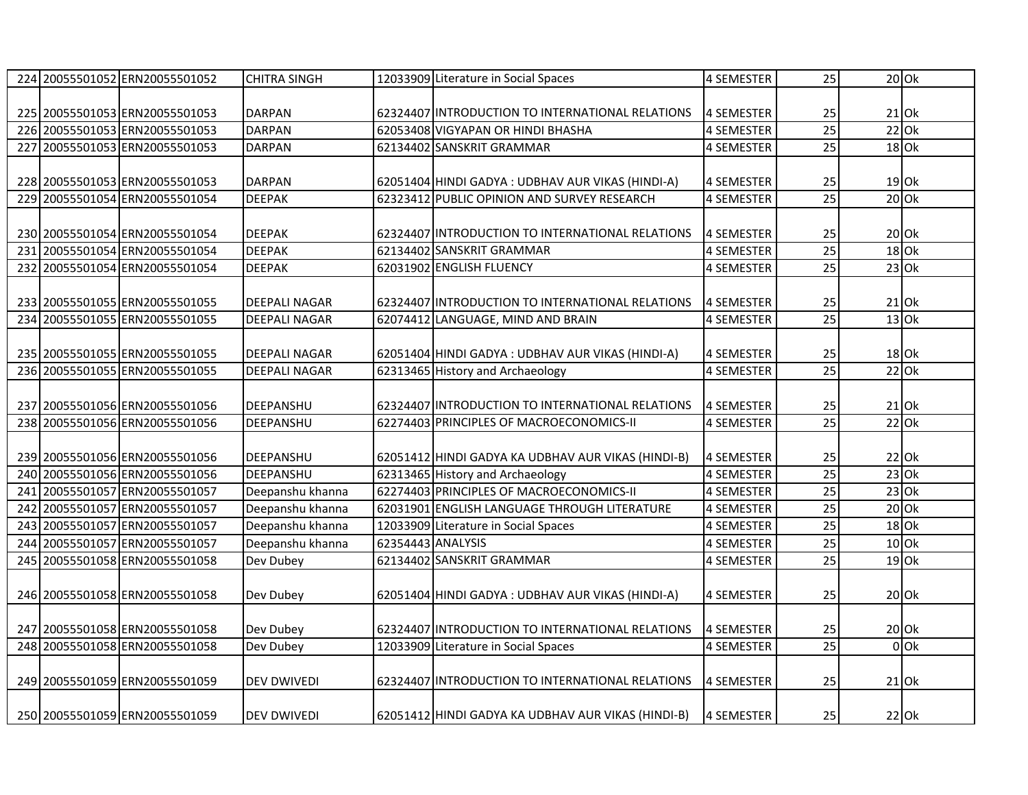| | | | | | | | | | |
|---|---|---|---|---|---|---|---|---|---|
| 224 | 20055501052 | ERN20055501052 | CHITRA SINGH | 12033909 | Literature in Social Spaces | 4 SEMESTER | 25 | 20 | Ok |
| 225 | 20055501053 | ERN20055501053 | DARPAN | 62324407 | INTRODUCTION TO INTERNATIONAL RELATIONS | 4 SEMESTER | 25 | 21 | Ok |
| 226 | 20055501053 | ERN20055501053 | DARPAN | 62053408 | VIGYAPAN OR HINDI BHASHA | 4 SEMESTER | 25 | 22 | Ok |
| 227 | 20055501053 | ERN20055501053 | DARPAN | 62134402 | SANSKRIT GRAMMAR | 4 SEMESTER | 25 | 18 | Ok |
| 228 | 20055501053 | ERN20055501053 | DARPAN | 62051404 | HINDI GADYA : UDBHAV AUR VIKAS (HINDI-A) | 4 SEMESTER | 25 | 19 | Ok |
| 229 | 20055501054 | ERN20055501054 | DEEPAK | 62323412 | PUBLIC OPINION AND SURVEY RESEARCH | 4 SEMESTER | 25 | 20 | Ok |
| 230 | 20055501054 | ERN20055501054 | DEEPAK | 62324407 | INTRODUCTION TO INTERNATIONAL RELATIONS | 4 SEMESTER | 25 | 20 | Ok |
| 231 | 20055501054 | ERN20055501054 | DEEPAK | 62134402 | SANSKRIT GRAMMAR | 4 SEMESTER | 25 | 18 | Ok |
| 232 | 20055501054 | ERN20055501054 | DEEPAK | 62031902 | ENGLISH FLUENCY | 4 SEMESTER | 25 | 23 | Ok |
| 233 | 20055501055 | ERN20055501055 | DEEPALI NAGAR | 62324407 | INTRODUCTION TO INTERNATIONAL RELATIONS | 4 SEMESTER | 25 | 21 | Ok |
| 234 | 20055501055 | ERN20055501055 | DEEPALI NAGAR | 62074412 | LANGUAGE, MIND AND BRAIN | 4 SEMESTER | 25 | 13 | Ok |
| 235 | 20055501055 | ERN20055501055 | DEEPALI NAGAR | 62051404 | HINDI GADYA : UDBHAV AUR VIKAS (HINDI-A) | 4 SEMESTER | 25 | 18 | Ok |
| 236 | 20055501055 | ERN20055501055 | DEEPALI NAGAR | 62313465 | History and Archaeology | 4 SEMESTER | 25 | 22 | Ok |
| 237 | 20055501056 | ERN20055501056 | DEEPANSHU | 62324407 | INTRODUCTION TO INTERNATIONAL RELATIONS | 4 SEMESTER | 25 | 21 | Ok |
| 238 | 20055501056 | ERN20055501056 | DEEPANSHU | 62274403 | PRINCIPLES OF MACROECONOMICS-II | 4 SEMESTER | 25 | 22 | Ok |
| 239 | 20055501056 | ERN20055501056 | DEEPANSHU | 62051412 | HINDI GADYA KA UDBHAV AUR VIKAS (HINDI-B) | 4 SEMESTER | 25 | 22 | Ok |
| 240 | 20055501056 | ERN20055501056 | DEEPANSHU | 62313465 | History and Archaeology | 4 SEMESTER | 25 | 23 | Ok |
| 241 | 20055501057 | ERN20055501057 | Deepanshu khanna | 62274403 | PRINCIPLES OF MACROECONOMICS-II | 4 SEMESTER | 25 | 23 | Ok |
| 242 | 20055501057 | ERN20055501057 | Deepanshu khanna | 62031901 | ENGLISH LANGUAGE THROUGH LITERATURE | 4 SEMESTER | 25 | 20 | Ok |
| 243 | 20055501057 | ERN20055501057 | Deepanshu khanna | 12033909 | Literature in Social Spaces | 4 SEMESTER | 25 | 18 | Ok |
| 244 | 20055501057 | ERN20055501057 | Deepanshu khanna | 62354443 | ANALYSIS | 4 SEMESTER | 25 | 10 | Ok |
| 245 | 20055501058 | ERN20055501058 | Dev Dubey | 62134402 | SANSKRIT GRAMMAR | 4 SEMESTER | 25 | 19 | Ok |
| 246 | 20055501058 | ERN20055501058 | Dev Dubey | 62051404 | HINDI GADYA : UDBHAV AUR VIKAS (HINDI-A) | 4 SEMESTER | 25 | 20 | Ok |
| 247 | 20055501058 | ERN20055501058 | Dev Dubey | 62324407 | INTRODUCTION TO INTERNATIONAL RELATIONS | 4 SEMESTER | 25 | 20 | Ok |
| 248 | 20055501058 | ERN20055501058 | Dev Dubey | 12033909 | Literature in Social Spaces | 4 SEMESTER | 25 | 0 | Ok |
| 249 | 20055501059 | ERN20055501059 | DEV DWIVEDI | 62324407 | INTRODUCTION TO INTERNATIONAL RELATIONS | 4 SEMESTER | 25 | 21 | Ok |
| 250 | 20055501059 | ERN20055501059 | DEV DWIVEDI | 62051412 | HINDI GADYA KA UDBHAV AUR VIKAS (HINDI-B) | 4 SEMESTER | 25 | 22 | Ok |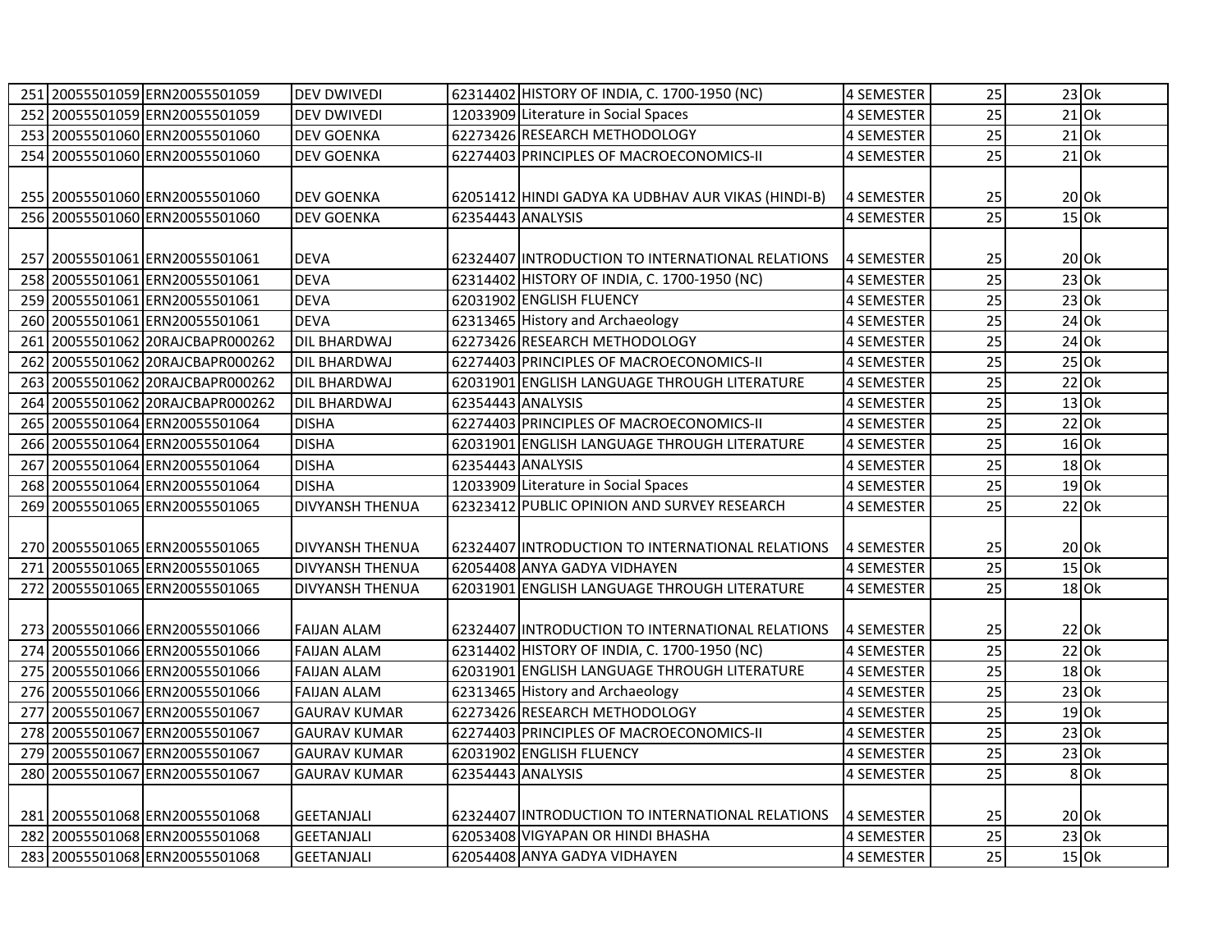| | | | | | | | | | |
|---|---|---|---|---|---|---|---|---|---|
| 251 | 20055501059 | ERN20055501059 | DEV DWIVEDI | 62314402 | HISTORY OF INDIA, C. 1700-1950 (NC) | 4 SEMESTER | 25 | 23 | Ok |
| 252 | 20055501059 | ERN20055501059 | DEV DWIVEDI | 12033909 | Literature in Social Spaces | 4 SEMESTER | 25 | 21 | Ok |
| 253 | 20055501060 | ERN20055501060 | DEV GOENKA | 62273426 | RESEARCH METHODOLOGY | 4 SEMESTER | 25 | 21 | Ok |
| 254 | 20055501060 | ERN20055501060 | DEV GOENKA | 62274403 | PRINCIPLES OF MACROECONOMICS-II | 4 SEMESTER | 25 | 21 | Ok |
| 255 | 20055501060 | ERN20055501060 | DEV GOENKA | 62051412 | HINDI GADYA KA UDBHAV AUR VIKAS (HINDI-B) | 4 SEMESTER | 25 | 20 | Ok |
| 256 | 20055501060 | ERN20055501060 | DEV GOENKA | 62354443 | ANALYSIS | 4 SEMESTER | 25 | 15 | Ok |
| 257 | 20055501061 | ERN20055501061 | DEVA | 62324407 | INTRODUCTION TO INTERNATIONAL RELATIONS | 4 SEMESTER | 25 | 20 | Ok |
| 258 | 20055501061 | ERN20055501061 | DEVA | 62314402 | HISTORY OF INDIA, C. 1700-1950 (NC) | 4 SEMESTER | 25 | 23 | Ok |
| 259 | 20055501061 | ERN20055501061 | DEVA | 62031902 | ENGLISH FLUENCY | 4 SEMESTER | 25 | 23 | Ok |
| 260 | 20055501061 | ERN20055501061 | DEVA | 62313465 | History and Archaeology | 4 SEMESTER | 25 | 24 | Ok |
| 261 | 20055501062 | 20RAJCBAPR000262 | DIL BHARDWAJ | 62273426 | RESEARCH METHODOLOGY | 4 SEMESTER | 25 | 24 | Ok |
| 262 | 20055501062 | 20RAJCBAPR000262 | DIL BHARDWAJ | 62274403 | PRINCIPLES OF MACROECONOMICS-II | 4 SEMESTER | 25 | 25 | Ok |
| 263 | 20055501062 | 20RAJCBAPR000262 | DIL BHARDWAJ | 62031901 | ENGLISH LANGUAGE THROUGH LITERATURE | 4 SEMESTER | 25 | 22 | Ok |
| 264 | 20055501062 | 20RAJCBAPR000262 | DIL BHARDWAJ | 62354443 | ANALYSIS | 4 SEMESTER | 25 | 13 | Ok |
| 265 | 20055501064 | ERN20055501064 | DISHA | 62274403 | PRINCIPLES OF MACROECONOMICS-II | 4 SEMESTER | 25 | 22 | Ok |
| 266 | 20055501064 | ERN20055501064 | DISHA | 62031901 | ENGLISH LANGUAGE THROUGH LITERATURE | 4 SEMESTER | 25 | 16 | Ok |
| 267 | 20055501064 | ERN20055501064 | DISHA | 62354443 | ANALYSIS | 4 SEMESTER | 25 | 18 | Ok |
| 268 | 20055501064 | ERN20055501064 | DISHA | 12033909 | Literature in Social Spaces | 4 SEMESTER | 25 | 19 | Ok |
| 269 | 20055501065 | ERN20055501065 | DIVYANSH THENUA | 62323412 | PUBLIC OPINION AND SURVEY RESEARCH | 4 SEMESTER | 25 | 22 | Ok |
| 270 | 20055501065 | ERN20055501065 | DIVYANSH THENUA | 62324407 | INTRODUCTION TO INTERNATIONAL RELATIONS | 4 SEMESTER | 25 | 20 | Ok |
| 271 | 20055501065 | ERN20055501065 | DIVYANSH THENUA | 62054408 | ANYA GADYA VIDHAYEN | 4 SEMESTER | 25 | 15 | Ok |
| 272 | 20055501065 | ERN20055501065 | DIVYANSH THENUA | 62031901 | ENGLISH LANGUAGE THROUGH LITERATURE | 4 SEMESTER | 25 | 18 | Ok |
| 273 | 20055501066 | ERN20055501066 | FAIJAN ALAM | 62324407 | INTRODUCTION TO INTERNATIONAL RELATIONS | 4 SEMESTER | 25 | 22 | Ok |
| 274 | 20055501066 | ERN20055501066 | FAIJAN ALAM | 62314402 | HISTORY OF INDIA, C. 1700-1950 (NC) | 4 SEMESTER | 25 | 22 | Ok |
| 275 | 20055501066 | ERN20055501066 | FAIJAN ALAM | 62031901 | ENGLISH LANGUAGE THROUGH LITERATURE | 4 SEMESTER | 25 | 18 | Ok |
| 276 | 20055501066 | ERN20055501066 | FAIJAN ALAM | 62313465 | History and Archaeology | 4 SEMESTER | 25 | 23 | Ok |
| 277 | 20055501067 | ERN20055501067 | GAURAV KUMAR | 62273426 | RESEARCH METHODOLOGY | 4 SEMESTER | 25 | 19 | Ok |
| 278 | 20055501067 | ERN20055501067 | GAURAV KUMAR | 62274403 | PRINCIPLES OF MACROECONOMICS-II | 4 SEMESTER | 25 | 23 | Ok |
| 279 | 20055501067 | ERN20055501067 | GAURAV KUMAR | 62031902 | ENGLISH FLUENCY | 4 SEMESTER | 25 | 23 | Ok |
| 280 | 20055501067 | ERN20055501067 | GAURAV KUMAR | 62354443 | ANALYSIS | 4 SEMESTER | 25 | 8 | Ok |
| 281 | 20055501068 | ERN20055501068 | GEETANJALI | 62324407 | INTRODUCTION TO INTERNATIONAL RELATIONS | 4 SEMESTER | 25 | 20 | Ok |
| 282 | 20055501068 | ERN20055501068 | GEETANJALI | 62053408 | VIGYAPAN OR HINDI BHASHA | 4 SEMESTER | 25 | 23 | Ok |
| 283 | 20055501068 | ERN20055501068 | GEETANJALI | 62054408 | ANYA GADYA VIDHAYEN | 4 SEMESTER | 25 | 15 | Ok |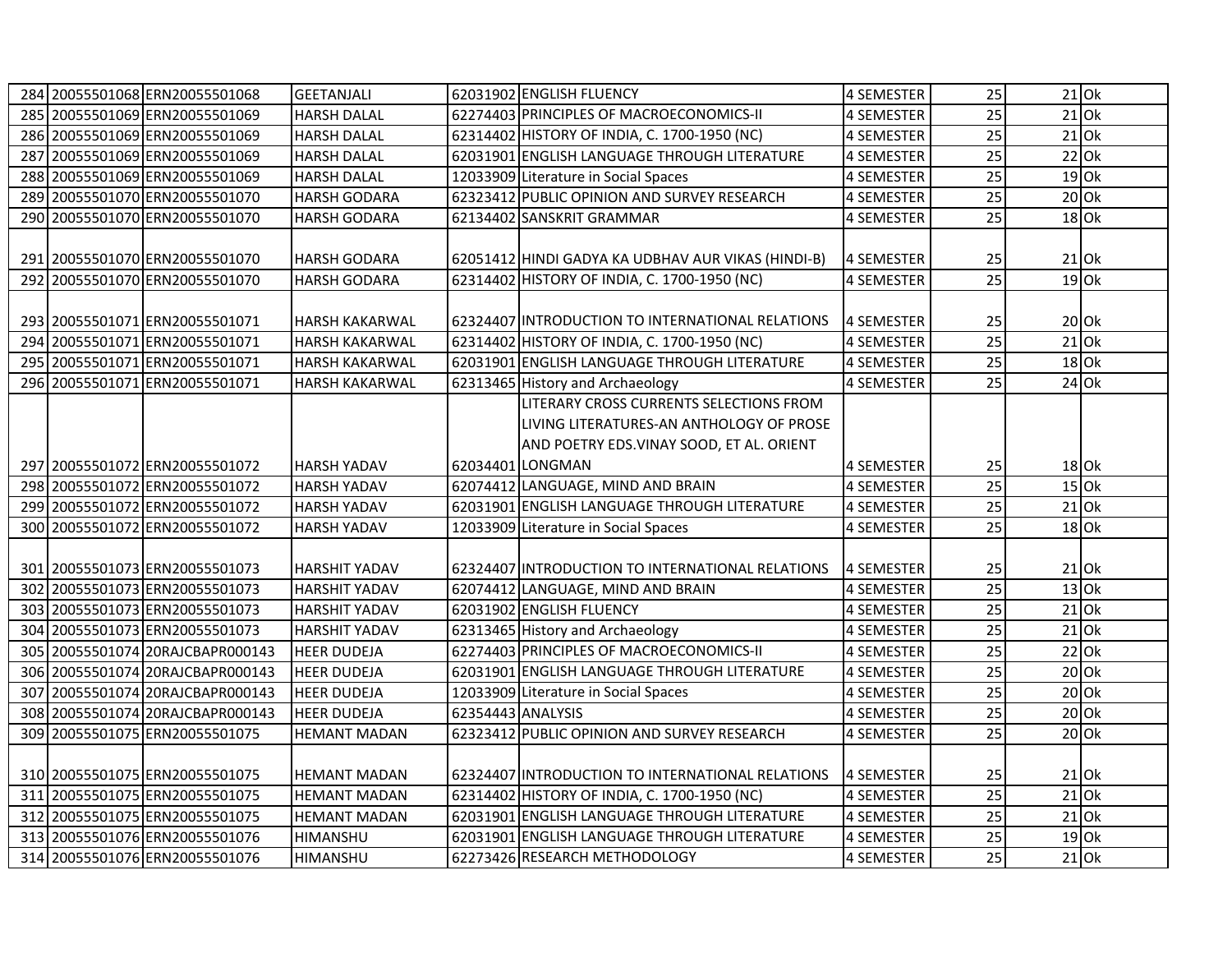| | | | | | | | | | |
|---|---|---|---|---|---|---|---|---|---|
| 284 | 20055501068 | ERN20055501068 | GEETANJALI | 62031902 | ENGLISH FLUENCY | 4 SEMESTER | 25 | 21 | Ok |
| 285 | 20055501069 | ERN20055501069 | HARSH DALAL | 62274403 | PRINCIPLES OF MACROECONOMICS-II | 4 SEMESTER | 25 | 21 | Ok |
| 286 | 20055501069 | ERN20055501069 | HARSH DALAL | 62314402 | HISTORY OF INDIA, C. 1700-1950 (NC) | 4 SEMESTER | 25 | 21 | Ok |
| 287 | 20055501069 | ERN20055501069 | HARSH DALAL | 62031901 | ENGLISH LANGUAGE THROUGH LITERATURE | 4 SEMESTER | 25 | 22 | Ok |
| 288 | 20055501069 | ERN20055501069 | HARSH DALAL | 12033909 | Literature in Social Spaces | 4 SEMESTER | 25 | 19 | Ok |
| 289 | 20055501070 | ERN20055501070 | HARSH GODARA | 62323412 | PUBLIC OPINION AND SURVEY RESEARCH | 4 SEMESTER | 25 | 20 | Ok |
| 290 | 20055501070 | ERN20055501070 | HARSH GODARA | 62134402 | SANSKRIT GRAMMAR | 4 SEMESTER | 25 | 18 | Ok |
| 291 | 20055501070 | ERN20055501070 | HARSH GODARA | 62051412 | HINDI GADYA KA UDBHAV AUR VIKAS (HINDI-B) | 4 SEMESTER | 25 | 21 | Ok |
| 292 | 20055501070 | ERN20055501070 | HARSH GODARA | 62314402 | HISTORY OF INDIA, C. 1700-1950 (NC) | 4 SEMESTER | 25 | 19 | Ok |
| 293 | 20055501071 | ERN20055501071 | HARSH KAKARWAL | 62324407 | INTRODUCTION TO INTERNATIONAL RELATIONS | 4 SEMESTER | 25 | 20 | Ok |
| 294 | 20055501071 | ERN20055501071 | HARSH KAKARWAL | 62314402 | HISTORY OF INDIA, C. 1700-1950 (NC) | 4 SEMESTER | 25 | 21 | Ok |
| 295 | 20055501071 | ERN20055501071 | HARSH KAKARWAL | 62031901 | ENGLISH LANGUAGE THROUGH LITERATURE | 4 SEMESTER | 25 | 18 | Ok |
| 296 | 20055501071 | ERN20055501071 | HARSH KAKARWAL | 62313465 | History and Archaeology | 4 SEMESTER | 25 | 24 | Ok |
| 297 | 20055501072 | ERN20055501072 | HARSH YADAV | 62034401 | LITERARY CROSS CURRENTS SELECTIONS FROM LIVING LITERATURES-AN ANTHOLOGY OF PROSE AND POETRY EDS.VINAY SOOD, ET AL. ORIENT LONGMAN | 4 SEMESTER | 25 | 18 | Ok |
| 298 | 20055501072 | ERN20055501072 | HARSH YADAV | 62074412 | LANGUAGE, MIND AND BRAIN | 4 SEMESTER | 25 | 15 | Ok |
| 299 | 20055501072 | ERN20055501072 | HARSH YADAV | 62031901 | ENGLISH LANGUAGE THROUGH LITERATURE | 4 SEMESTER | 25 | 21 | Ok |
| 300 | 20055501072 | ERN20055501072 | HARSH YADAV | 12033909 | Literature in Social Spaces | 4 SEMESTER | 25 | 18 | Ok |
| 301 | 20055501073 | ERN20055501073 | HARSHIT YADAV | 62324407 | INTRODUCTION TO INTERNATIONAL RELATIONS | 4 SEMESTER | 25 | 21 | Ok |
| 302 | 20055501073 | ERN20055501073 | HARSHIT YADAV | 62074412 | LANGUAGE, MIND AND BRAIN | 4 SEMESTER | 25 | 13 | Ok |
| 303 | 20055501073 | ERN20055501073 | HARSHIT YADAV | 62031902 | ENGLISH FLUENCY | 4 SEMESTER | 25 | 21 | Ok |
| 304 | 20055501073 | ERN20055501073 | HARSHIT YADAV | 62313465 | History and Archaeology | 4 SEMESTER | 25 | 21 | Ok |
| 305 | 20055501074 | 20RAJCBAPR000143 | HEER DUDEJA | 62274403 | PRINCIPLES OF MACROECONOMICS-II | 4 SEMESTER | 25 | 22 | Ok |
| 306 | 20055501074 | 20RAJCBAPR000143 | HEER DUDEJA | 62031901 | ENGLISH LANGUAGE THROUGH LITERATURE | 4 SEMESTER | 25 | 20 | Ok |
| 307 | 20055501074 | 20RAJCBAPR000143 | HEER DUDEJA | 12033909 | Literature in Social Spaces | 4 SEMESTER | 25 | 20 | Ok |
| 308 | 20055501074 | 20RAJCBAPR000143 | HEER DUDEJA | 62354443 | ANALYSIS | 4 SEMESTER | 25 | 20 | Ok |
| 309 | 20055501075 | ERN20055501075 | HEMANT MADAN | 62323412 | PUBLIC OPINION AND SURVEY RESEARCH | 4 SEMESTER | 25 | 20 | Ok |
| 310 | 20055501075 | ERN20055501075 | HEMANT MADAN | 62324407 | INTRODUCTION TO INTERNATIONAL RELATIONS | 4 SEMESTER | 25 | 21 | Ok |
| 311 | 20055501075 | ERN20055501075 | HEMANT MADAN | 62314402 | HISTORY OF INDIA, C. 1700-1950 (NC) | 4 SEMESTER | 25 | 21 | Ok |
| 312 | 20055501075 | ERN20055501075 | HEMANT MADAN | 62031901 | ENGLISH LANGUAGE THROUGH LITERATURE | 4 SEMESTER | 25 | 21 | Ok |
| 313 | 20055501076 | ERN20055501076 | HIMANSHU | 62031901 | ENGLISH LANGUAGE THROUGH LITERATURE | 4 SEMESTER | 25 | 19 | Ok |
| 314 | 20055501076 | ERN20055501076 | HIMANSHU | 62273426 | RESEARCH METHODOLOGY | 4 SEMESTER | 25 | 21 | Ok |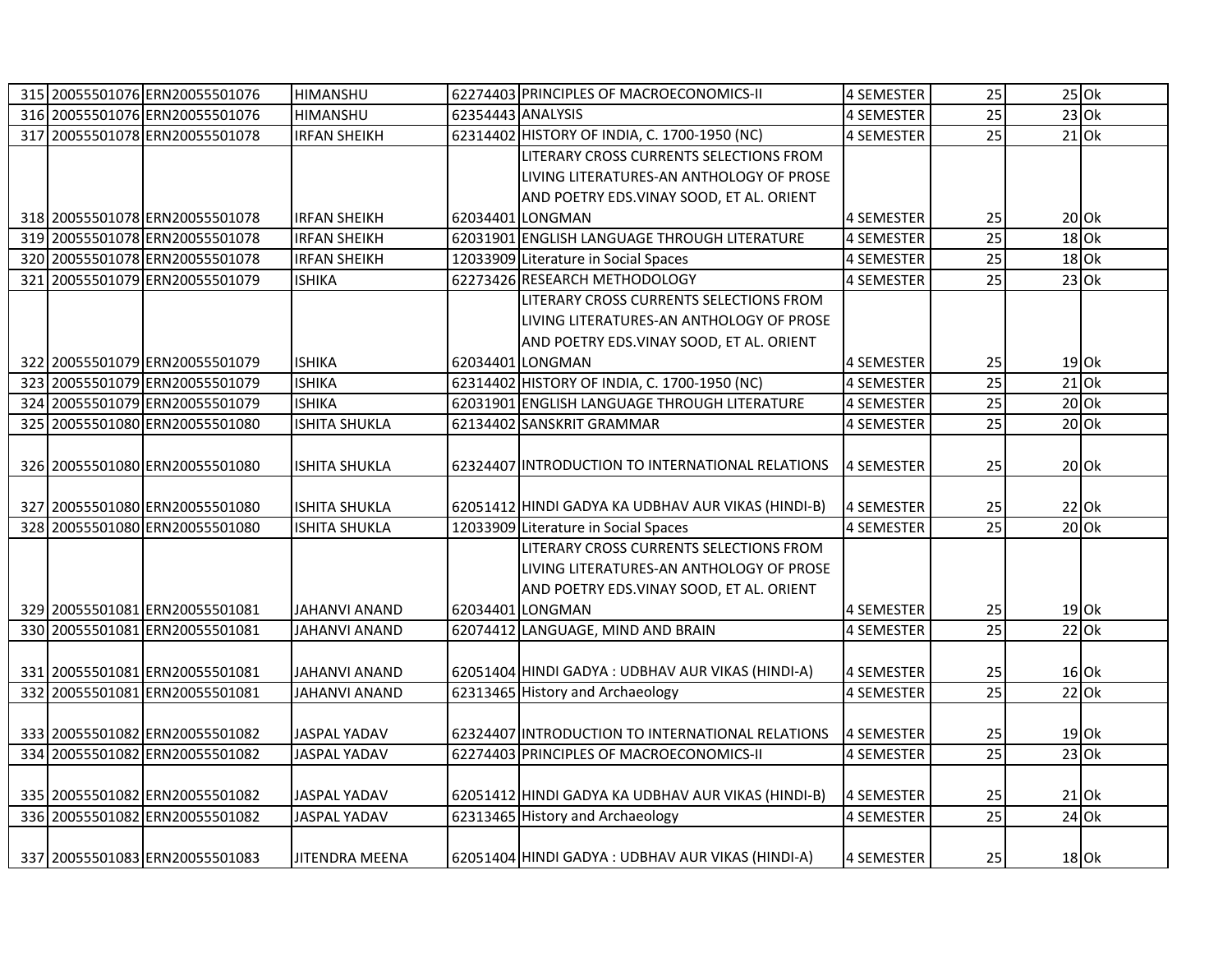| | | | | | | | | | |
|---|---|---|---|---|---|---|---|---|---|
| 315 | 20055501076 | ERN20055501076 | HIMANSHU | 62274403 | PRINCIPLES OF MACROECONOMICS-II | 4 SEMESTER | 25 | 25 | Ok |
| 316 | 20055501076 | ERN20055501076 | HIMANSHU | 62354443 | ANALYSIS | 4 SEMESTER | 25 | 23 | Ok |
| 317 | 20055501078 | ERN20055501078 | IRFAN SHEIKH | 62314402 | HISTORY OF INDIA, C. 1700-1950 (NC) | 4 SEMESTER | 25 | 21 | Ok |
| 318 | 20055501078 | ERN20055501078 | IRFAN SHEIKH | 62034401 | LITERARY CROSS CURRENTS SELECTIONS FROM LIVING LITERATURES-AN ANTHOLOGY OF PROSE AND POETRY EDS.VINAY SOOD, ET AL. ORIENT LONGMAN | 4 SEMESTER | 25 | 20 | Ok |
| 319 | 20055501078 | ERN20055501078 | IRFAN SHEIKH | 62031901 | ENGLISH LANGUAGE THROUGH LITERATURE | 4 SEMESTER | 25 | 18 | Ok |
| 320 | 20055501078 | ERN20055501078 | IRFAN SHEIKH | 12033909 | Literature in Social Spaces | 4 SEMESTER | 25 | 18 | Ok |
| 321 | 20055501079 | ERN20055501079 | ISHIKA | 62273426 | RESEARCH METHODOLOGY | 4 SEMESTER | 25 | 23 | Ok |
| 322 | 20055501079 | ERN20055501079 | ISHIKA | 62034401 | LITERARY CROSS CURRENTS SELECTIONS FROM LIVING LITERATURES-AN ANTHOLOGY OF PROSE AND POETRY EDS.VINAY SOOD, ET AL. ORIENT LONGMAN | 4 SEMESTER | 25 | 19 | Ok |
| 323 | 20055501079 | ERN20055501079 | ISHIKA | 62314402 | HISTORY OF INDIA, C. 1700-1950 (NC) | 4 SEMESTER | 25 | 21 | Ok |
| 324 | 20055501079 | ERN20055501079 | ISHIKA | 62031901 | ENGLISH LANGUAGE THROUGH LITERATURE | 4 SEMESTER | 25 | 20 | Ok |
| 325 | 20055501080 | ERN20055501080 | ISHITA SHUKLA | 62134402 | SANSKRIT GRAMMAR | 4 SEMESTER | 25 | 20 | Ok |
| 326 | 20055501080 | ERN20055501080 | ISHITA SHUKLA | 62324407 | INTRODUCTION TO INTERNATIONAL RELATIONS | 4 SEMESTER | 25 | 20 | Ok |
| 327 | 20055501080 | ERN20055501080 | ISHITA SHUKLA | 62051412 | HINDI GADYA KA UDBHAV AUR VIKAS (HINDI-B) | 4 SEMESTER | 25 | 22 | Ok |
| 328 | 20055501080 | ERN20055501080 | ISHITA SHUKLA | 12033909 | Literature in Social Spaces | 4 SEMESTER | 25 | 20 | Ok |
| 329 | 20055501081 | ERN20055501081 | JAHANVI ANAND | 62034401 | LITERARY CROSS CURRENTS SELECTIONS FROM LIVING LITERATURES-AN ANTHOLOGY OF PROSE AND POETRY EDS.VINAY SOOD, ET AL. ORIENT LONGMAN | 4 SEMESTER | 25 | 19 | Ok |
| 330 | 20055501081 | ERN20055501081 | JAHANVI ANAND | 62074412 | LANGUAGE, MIND AND BRAIN | 4 SEMESTER | 25 | 22 | Ok |
| 331 | 20055501081 | ERN20055501081 | JAHANVI ANAND | 62051404 | HINDI GADYA : UDBHAV AUR VIKAS (HINDI-A) | 4 SEMESTER | 25 | 16 | Ok |
| 332 | 20055501081 | ERN20055501081 | JAHANVI ANAND | 62313465 | History and Archaeology | 4 SEMESTER | 25 | 22 | Ok |
| 333 | 20055501082 | ERN20055501082 | JASPAL YADAV | 62324407 | INTRODUCTION TO INTERNATIONAL RELATIONS | 4 SEMESTER | 25 | 19 | Ok |
| 334 | 20055501082 | ERN20055501082 | JASPAL YADAV | 62274403 | PRINCIPLES OF MACROECONOMICS-II | 4 SEMESTER | 25 | 23 | Ok |
| 335 | 20055501082 | ERN20055501082 | JASPAL YADAV | 62051412 | HINDI GADYA KA UDBHAV AUR VIKAS (HINDI-B) | 4 SEMESTER | 25 | 21 | Ok |
| 336 | 20055501082 | ERN20055501082 | JASPAL YADAV | 62313465 | History and Archaeology | 4 SEMESTER | 25 | 24 | Ok |
| 337 | 20055501083 | ERN20055501083 | JITENDRA MEENA | 62051404 | HINDI GADYA : UDBHAV AUR VIKAS (HINDI-A) | 4 SEMESTER | 25 | 18 | Ok |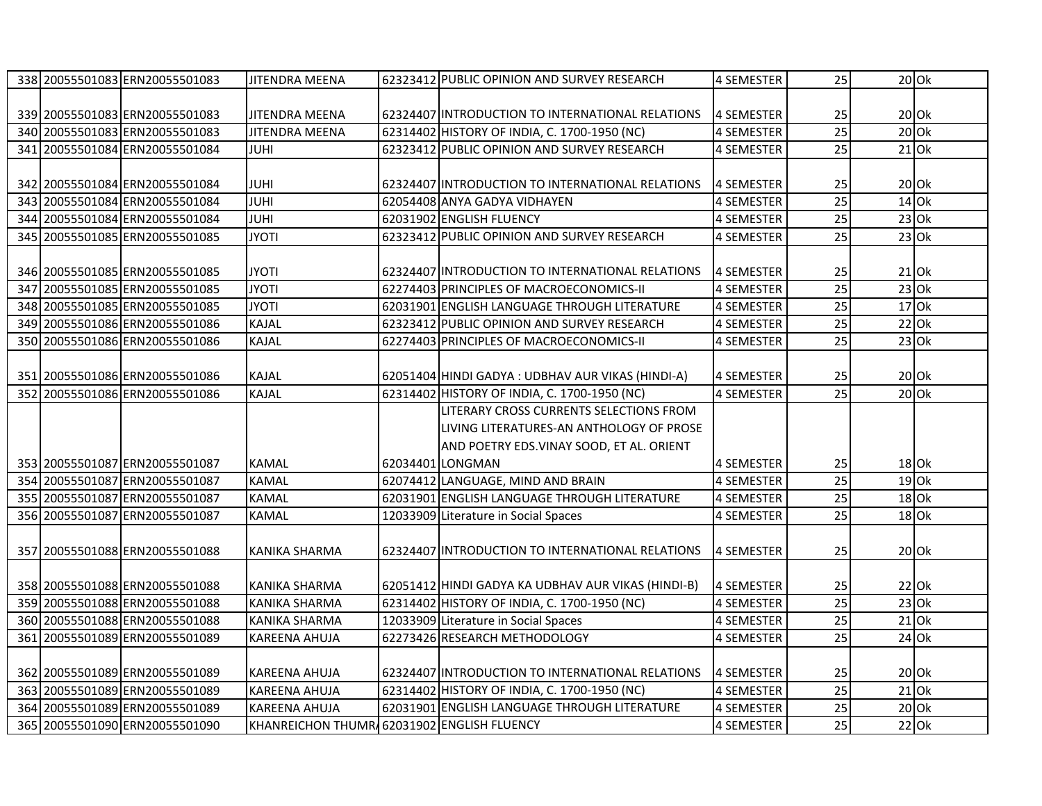| | | | | | | | | | |
|---|---|---|---|---|---|---|---|---|---|
| 338 | 20055501083 | ERN20055501083 | JITENDRA MEENA | 62323412 | PUBLIC OPINION AND SURVEY RESEARCH | 4 SEMESTER | 25 | 20 | Ok |
| 339 | 20055501083 | ERN20055501083 | JITENDRA MEENA | 62324407 | INTRODUCTION TO INTERNATIONAL RELATIONS | 4 SEMESTER | 25 | 20 | Ok |
| 340 | 20055501083 | ERN20055501083 | JITENDRA MEENA | 62314402 | HISTORY OF INDIA, C. 1700-1950 (NC) | 4 SEMESTER | 25 | 20 | Ok |
| 341 | 20055501084 | ERN20055501084 | JUHI | 62323412 | PUBLIC OPINION AND SURVEY RESEARCH | 4 SEMESTER | 25 | 21 | Ok |
| 342 | 20055501084 | ERN20055501084 | JUHI | 62324407 | INTRODUCTION TO INTERNATIONAL RELATIONS | 4 SEMESTER | 25 | 20 | Ok |
| 343 | 20055501084 | ERN20055501084 | JUHI | 62054408 | ANYA GADYA VIDHAYEN | 4 SEMESTER | 25 | 14 | Ok |
| 344 | 20055501084 | ERN20055501084 | JUHI | 62031902 | ENGLISH FLUENCY | 4 SEMESTER | 25 | 23 | Ok |
| 345 | 20055501085 | ERN20055501085 | JYOTI | 62323412 | PUBLIC OPINION AND SURVEY RESEARCH | 4 SEMESTER | 25 | 23 | Ok |
| 346 | 20055501085 | ERN20055501085 | JYOTI | 62324407 | INTRODUCTION TO INTERNATIONAL RELATIONS | 4 SEMESTER | 25 | 21 | Ok |
| 347 | 20055501085 | ERN20055501085 | JYOTI | 62274403 | PRINCIPLES OF MACROECONOMICS-II | 4 SEMESTER | 25 | 23 | Ok |
| 348 | 20055501085 | ERN20055501085 | JYOTI | 62031901 | ENGLISH LANGUAGE THROUGH LITERATURE | 4 SEMESTER | 25 | 17 | Ok |
| 349 | 20055501086 | ERN20055501086 | KAJAL | 62323412 | PUBLIC OPINION AND SURVEY RESEARCH | 4 SEMESTER | 25 | 22 | Ok |
| 350 | 20055501086 | ERN20055501086 | KAJAL | 62274403 | PRINCIPLES OF MACROECONOMICS-II | 4 SEMESTER | 25 | 23 | Ok |
| 351 | 20055501086 | ERN20055501086 | KAJAL | 62051404 | HINDI GADYA : UDBHAV AUR VIKAS (HINDI-A) | 4 SEMESTER | 25 | 20 | Ok |
| 352 | 20055501086 | ERN20055501086 | KAJAL | 62314402 | HISTORY OF INDIA, C. 1700-1950 (NC) | 4 SEMESTER | 25 | 20 | Ok |
| 353 | 20055501087 | ERN20055501087 | KAMAL | 62034401 | LITERARY CROSS CURRENTS SELECTIONS FROM LIVING LITERATURES-AN ANTHOLOGY OF PROSE AND POETRY EDS.VINAY SOOD, ET AL. ORIENT LONGMAN | 4 SEMESTER | 25 | 18 | Ok |
| 354 | 20055501087 | ERN20055501087 | KAMAL | 62074412 | LANGUAGE, MIND AND BRAIN | 4 SEMESTER | 25 | 19 | Ok |
| 355 | 20055501087 | ERN20055501087 | KAMAL | 62031901 | ENGLISH LANGUAGE THROUGH LITERATURE | 4 SEMESTER | 25 | 18 | Ok |
| 356 | 20055501087 | ERN20055501087 | KAMAL | 12033909 | Literature in Social Spaces | 4 SEMESTER | 25 | 18 | Ok |
| 357 | 20055501088 | ERN20055501088 | KANIKA SHARMA | 62324407 | INTRODUCTION TO INTERNATIONAL RELATIONS | 4 SEMESTER | 25 | 20 | Ok |
| 358 | 20055501088 | ERN20055501088 | KANIKA SHARMA | 62051412 | HINDI GADYA KA UDBHAV AUR VIKAS (HINDI-B) | 4 SEMESTER | 25 | 22 | Ok |
| 359 | 20055501088 | ERN20055501088 | KANIKA SHARMA | 62314402 | HISTORY OF INDIA, C. 1700-1950 (NC) | 4 SEMESTER | 25 | 23 | Ok |
| 360 | 20055501088 | ERN20055501088 | KANIKA SHARMA | 12033909 | Literature in Social Spaces | 4 SEMESTER | 25 | 21 | Ok |
| 361 | 20055501089 | ERN20055501089 | KAREENA AHUJA | 62273426 | RESEARCH METHODOLOGY | 4 SEMESTER | 25 | 24 | Ok |
| 362 | 20055501089 | ERN20055501089 | KAREENA AHUJA | 62324407 | INTRODUCTION TO INTERNATIONAL RELATIONS | 4 SEMESTER | 25 | 20 | Ok |
| 363 | 20055501089 | ERN20055501089 | KAREENA AHUJA | 62314402 | HISTORY OF INDIA, C. 1700-1950 (NC) | 4 SEMESTER | 25 | 21 | Ok |
| 364 | 20055501089 | ERN20055501089 | KAREENA AHUJA | 62031901 | ENGLISH LANGUAGE THROUGH LITERATURE | 4 SEMESTER | 25 | 20 | Ok |
| 365 | 20055501090 | ERN20055501090 | KHANREICHON THUMRA | 62031902 | ENGLISH FLUENCY | 4 SEMESTER | 25 | 22 | Ok |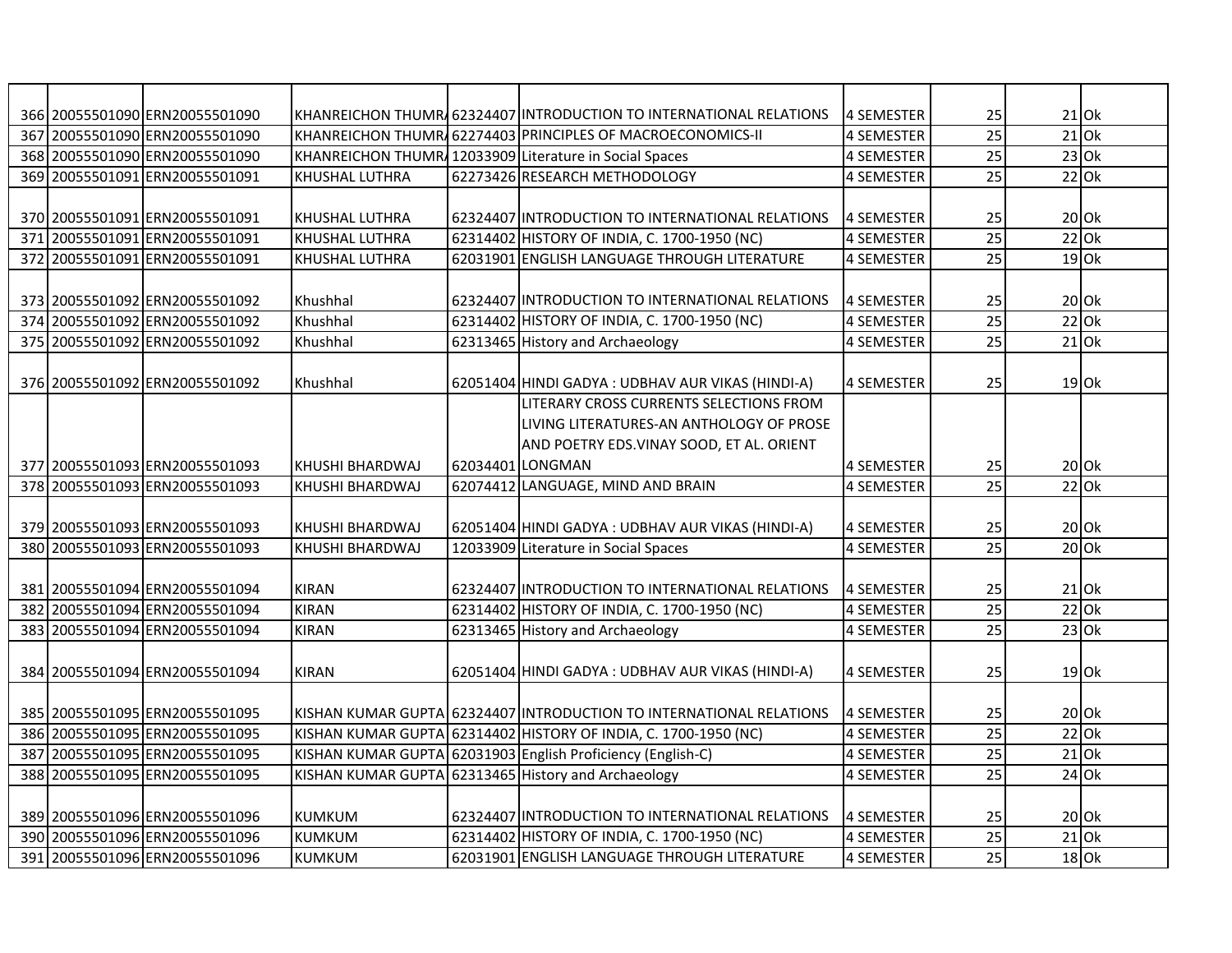| | | | | | | | | | |
|---|---|---|---|---|---|---|---|---|---|
| 366 | 20055501090 | ERN20055501090 | KHANREICHON THUMR/ | 62324407 | INTRODUCTION TO INTERNATIONAL RELATIONS | 4 SEMESTER | 25 | 21 | Ok |
| 367 | 20055501090 | ERN20055501090 | KHANREICHON THUMR/ | 62274403 | PRINCIPLES OF MACROECONOMICS-II | 4 SEMESTER | 25 | 21 | Ok |
| 368 | 20055501090 | ERN20055501090 | KHANREICHON THUMR/ | 12033909 | Literature in Social Spaces | 4 SEMESTER | 25 | 23 | Ok |
| 369 | 20055501091 | ERN20055501091 | KHUSHAL LUTHRA | 62273426 | RESEARCH METHODOLOGY | 4 SEMESTER | 25 | 22 | Ok |
| 370 | 20055501091 | ERN20055501091 | KHUSHAL LUTHRA | 62324407 | INTRODUCTION TO INTERNATIONAL RELATIONS | 4 SEMESTER | 25 | 20 | Ok |
| 371 | 20055501091 | ERN20055501091 | KHUSHAL LUTHRA | 62314402 | HISTORY OF INDIA, C. 1700-1950 (NC) | 4 SEMESTER | 25 | 22 | Ok |
| 372 | 20055501091 | ERN20055501091 | KHUSHAL LUTHRA | 62031901 | ENGLISH LANGUAGE THROUGH LITERATURE | 4 SEMESTER | 25 | 19 | Ok |
| 373 | 20055501092 | ERN20055501092 | Khushhal | 62324407 | INTRODUCTION TO INTERNATIONAL RELATIONS | 4 SEMESTER | 25 | 20 | Ok |
| 374 | 20055501092 | ERN20055501092 | Khushhal | 62314402 | HISTORY OF INDIA, C. 1700-1950 (NC) | 4 SEMESTER | 25 | 22 | Ok |
| 375 | 20055501092 | ERN20055501092 | Khushhal | 62313465 | History and Archaeology | 4 SEMESTER | 25 | 21 | Ok |
| 376 | 20055501092 | ERN20055501092 | Khushhal | 62051404 | HINDI GADYA : UDBHAV AUR VIKAS (HINDI-A) | 4 SEMESTER | 25 | 19 | Ok |
| 377 | 20055501093 | ERN20055501093 | KHUSHI BHARDWAJ | 62034401 | LITERARY CROSS CURRENTS SELECTIONS FROM LIVING LITERATURES-AN ANTHOLOGY OF PROSE AND POETRY EDS.VINAY SOOD, ET AL. ORIENT LONGMAN | 4 SEMESTER | 25 | 20 | Ok |
| 378 | 20055501093 | ERN20055501093 | KHUSHI BHARDWAJ | 62074412 | LANGUAGE, MIND AND BRAIN | 4 SEMESTER | 25 | 22 | Ok |
| 379 | 20055501093 | ERN20055501093 | KHUSHI BHARDWAJ | 62051404 | HINDI GADYA : UDBHAV AUR VIKAS (HINDI-A) | 4 SEMESTER | 25 | 20 | Ok |
| 380 | 20055501093 | ERN20055501093 | KHUSHI BHARDWAJ | 12033909 | Literature in Social Spaces | 4 SEMESTER | 25 | 20 | Ok |
| 381 | 20055501094 | ERN20055501094 | KIRAN | 62324407 | INTRODUCTION TO INTERNATIONAL RELATIONS | 4 SEMESTER | 25 | 21 | Ok |
| 382 | 20055501094 | ERN20055501094 | KIRAN | 62314402 | HISTORY OF INDIA, C. 1700-1950 (NC) | 4 SEMESTER | 25 | 22 | Ok |
| 383 | 20055501094 | ERN20055501094 | KIRAN | 62313465 | History and Archaeology | 4 SEMESTER | 25 | 23 | Ok |
| 384 | 20055501094 | ERN20055501094 | KIRAN | 62051404 | HINDI GADYA : UDBHAV AUR VIKAS (HINDI-A) | 4 SEMESTER | 25 | 19 | Ok |
| 385 | 20055501095 | ERN20055501095 | KISHAN KUMAR GUPTA | 62324407 | INTRODUCTION TO INTERNATIONAL RELATIONS | 4 SEMESTER | 25 | 20 | Ok |
| 386 | 20055501095 | ERN20055501095 | KISHAN KUMAR GUPTA | 62314402 | HISTORY OF INDIA, C. 1700-1950 (NC) | 4 SEMESTER | 25 | 22 | Ok |
| 387 | 20055501095 | ERN20055501095 | KISHAN KUMAR GUPTA | 62031903 | English Proficiency (English-C) | 4 SEMESTER | 25 | 21 | Ok |
| 388 | 20055501095 | ERN20055501095 | KISHAN KUMAR GUPTA | 62313465 | History and Archaeology | 4 SEMESTER | 25 | 24 | Ok |
| 389 | 20055501096 | ERN20055501096 | KUMKUM | 62324407 | INTRODUCTION TO INTERNATIONAL RELATIONS | 4 SEMESTER | 25 | 20 | Ok |
| 390 | 20055501096 | ERN20055501096 | KUMKUM | 62314402 | HISTORY OF INDIA, C. 1700-1950 (NC) | 4 SEMESTER | 25 | 21 | Ok |
| 391 | 20055501096 | ERN20055501096 | KUMKUM | 62031901 | ENGLISH LANGUAGE THROUGH LITERATURE | 4 SEMESTER | 25 | 18 | Ok |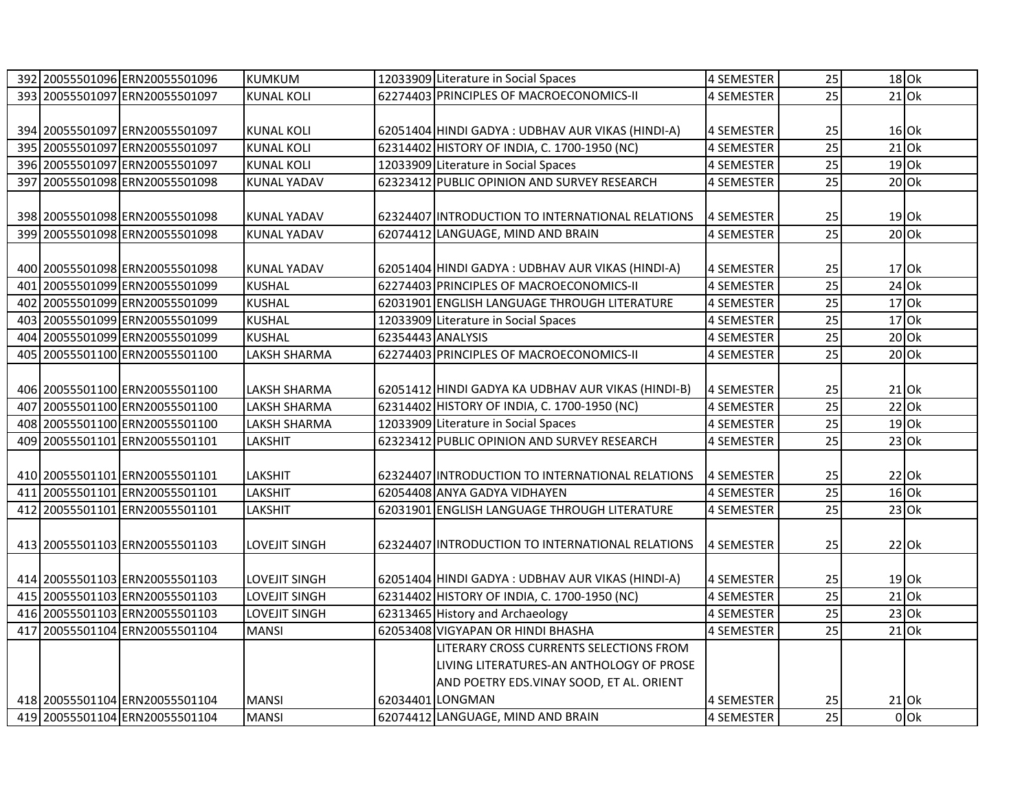| | | | | | | | | | |
|---|---|---|---|---|---|---|---|---|---|
| 392 | 20055501096 | ERN20055501096 | KUMKUM | 12033909 | Literature in Social Spaces | 4 SEMESTER | 25 | 18 | Ok |
| 393 | 20055501097 | ERN20055501097 | KUNAL KOLI | 62274403 | PRINCIPLES OF MACROECONOMICS-II | 4 SEMESTER | 25 | 21 | Ok |
| 394 | 20055501097 | ERN20055501097 | KUNAL KOLI | 62051404 | HINDI GADYA : UDBHAV AUR VIKAS (HINDI-A) | 4 SEMESTER | 25 | 16 | Ok |
| 395 | 20055501097 | ERN20055501097 | KUNAL KOLI | 62314402 | HISTORY OF INDIA, C. 1700-1950 (NC) | 4 SEMESTER | 25 | 21 | Ok |
| 396 | 20055501097 | ERN20055501097 | KUNAL KOLI | 12033909 | Literature in Social Spaces | 4 SEMESTER | 25 | 19 | Ok |
| 397 | 20055501098 | ERN20055501098 | KUNAL YADAV | 62323412 | PUBLIC OPINION AND SURVEY RESEARCH | 4 SEMESTER | 25 | 20 | Ok |
| 398 | 20055501098 | ERN20055501098 | KUNAL YADAV | 62324407 | INTRODUCTION TO INTERNATIONAL RELATIONS | 4 SEMESTER | 25 | 19 | Ok |
| 399 | 20055501098 | ERN20055501098 | KUNAL YADAV | 62074412 | LANGUAGE, MIND AND BRAIN | 4 SEMESTER | 25 | 20 | Ok |
| 400 | 20055501098 | ERN20055501098 | KUNAL YADAV | 62051404 | HINDI GADYA : UDBHAV AUR VIKAS (HINDI-A) | 4 SEMESTER | 25 | 17 | Ok |
| 401 | 20055501099 | ERN20055501099 | KUSHAL | 62274403 | PRINCIPLES OF MACROECONOMICS-II | 4 SEMESTER | 25 | 24 | Ok |
| 402 | 20055501099 | ERN20055501099 | KUSHAL | 62031901 | ENGLISH LANGUAGE THROUGH LITERATURE | 4 SEMESTER | 25 | 17 | Ok |
| 403 | 20055501099 | ERN20055501099 | KUSHAL | 12033909 | Literature in Social Spaces | 4 SEMESTER | 25 | 17 | Ok |
| 404 | 20055501099 | ERN20055501099 | KUSHAL | 62354443 | ANALYSIS | 4 SEMESTER | 25 | 20 | Ok |
| 405 | 20055501100 | ERN20055501100 | LAKSH SHARMA | 62274403 | PRINCIPLES OF MACROECONOMICS-II | 4 SEMESTER | 25 | 20 | Ok |
| 406 | 20055501100 | ERN20055501100 | LAKSH SHARMA | 62051412 | HINDI GADYA KA UDBHAV AUR VIKAS (HINDI-B) | 4 SEMESTER | 25 | 21 | Ok |
| 407 | 20055501100 | ERN20055501100 | LAKSH SHARMA | 62314402 | HISTORY OF INDIA, C. 1700-1950 (NC) | 4 SEMESTER | 25 | 22 | Ok |
| 408 | 20055501100 | ERN20055501100 | LAKSH SHARMA | 12033909 | Literature in Social Spaces | 4 SEMESTER | 25 | 19 | Ok |
| 409 | 20055501101 | ERN20055501101 | LAKSHIT | 62323412 | PUBLIC OPINION AND SURVEY RESEARCH | 4 SEMESTER | 25 | 23 | Ok |
| 410 | 20055501101 | ERN20055501101 | LAKSHIT | 62324407 | INTRODUCTION TO INTERNATIONAL RELATIONS | 4 SEMESTER | 25 | 22 | Ok |
| 411 | 20055501101 | ERN20055501101 | LAKSHIT | 62054408 | ANYA GADYA VIDHAYEN | 4 SEMESTER | 25 | 16 | Ok |
| 412 | 20055501101 | ERN20055501101 | LAKSHIT | 62031901 | ENGLISH LANGUAGE THROUGH LITERATURE | 4 SEMESTER | 25 | 23 | Ok |
| 413 | 20055501103 | ERN20055501103 | LOVEJIT SINGH | 62324407 | INTRODUCTION TO INTERNATIONAL RELATIONS | 4 SEMESTER | 25 | 22 | Ok |
| 414 | 20055501103 | ERN20055501103 | LOVEJIT SINGH | 62051404 | HINDI GADYA : UDBHAV AUR VIKAS (HINDI-A) | 4 SEMESTER | 25 | 19 | Ok |
| 415 | 20055501103 | ERN20055501103 | LOVEJIT SINGH | 62314402 | HISTORY OF INDIA, C. 1700-1950 (NC) | 4 SEMESTER | 25 | 21 | Ok |
| 416 | 20055501103 | ERN20055501103 | LOVEJIT SINGH | 62313465 | History and Archaeology | 4 SEMESTER | 25 | 23 | Ok |
| 417 | 20055501104 | ERN20055501104 | MANSI | 62053408 | VIGYAPAN OR HINDI BHASHA | 4 SEMESTER | 25 | 21 | Ok |
| 418 | 20055501104 | ERN20055501104 | MANSI | 62034401 | LITERARY CROSS CURRENTS SELECTIONS FROM LIVING LITERATURES-AN ANTHOLOGY OF PROSE AND POETRY EDS.VINAY SOOD, ET AL. ORIENT LONGMAN | 4 SEMESTER | 25 | 21 | Ok |
| 419 | 20055501104 | ERN20055501104 | MANSI | 62074412 | LANGUAGE, MIND AND BRAIN | 4 SEMESTER | 25 | 0 | Ok |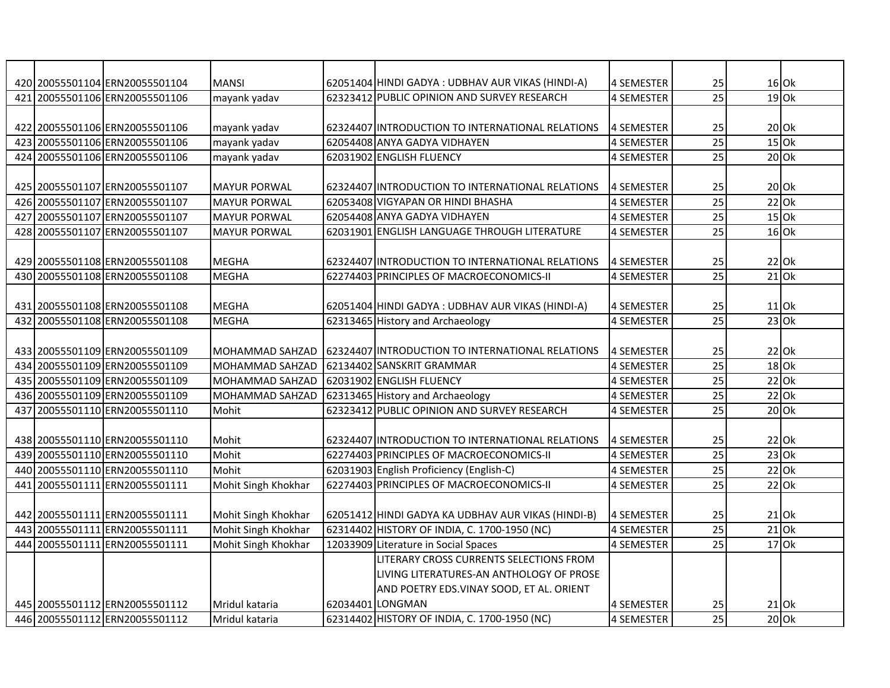| | | | | | | | | | |
|---|---|---|---|---|---|---|---|---|---|
| 420 | 20055501104 | ERN20055501104 | MANSI | 62051404 | HINDI GADYA : UDBHAV AUR VIKAS (HINDI-A) | 4 SEMESTER | 25 | 16 | Ok |
| 421 | 20055501106 | ERN20055501106 | mayank yadav | 62323412 | PUBLIC OPINION AND SURVEY RESEARCH | 4 SEMESTER | 25 | 19 | Ok |
| 422 | 20055501106 | ERN20055501106 | mayank yadav | 62324407 | INTRODUCTION TO INTERNATIONAL RELATIONS | 4 SEMESTER | 25 | 20 | Ok |
| 423 | 20055501106 | ERN20055501106 | mayank yadav | 62054408 | ANYA GADYA VIDHAYEN | 4 SEMESTER | 25 | 15 | Ok |
| 424 | 20055501106 | ERN20055501106 | mayank yadav | 62031902 | ENGLISH FLUENCY | 4 SEMESTER | 25 | 20 | Ok |
| 425 | 20055501107 | ERN20055501107 | MAYUR PORWAL | 62324407 | INTRODUCTION TO INTERNATIONAL RELATIONS | 4 SEMESTER | 25 | 20 | Ok |
| 426 | 20055501107 | ERN20055501107 | MAYUR PORWAL | 62053408 | VIGYAPAN OR HINDI BHASHA | 4 SEMESTER | 25 | 22 | Ok |
| 427 | 20055501107 | ERN20055501107 | MAYUR PORWAL | 62054408 | ANYA GADYA VIDHAYEN | 4 SEMESTER | 25 | 15 | Ok |
| 428 | 20055501107 | ERN20055501107 | MAYUR PORWAL | 62031901 | ENGLISH LANGUAGE THROUGH LITERATURE | 4 SEMESTER | 25 | 16 | Ok |
| 429 | 20055501108 | ERN20055501108 | MEGHA | 62324407 | INTRODUCTION TO INTERNATIONAL RELATIONS | 4 SEMESTER | 25 | 22 | Ok |
| 430 | 20055501108 | ERN20055501108 | MEGHA | 62274403 | PRINCIPLES OF MACROECONOMICS-II | 4 SEMESTER | 25 | 21 | Ok |
| 431 | 20055501108 | ERN20055501108 | MEGHA | 62051404 | HINDI GADYA : UDBHAV AUR VIKAS (HINDI-A) | 4 SEMESTER | 25 | 11 | Ok |
| 432 | 20055501108 | ERN20055501108 | MEGHA | 62313465 | History and Archaeology | 4 SEMESTER | 25 | 23 | Ok |
| 433 | 20055501109 | ERN20055501109 | MOHAMMAD SAHZAD | 62324407 | INTRODUCTION TO INTERNATIONAL RELATIONS | 4 SEMESTER | 25 | 22 | Ok |
| 434 | 20055501109 | ERN20055501109 | MOHAMMAD SAHZAD | 62134402 | SANSKRIT GRAMMAR | 4 SEMESTER | 25 | 18 | Ok |
| 435 | 20055501109 | ERN20055501109 | MOHAMMAD SAHZAD | 62031902 | ENGLISH FLUENCY | 4 SEMESTER | 25 | 22 | Ok |
| 436 | 20055501109 | ERN20055501109 | MOHAMMAD SAHZAD | 62313465 | History and Archaeology | 4 SEMESTER | 25 | 22 | Ok |
| 437 | 20055501110 | ERN20055501110 | Mohit | 62323412 | PUBLIC OPINION AND SURVEY RESEARCH | 4 SEMESTER | 25 | 20 | Ok |
| 438 | 20055501110 | ERN20055501110 | Mohit | 62324407 | INTRODUCTION TO INTERNATIONAL RELATIONS | 4 SEMESTER | 25 | 22 | Ok |
| 439 | 20055501110 | ERN20055501110 | Mohit | 62274403 | PRINCIPLES OF MACROECONOMICS-II | 4 SEMESTER | 25 | 23 | Ok |
| 440 | 20055501110 | ERN20055501110 | Mohit | 62031903 | English Proficiency (English-C) | 4 SEMESTER | 25 | 22 | Ok |
| 441 | 20055501111 | ERN20055501111 | Mohit Singh Khokhar | 62274403 | PRINCIPLES OF MACROECONOMICS-II | 4 SEMESTER | 25 | 22 | Ok |
| 442 | 20055501111 | ERN20055501111 | Mohit Singh Khokhar | 62051412 | HINDI GADYA KA UDBHAV AUR VIKAS (HINDI-B) | 4 SEMESTER | 25 | 21 | Ok |
| 443 | 20055501111 | ERN20055501111 | Mohit Singh Khokhar | 62314402 | HISTORY OF INDIA, C. 1700-1950 (NC) | 4 SEMESTER | 25 | 21 | Ok |
| 444 | 20055501111 | ERN20055501111 | Mohit Singh Khokhar | 12033909 | Literature in Social Spaces | 4 SEMESTER | 25 | 17 | Ok |
| 445 | 20055501112 | ERN20055501112 | Mridul kataria | 62034401 | LITERARY CROSS CURRENTS SELECTIONS FROM LIVING LITERATURES-AN ANTHOLOGY OF PROSE AND POETRY EDS.VINAY SOOD, ET AL. ORIENT LONGMAN | 4 SEMESTER | 25 | 21 | Ok |
| 446 | 20055501112 | ERN20055501112 | Mridul kataria | 62314402 | HISTORY OF INDIA, C. 1700-1950 (NC) | 4 SEMESTER | 25 | 20 | Ok |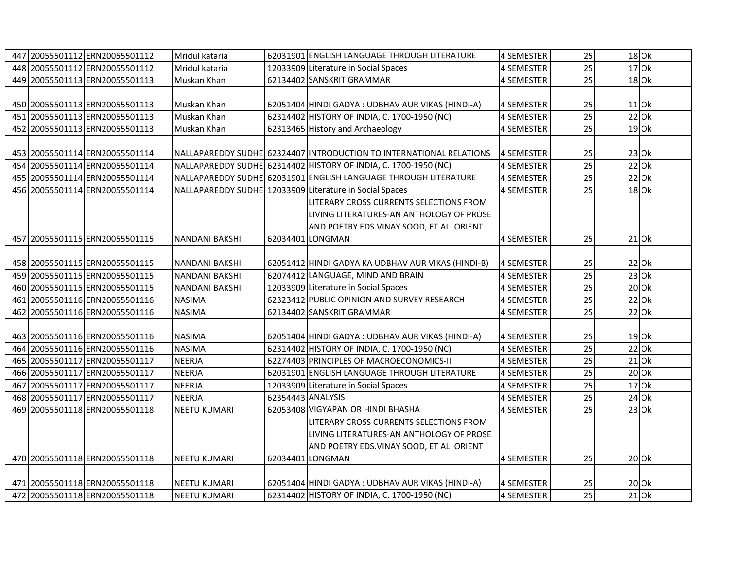| | | | | | | | | | |
|---|---|---|---|---|---|---|---|---|---|
| 447 | 20055501112 | ERN20055501112 | Mridul kataria | 62031901 | ENGLISH LANGUAGE THROUGH LITERATURE | 4 SEMESTER | 25 | 18 | Ok |
| 448 | 20055501112 | ERN20055501112 | Mridul kataria | 12033909 | Literature in Social Spaces | 4 SEMESTER | 25 | 17 | Ok |
| 449 | 20055501113 | ERN20055501113 | Muskan Khan | 62134402 | SANSKRIT GRAMMAR | 4 SEMESTER | 25 | 18 | Ok |
| 450 | 20055501113 | ERN20055501113 | Muskan Khan | 62051404 | HINDI GADYA : UDBHAV AUR VIKAS (HINDI-A) | 4 SEMESTER | 25 | 11 | Ok |
| 451 | 20055501113 | ERN20055501113 | Muskan Khan | 62314402 | HISTORY OF INDIA, C. 1700-1950 (NC) | 4 SEMESTER | 25 | 22 | Ok |
| 452 | 20055501113 | ERN20055501113 | Muskan Khan | 62313465 | History and Archaeology | 4 SEMESTER | 25 | 19 | Ok |
| 453 | 20055501114 | ERN20055501114 | NALLAPAREDDY SUDHE | 62324407 | INTRODUCTION TO INTERNATIONAL RELATIONS | 4 SEMESTER | 25 | 23 | Ok |
| 454 | 20055501114 | ERN20055501114 | NALLAPAREDDY SUDHE | 62314402 | HISTORY OF INDIA, C. 1700-1950 (NC) | 4 SEMESTER | 25 | 22 | Ok |
| 455 | 20055501114 | ERN20055501114 | NALLAPAREDDY SUDHE | 62031901 | ENGLISH LANGUAGE THROUGH LITERATURE | 4 SEMESTER | 25 | 22 | Ok |
| 456 | 20055501114 | ERN20055501114 | NALLAPAREDDY SUDHE | 12033909 | Literature in Social Spaces | 4 SEMESTER | 25 | 18 | Ok |
| 457 | 20055501115 | ERN20055501115 | NANDANI BAKSHI | 62034401 | LITERARY CROSS CURRENTS SELECTIONS FROM LIVING LITERATURES-AN ANTHOLOGY OF PROSE AND POETRY EDS.VINAY SOOD, ET AL. ORIENT LONGMAN | 4 SEMESTER | 25 | 21 | Ok |
| 458 | 20055501115 | ERN20055501115 | NANDANI BAKSHI | 62051412 | HINDI GADYA KA UDBHAV AUR VIKAS (HINDI-B) | 4 SEMESTER | 25 | 22 | Ok |
| 459 | 20055501115 | ERN20055501115 | NANDANI BAKSHI | 62074412 | LANGUAGE, MIND AND BRAIN | 4 SEMESTER | 25 | 23 | Ok |
| 460 | 20055501115 | ERN20055501115 | NANDANI BAKSHI | 12033909 | Literature in Social Spaces | 4 SEMESTER | 25 | 20 | Ok |
| 461 | 20055501116 | ERN20055501116 | NASIMA | 62323412 | PUBLIC OPINION AND SURVEY RESEARCH | 4 SEMESTER | 25 | 22 | Ok |
| 462 | 20055501116 | ERN20055501116 | NASIMA | 62134402 | SANSKRIT GRAMMAR | 4 SEMESTER | 25 | 22 | Ok |
| 463 | 20055501116 | ERN20055501116 | NASIMA | 62051404 | HINDI GADYA : UDBHAV AUR VIKAS (HINDI-A) | 4 SEMESTER | 25 | 19 | Ok |
| 464 | 20055501116 | ERN20055501116 | NASIMA | 62314402 | HISTORY OF INDIA, C. 1700-1950 (NC) | 4 SEMESTER | 25 | 22 | Ok |
| 465 | 20055501117 | ERN20055501117 | NEERJA | 62274403 | PRINCIPLES OF MACROECONOMICS-II | 4 SEMESTER | 25 | 21 | Ok |
| 466 | 20055501117 | ERN20055501117 | NEERJA | 62031901 | ENGLISH LANGUAGE THROUGH LITERATURE | 4 SEMESTER | 25 | 20 | Ok |
| 467 | 20055501117 | ERN20055501117 | NEERJA | 12033909 | Literature in Social Spaces | 4 SEMESTER | 25 | 17 | Ok |
| 468 | 20055501117 | ERN20055501117 | NEERJA | 62354443 | ANALYSIS | 4 SEMESTER | 25 | 24 | Ok |
| 469 | 20055501118 | ERN20055501118 | NEETU KUMARI | 62053408 | VIGYAPAN OR HINDI BHASHA | 4 SEMESTER | 25 | 23 | Ok |
| 470 | 20055501118 | ERN20055501118 | NEETU KUMARI | 62034401 | LITERARY CROSS CURRENTS SELECTIONS FROM LIVING LITERATURES-AN ANTHOLOGY OF PROSE AND POETRY EDS.VINAY SOOD, ET AL. ORIENT LONGMAN | 4 SEMESTER | 25 | 20 | Ok |
| 471 | 20055501118 | ERN20055501118 | NEETU KUMARI | 62051404 | HINDI GADYA : UDBHAV AUR VIKAS (HINDI-A) | 4 SEMESTER | 25 | 20 | Ok |
| 472 | 20055501118 | ERN20055501118 | NEETU KUMARI | 62314402 | HISTORY OF INDIA, C. 1700-1950 (NC) | 4 SEMESTER | 25 | 21 | Ok |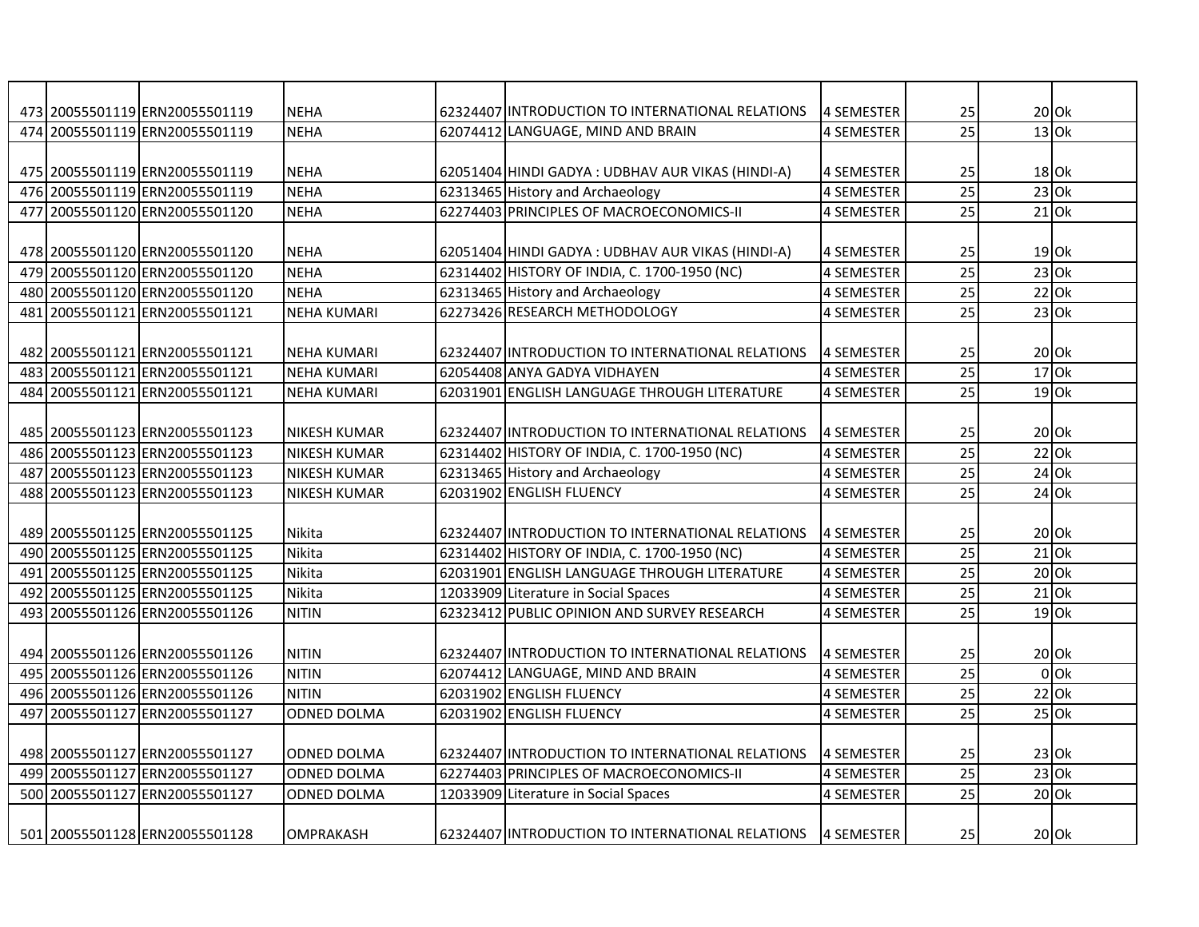| | | | | | | | | | |
|---|---|---|---|---|---|---|---|---|---|
| 473 | 20055501119 | ERN20055501119 | NEHA | 62324407 | INTRODUCTION TO INTERNATIONAL RELATIONS | 4 SEMESTER | 25 | 20 | Ok |
| 474 | 20055501119 | ERN20055501119 | NEHA | 62074412 | LANGUAGE, MIND AND BRAIN | 4 SEMESTER | 25 | 13 | Ok |
| 475 | 20055501119 | ERN20055501119 | NEHA | 62051404 | HINDI GADYA : UDBHAV AUR VIKAS (HINDI-A) | 4 SEMESTER | 25 | 18 | Ok |
| 476 | 20055501119 | ERN20055501119 | NEHA | 62313465 | History and Archaeology | 4 SEMESTER | 25 | 23 | Ok |
| 477 | 20055501120 | ERN20055501120 | NEHA | 62274403 | PRINCIPLES OF MACROECONOMICS-II | 4 SEMESTER | 25 | 21 | Ok |
| 478 | 20055501120 | ERN20055501120 | NEHA | 62051404 | HINDI GADYA : UDBHAV AUR VIKAS (HINDI-A) | 4 SEMESTER | 25 | 19 | Ok |
| 479 | 20055501120 | ERN20055501120 | NEHA | 62314402 | HISTORY OF INDIA, C. 1700-1950 (NC) | 4 SEMESTER | 25 | 23 | Ok |
| 480 | 20055501120 | ERN20055501120 | NEHA | 62313465 | History and Archaeology | 4 SEMESTER | 25 | 22 | Ok |
| 481 | 20055501121 | ERN20055501121 | NEHA KUMARI | 62273426 | RESEARCH METHODOLOGY | 4 SEMESTER | 25 | 23 | Ok |
| 482 | 20055501121 | ERN20055501121 | NEHA KUMARI | 62324407 | INTRODUCTION TO INTERNATIONAL RELATIONS | 4 SEMESTER | 25 | 20 | Ok |
| 483 | 20055501121 | ERN20055501121 | NEHA KUMARI | 62054408 | ANYA GADYA VIDHAYEN | 4 SEMESTER | 25 | 17 | Ok |
| 484 | 20055501121 | ERN20055501121 | NEHA KUMARI | 62031901 | ENGLISH LANGUAGE THROUGH LITERATURE | 4 SEMESTER | 25 | 19 | Ok |
| 485 | 20055501123 | ERN20055501123 | NIKESH KUMAR | 62324407 | INTRODUCTION TO INTERNATIONAL RELATIONS | 4 SEMESTER | 25 | 20 | Ok |
| 486 | 20055501123 | ERN20055501123 | NIKESH KUMAR | 62314402 | HISTORY OF INDIA, C. 1700-1950 (NC) | 4 SEMESTER | 25 | 22 | Ok |
| 487 | 20055501123 | ERN20055501123 | NIKESH KUMAR | 62313465 | History and Archaeology | 4 SEMESTER | 25 | 24 | Ok |
| 488 | 20055501123 | ERN20055501123 | NIKESH KUMAR | 62031902 | ENGLISH FLUENCY | 4 SEMESTER | 25 | 24 | Ok |
| 489 | 20055501125 | ERN20055501125 | Nikita | 62324407 | INTRODUCTION TO INTERNATIONAL RELATIONS | 4 SEMESTER | 25 | 20 | Ok |
| 490 | 20055501125 | ERN20055501125 | Nikita | 62314402 | HISTORY OF INDIA, C. 1700-1950 (NC) | 4 SEMESTER | 25 | 21 | Ok |
| 491 | 20055501125 | ERN20055501125 | Nikita | 62031901 | ENGLISH LANGUAGE THROUGH LITERATURE | 4 SEMESTER | 25 | 20 | Ok |
| 492 | 20055501125 | ERN20055501125 | Nikita | 12033909 | Literature in Social Spaces | 4 SEMESTER | 25 | 21 | Ok |
| 493 | 20055501126 | ERN20055501126 | NITIN | 62323412 | PUBLIC OPINION AND SURVEY RESEARCH | 4 SEMESTER | 25 | 19 | Ok |
| 494 | 20055501126 | ERN20055501126 | NITIN | 62324407 | INTRODUCTION TO INTERNATIONAL RELATIONS | 4 SEMESTER | 25 | 20 | Ok |
| 495 | 20055501126 | ERN20055501126 | NITIN | 62074412 | LANGUAGE, MIND AND BRAIN | 4 SEMESTER | 25 | 0 | Ok |
| 496 | 20055501126 | ERN20055501126 | NITIN | 62031902 | ENGLISH FLUENCY | 4 SEMESTER | 25 | 22 | Ok |
| 497 | 20055501127 | ERN20055501127 | ODNED DOLMA | 62031902 | ENGLISH FLUENCY | 4 SEMESTER | 25 | 25 | Ok |
| 498 | 20055501127 | ERN20055501127 | ODNED DOLMA | 62324407 | INTRODUCTION TO INTERNATIONAL RELATIONS | 4 SEMESTER | 25 | 23 | Ok |
| 499 | 20055501127 | ERN20055501127 | ODNED DOLMA | 62274403 | PRINCIPLES OF MACROECONOMICS-II | 4 SEMESTER | 25 | 23 | Ok |
| 500 | 20055501127 | ERN20055501127 | ODNED DOLMA | 12033909 | Literature in Social Spaces | 4 SEMESTER | 25 | 20 | Ok |
| 501 | 20055501128 | ERN20055501128 | OMPRAKASH | 62324407 | INTRODUCTION TO INTERNATIONAL RELATIONS | 4 SEMESTER | 25 | 20 | Ok |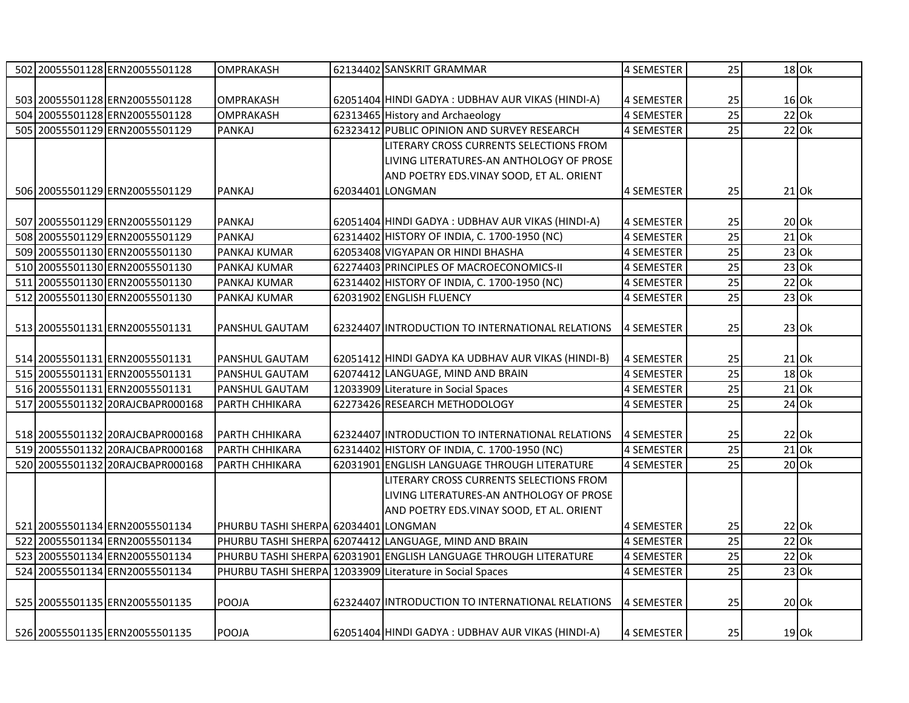| | | | | | | | | |
|---|---|---|---|---|---|---|---|---|
| 502 | 20055501128 | ERN20055501128 | OMPRAKASH | 62134402 | SANSKRIT GRAMMAR | 4 SEMESTER | 25 | 18 Ok |
| 503 | 20055501128 | ERN20055501128 | OMPRAKASH | 62051404 | HINDI GADYA : UDBHAV AUR VIKAS (HINDI-A) | 4 SEMESTER | 25 | 16 Ok |
| 504 | 20055501128 | ERN20055501128 | OMPRAKASH | 62313465 | History and Archaeology | 4 SEMESTER | 25 | 22 Ok |
| 505 | 20055501129 | ERN20055501129 | PANKAJ | 62323412 | PUBLIC OPINION AND SURVEY RESEARCH | 4 SEMESTER | 25 | 22 Ok |
| 506 | 20055501129 | ERN20055501129 | PANKAJ | 62034401 | LITERARY CROSS CURRENTS SELECTIONS FROM LIVING LITERATURES-AN ANTHOLOGY OF PROSE AND POETRY EDS.VINAY SOOD, ET AL. ORIENT LONGMAN | 4 SEMESTER | 25 | 21 Ok |
| 507 | 20055501129 | ERN20055501129 | PANKAJ | 62051404 | HINDI GADYA : UDBHAV AUR VIKAS (HINDI-A) | 4 SEMESTER | 25 | 20 Ok |
| 508 | 20055501129 | ERN20055501129 | PANKAJ | 62314402 | HISTORY OF INDIA, C. 1700-1950 (NC) | 4 SEMESTER | 25 | 21 Ok |
| 509 | 20055501130 | ERN20055501130 | PANKAJ KUMAR | 62053408 | VIGYAPAN OR HINDI BHASHA | 4 SEMESTER | 25 | 23 Ok |
| 510 | 20055501130 | ERN20055501130 | PANKAJ KUMAR | 62274403 | PRINCIPLES OF MACROECONOMICS-II | 4 SEMESTER | 25 | 23 Ok |
| 511 | 20055501130 | ERN20055501130 | PANKAJ KUMAR | 62314402 | HISTORY OF INDIA, C. 1700-1950 (NC) | 4 SEMESTER | 25 | 22 Ok |
| 512 | 20055501130 | ERN20055501130 | PANKAJ KUMAR | 62031902 | ENGLISH FLUENCY | 4 SEMESTER | 25 | 23 Ok |
| 513 | 20055501131 | ERN20055501131 | PANSHUL GAUTAM | 62324407 | INTRODUCTION TO INTERNATIONAL RELATIONS | 4 SEMESTER | 25 | 23 Ok |
| 514 | 20055501131 | ERN20055501131 | PANSHUL GAUTAM | 62051412 | HINDI GADYA KA UDBHAV AUR VIKAS (HINDI-B) | 4 SEMESTER | 25 | 21 Ok |
| 515 | 20055501131 | ERN20055501131 | PANSHUL GAUTAM | 62074412 | LANGUAGE, MIND AND BRAIN | 4 SEMESTER | 25 | 18 Ok |
| 516 | 20055501131 | ERN20055501131 | PANSHUL GAUTAM | 12033909 | Literature in Social Spaces | 4 SEMESTER | 25 | 21 Ok |
| 517 | 20055501132 | 20RAJCBAPR000168 | PARTH CHHIKARA | 62273426 | RESEARCH METHODOLOGY | 4 SEMESTER | 25 | 24 Ok |
| 518 | 20055501132 | 20RAJCBAPR000168 | PARTH CHHIKARA | 62324407 | INTRODUCTION TO INTERNATIONAL RELATIONS | 4 SEMESTER | 25 | 22 Ok |
| 519 | 20055501132 | 20RAJCBAPR000168 | PARTH CHHIKARA | 62314402 | HISTORY OF INDIA, C. 1700-1950 (NC) | 4 SEMESTER | 25 | 21 Ok |
| 520 | 20055501132 | 20RAJCBAPR000168 | PARTH CHHIKARA | 62031901 | ENGLISH LANGUAGE THROUGH LITERATURE | 4 SEMESTER | 25 | 20 Ok |
| 521 | 20055501134 | ERN20055501134 | PHURBU TASHI SHERPA | 62034401 | LITERARY CROSS CURRENTS SELECTIONS FROM LIVING LITERATURES-AN ANTHOLOGY OF PROSE AND POETRY EDS.VINAY SOOD, ET AL. ORIENT LONGMAN | 4 SEMESTER | 25 | 22 Ok |
| 522 | 20055501134 | ERN20055501134 | PHURBU TASHI SHERPA | 62074412 | LANGUAGE, MIND AND BRAIN | 4 SEMESTER | 25 | 22 Ok |
| 523 | 20055501134 | ERN20055501134 | PHURBU TASHI SHERPA | 62031901 | ENGLISH LANGUAGE THROUGH LITERATURE | 4 SEMESTER | 25 | 22 Ok |
| 524 | 20055501134 | ERN20055501134 | PHURBU TASHI SHERPA | 12033909 | Literature in Social Spaces | 4 SEMESTER | 25 | 23 Ok |
| 525 | 20055501135 | ERN20055501135 | POOJA | 62324407 | INTRODUCTION TO INTERNATIONAL RELATIONS | 4 SEMESTER | 25 | 20 Ok |
| 526 | 20055501135 | ERN20055501135 | POOJA | 62051404 | HINDI GADYA : UDBHAV AUR VIKAS (HINDI-A) | 4 SEMESTER | 25 | 19 Ok |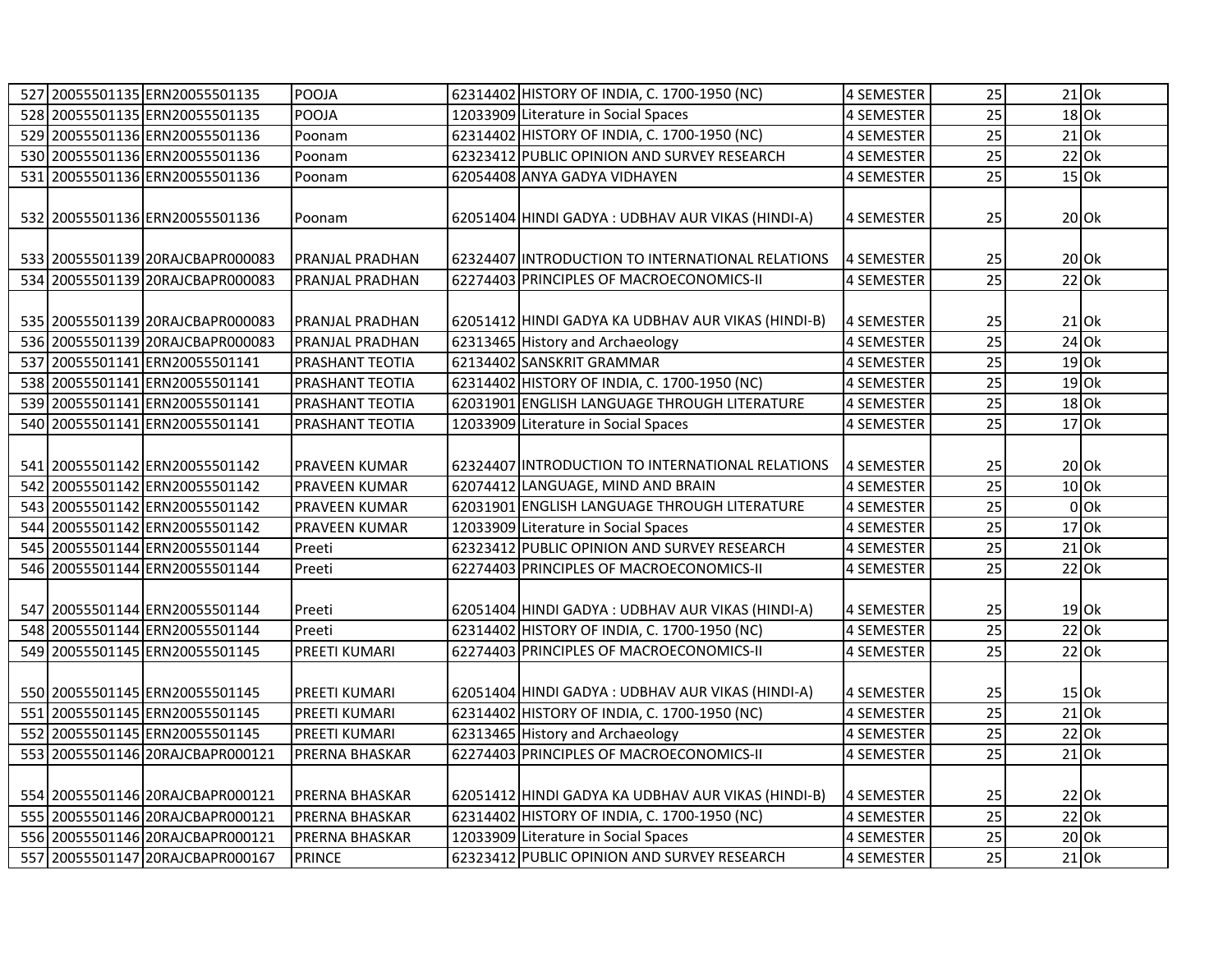| | | | | | | | | | |
|---|---|---|---|---|---|---|---|---|---|
| 527 | 20055501135 | ERN20055501135 | POOJA | 62314402 | HISTORY OF INDIA, C. 1700-1950 (NC) | 4 SEMESTER | 25 | 21 | Ok |
| 528 | 20055501135 | ERN20055501135 | POOJA | 12033909 | Literature in Social Spaces | 4 SEMESTER | 25 | 18 | Ok |
| 529 | 20055501136 | ERN20055501136 | Poonam | 62314402 | HISTORY OF INDIA, C. 1700-1950 (NC) | 4 SEMESTER | 25 | 21 | Ok |
| 530 | 20055501136 | ERN20055501136 | Poonam | 62323412 | PUBLIC OPINION AND SURVEY RESEARCH | 4 SEMESTER | 25 | 22 | Ok |
| 531 | 20055501136 | ERN20055501136 | Poonam | 62054408 | ANYA GADYA VIDHAYEN | 4 SEMESTER | 25 | 15 | Ok |
| 532 | 20055501136 | ERN20055501136 | Poonam | 62051404 | HINDI GADYA : UDBHAV AUR VIKAS (HINDI-A) | 4 SEMESTER | 25 | 20 | Ok |
| 533 | 20055501139 | 20RAJCBAPR000083 | PRANJAL PRADHAN | 62324407 | INTRODUCTION TO INTERNATIONAL RELATIONS | 4 SEMESTER | 25 | 20 | Ok |
| 534 | 20055501139 | 20RAJCBAPR000083 | PRANJAL PRADHAN | 62274403 | PRINCIPLES OF MACROECONOMICS-II | 4 SEMESTER | 25 | 22 | Ok |
| 535 | 20055501139 | 20RAJCBAPR000083 | PRANJAL PRADHAN | 62051412 | HINDI GADYA KA UDBHAV AUR VIKAS (HINDI-B) | 4 SEMESTER | 25 | 21 | Ok |
| 536 | 20055501139 | 20RAJCBAPR000083 | PRANJAL PRADHAN | 62313465 | History and Archaeology | 4 SEMESTER | 25 | 24 | Ok |
| 537 | 20055501141 | ERN20055501141 | PRASHANT TEOTIA | 62134402 | SANSKRIT GRAMMAR | 4 SEMESTER | 25 | 19 | Ok |
| 538 | 20055501141 | ERN20055501141 | PRASHANT TEOTIA | 62314402 | HISTORY OF INDIA, C. 1700-1950 (NC) | 4 SEMESTER | 25 | 19 | Ok |
| 539 | 20055501141 | ERN20055501141 | PRASHANT TEOTIA | 62031901 | ENGLISH LANGUAGE THROUGH LITERATURE | 4 SEMESTER | 25 | 18 | Ok |
| 540 | 20055501141 | ERN20055501141 | PRASHANT TEOTIA | 12033909 | Literature in Social Spaces | 4 SEMESTER | 25 | 17 | Ok |
| 541 | 20055501142 | ERN20055501142 | PRAVEEN KUMAR | 62324407 | INTRODUCTION TO INTERNATIONAL RELATIONS | 4 SEMESTER | 25 | 20 | Ok |
| 542 | 20055501142 | ERN20055501142 | PRAVEEN KUMAR | 62074412 | LANGUAGE, MIND AND BRAIN | 4 SEMESTER | 25 | 10 | Ok |
| 543 | 20055501142 | ERN20055501142 | PRAVEEN KUMAR | 62031901 | ENGLISH LANGUAGE THROUGH LITERATURE | 4 SEMESTER | 25 | 0 | Ok |
| 544 | 20055501142 | ERN20055501142 | PRAVEEN KUMAR | 12033909 | Literature in Social Spaces | 4 SEMESTER | 25 | 17 | Ok |
| 545 | 20055501144 | ERN20055501144 | Preeti | 62323412 | PUBLIC OPINION AND SURVEY RESEARCH | 4 SEMESTER | 25 | 21 | Ok |
| 546 | 20055501144 | ERN20055501144 | Preeti | 62274403 | PRINCIPLES OF MACROECONOMICS-II | 4 SEMESTER | 25 | 22 | Ok |
| 547 | 20055501144 | ERN20055501144 | Preeti | 62051404 | HINDI GADYA : UDBHAV AUR VIKAS (HINDI-A) | 4 SEMESTER | 25 | 19 | Ok |
| 548 | 20055501144 | ERN20055501144 | Preeti | 62314402 | HISTORY OF INDIA, C. 1700-1950 (NC) | 4 SEMESTER | 25 | 22 | Ok |
| 549 | 20055501145 | ERN20055501145 | PREETI KUMARI | 62274403 | PRINCIPLES OF MACROECONOMICS-II | 4 SEMESTER | 25 | 22 | Ok |
| 550 | 20055501145 | ERN20055501145 | PREETI KUMARI | 62051404 | HINDI GADYA : UDBHAV AUR VIKAS (HINDI-A) | 4 SEMESTER | 25 | 15 | Ok |
| 551 | 20055501145 | ERN20055501145 | PREETI KUMARI | 62314402 | HISTORY OF INDIA, C. 1700-1950 (NC) | 4 SEMESTER | 25 | 21 | Ok |
| 552 | 20055501145 | ERN20055501145 | PREETI KUMARI | 62313465 | History and Archaeology | 4 SEMESTER | 25 | 22 | Ok |
| 553 | 20055501146 | 20RAJCBAPR000121 | PRERNA BHASKAR | 62274403 | PRINCIPLES OF MACROECONOMICS-II | 4 SEMESTER | 25 | 21 | Ok |
| 554 | 20055501146 | 20RAJCBAPR000121 | PRERNA BHASKAR | 62051412 | HINDI GADYA KA UDBHAV AUR VIKAS (HINDI-B) | 4 SEMESTER | 25 | 22 | Ok |
| 555 | 20055501146 | 20RAJCBAPR000121 | PRERNA BHASKAR | 62314402 | HISTORY OF INDIA, C. 1700-1950 (NC) | 4 SEMESTER | 25 | 22 | Ok |
| 556 | 20055501146 | 20RAJCBAPR000121 | PRERNA BHASKAR | 12033909 | Literature in Social Spaces | 4 SEMESTER | 25 | 20 | Ok |
| 557 | 20055501147 | 20RAJCBAPR000167 | PRINCE | 62323412 | PUBLIC OPINION AND SURVEY RESEARCH | 4 SEMESTER | 25 | 21 | Ok |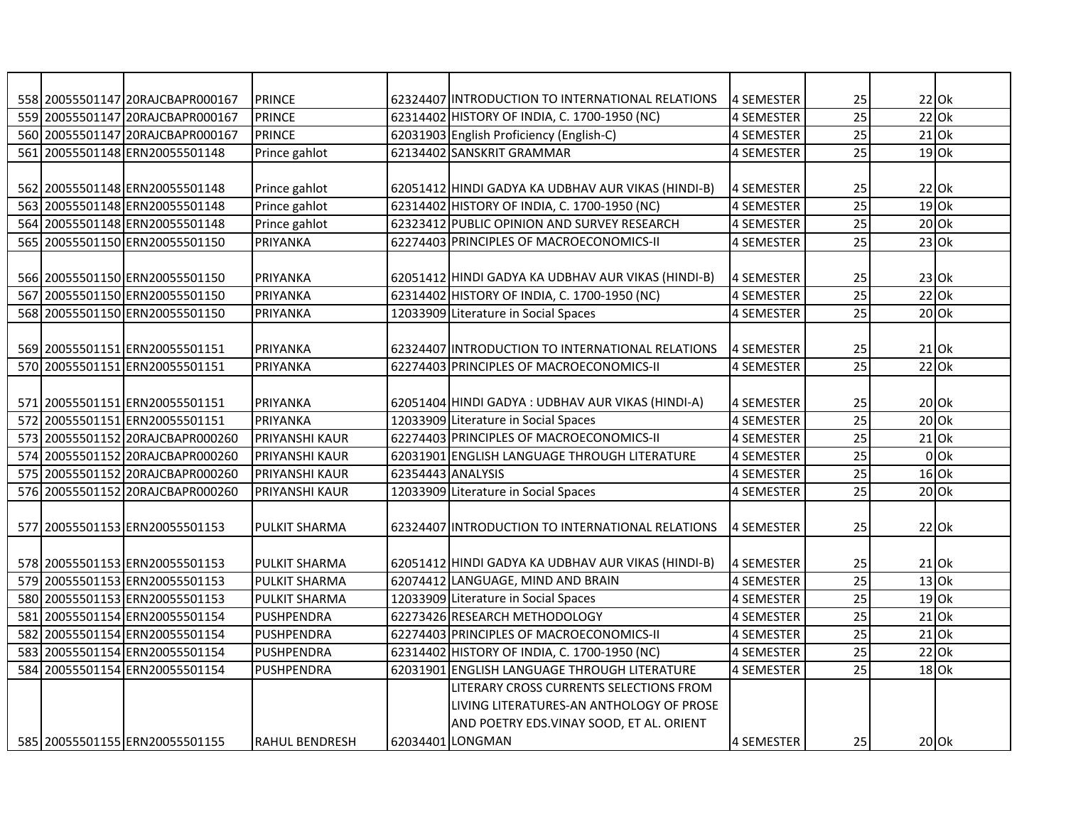| | | | | | | | | | |
|---|---|---|---|---|---|---|---|---|---|
| 558 | 20055501147 | 20RAJCBAPR000167 | PRINCE | 62324407 | INTRODUCTION TO INTERNATIONAL RELATIONS | 4 SEMESTER | 25 | 22 | Ok |
| 559 | 20055501147 | 20RAJCBAPR000167 | PRINCE | 62314402 | HISTORY OF INDIA, C. 1700-1950 (NC) | 4 SEMESTER | 25 | 22 | Ok |
| 560 | 20055501147 | 20RAJCBAPR000167 | PRINCE | 62031903 | English Proficiency (English-C) | 4 SEMESTER | 25 | 21 | Ok |
| 561 | 20055501148 | ERN20055501148 | Prince gahlot | 62134402 | SANSKRIT GRAMMAR | 4 SEMESTER | 25 | 19 | Ok |
| 562 | 20055501148 | ERN20055501148 | Prince gahlot | 62051412 | HINDI GADYA KA UDBHAV AUR VIKAS (HINDI-B) | 4 SEMESTER | 25 | 22 | Ok |
| 563 | 20055501148 | ERN20055501148 | Prince gahlot | 62314402 | HISTORY OF INDIA, C. 1700-1950 (NC) | 4 SEMESTER | 25 | 19 | Ok |
| 564 | 20055501148 | ERN20055501148 | Prince gahlot | 62323412 | PUBLIC OPINION AND SURVEY RESEARCH | 4 SEMESTER | 25 | 20 | Ok |
| 565 | 20055501150 | ERN20055501150 | PRIYANKA | 62274403 | PRINCIPLES OF MACROECONOMICS-II | 4 SEMESTER | 25 | 23 | Ok |
| 566 | 20055501150 | ERN20055501150 | PRIYANKA | 62051412 | HINDI GADYA KA UDBHAV AUR VIKAS (HINDI-B) | 4 SEMESTER | 25 | 23 | Ok |
| 567 | 20055501150 | ERN20055501150 | PRIYANKA | 62314402 | HISTORY OF INDIA, C. 1700-1950 (NC) | 4 SEMESTER | 25 | 22 | Ok |
| 568 | 20055501150 | ERN20055501150 | PRIYANKA | 12033909 | Literature in Social Spaces | 4 SEMESTER | 25 | 20 | Ok |
| 569 | 20055501151 | ERN20055501151 | PRIYANKA | 62324407 | INTRODUCTION TO INTERNATIONAL RELATIONS | 4 SEMESTER | 25 | 21 | Ok |
| 570 | 20055501151 | ERN20055501151 | PRIYANKA | 62274403 | PRINCIPLES OF MACROECONOMICS-II | 4 SEMESTER | 25 | 22 | Ok |
| 571 | 20055501151 | ERN20055501151 | PRIYANKA | 62051404 | HINDI GADYA : UDBHAV AUR VIKAS (HINDI-A) | 4 SEMESTER | 25 | 20 | Ok |
| 572 | 20055501151 | ERN20055501151 | PRIYANKA | 12033909 | Literature in Social Spaces | 4 SEMESTER | 25 | 20 | Ok |
| 573 | 20055501152 | 20RAJCBAPR000260 | PRIYANSHI KAUR | 62274403 | PRINCIPLES OF MACROECONOMICS-II | 4 SEMESTER | 25 | 21 | Ok |
| 574 | 20055501152 | 20RAJCBAPR000260 | PRIYANSHI KAUR | 62031901 | ENGLISH LANGUAGE THROUGH LITERATURE | 4 SEMESTER | 25 | 0 | Ok |
| 575 | 20055501152 | 20RAJCBAPR000260 | PRIYANSHI KAUR | 62354443 | ANALYSIS | 4 SEMESTER | 25 | 16 | Ok |
| 576 | 20055501152 | 20RAJCBAPR000260 | PRIYANSHI KAUR | 12033909 | Literature in Social Spaces | 4 SEMESTER | 25 | 20 | Ok |
| 577 | 20055501153 | ERN20055501153 | PULKIT SHARMA | 62324407 | INTRODUCTION TO INTERNATIONAL RELATIONS | 4 SEMESTER | 25 | 22 | Ok |
| 578 | 20055501153 | ERN20055501153 | PULKIT SHARMA | 62051412 | HINDI GADYA KA UDBHAV AUR VIKAS (HINDI-B) | 4 SEMESTER | 25 | 21 | Ok |
| 579 | 20055501153 | ERN20055501153 | PULKIT SHARMA | 62074412 | LANGUAGE, MIND AND BRAIN | 4 SEMESTER | 25 | 13 | Ok |
| 580 | 20055501153 | ERN20055501153 | PULKIT SHARMA | 12033909 | Literature in Social Spaces | 4 SEMESTER | 25 | 19 | Ok |
| 581 | 20055501154 | ERN20055501154 | PUSHPENDRA | 62273426 | RESEARCH METHODOLOGY | 4 SEMESTER | 25 | 21 | Ok |
| 582 | 20055501154 | ERN20055501154 | PUSHPENDRA | 62274403 | PRINCIPLES OF MACROECONOMICS-II | 4 SEMESTER | 25 | 21 | Ok |
| 583 | 20055501154 | ERN20055501154 | PUSHPENDRA | 62314402 | HISTORY OF INDIA, C. 1700-1950 (NC) | 4 SEMESTER | 25 | 22 | Ok |
| 584 | 20055501154 | ERN20055501154 | PUSHPENDRA | 62031901 | ENGLISH LANGUAGE THROUGH LITERATURE | 4 SEMESTER | 25 | 18 | Ok |
| 585 | 20055501155 | ERN20055501155 | RAHUL BENDRESH | 62034401 | LITERARY CROSS CURRENTS SELECTIONS FROM LIVING LITERATURES-AN ANTHOLOGY OF PROSE AND POETRY EDS.VINAY SOOD, ET AL. ORIENT LONGMAN | 4 SEMESTER | 25 | 20 | Ok |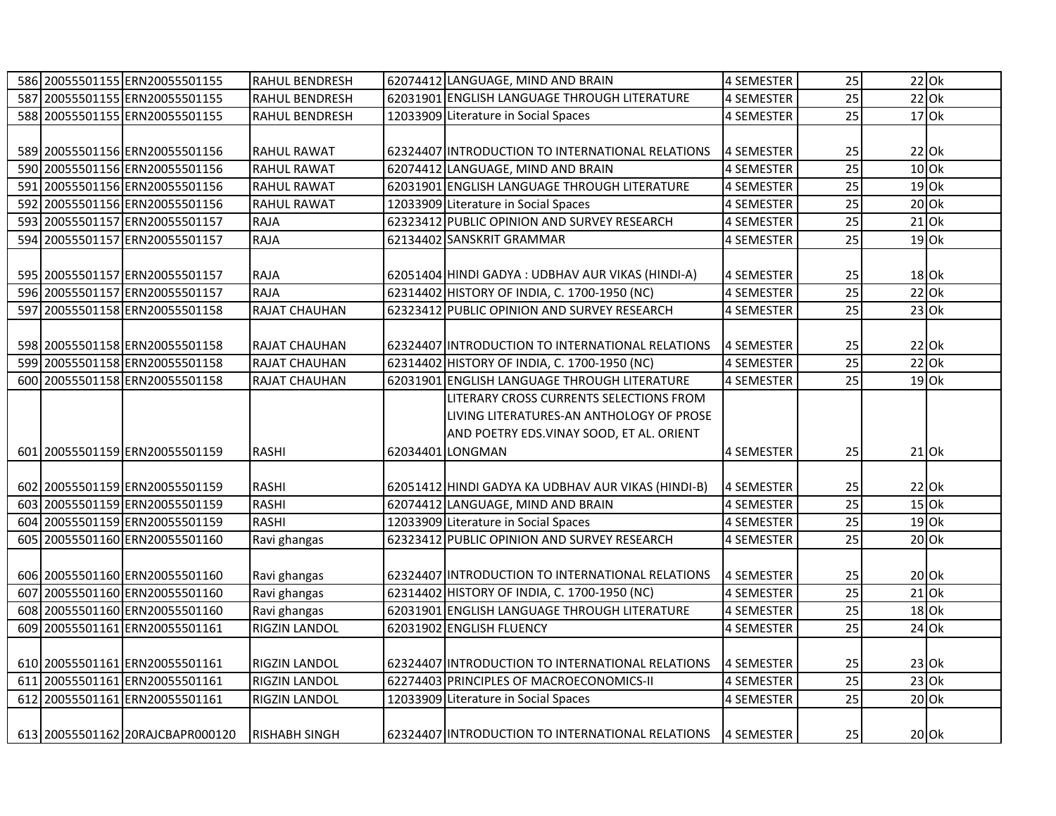| | | | | | | | | | |
|---|---|---|---|---|---|---|---|---|---|
| 586 | 20055501155 | ERN20055501155 | RAHUL BENDRESH | 62074412 | LANGUAGE, MIND AND BRAIN | 4 SEMESTER | 25 | 22 | Ok |
| 587 | 20055501155 | ERN20055501155 | RAHUL BENDRESH | 62031901 | ENGLISH LANGUAGE THROUGH LITERATURE | 4 SEMESTER | 25 | 22 | Ok |
| 588 | 20055501155 | ERN20055501155 | RAHUL BENDRESH | 12033909 | Literature in Social Spaces | 4 SEMESTER | 25 | 17 | Ok |
| 589 | 20055501156 | ERN20055501156 | RAHUL RAWAT | 62324407 | INTRODUCTION TO INTERNATIONAL RELATIONS | 4 SEMESTER | 25 | 22 | Ok |
| 590 | 20055501156 | ERN20055501156 | RAHUL RAWAT | 62074412 | LANGUAGE, MIND AND BRAIN | 4 SEMESTER | 25 | 10 | Ok |
| 591 | 20055501156 | ERN20055501156 | RAHUL RAWAT | 62031901 | ENGLISH LANGUAGE THROUGH LITERATURE | 4 SEMESTER | 25 | 19 | Ok |
| 592 | 20055501156 | ERN20055501156 | RAHUL RAWAT | 12033909 | Literature in Social Spaces | 4 SEMESTER | 25 | 20 | Ok |
| 593 | 20055501157 | ERN20055501157 | RAJA | 62323412 | PUBLIC OPINION AND SURVEY RESEARCH | 4 SEMESTER | 25 | 21 | Ok |
| 594 | 20055501157 | ERN20055501157 | RAJA | 62134402 | SANSKRIT GRAMMAR | 4 SEMESTER | 25 | 19 | Ok |
| 595 | 20055501157 | ERN20055501157 | RAJA | 62051404 | HINDI GADYA : UDBHAV AUR VIKAS (HINDI-A) | 4 SEMESTER | 25 | 18 | Ok |
| 596 | 20055501157 | ERN20055501157 | RAJA | 62314402 | HISTORY OF INDIA, C. 1700-1950 (NC) | 4 SEMESTER | 25 | 22 | Ok |
| 597 | 20055501158 | ERN20055501158 | RAJAT CHAUHAN | 62323412 | PUBLIC OPINION AND SURVEY RESEARCH | 4 SEMESTER | 25 | 23 | Ok |
| 598 | 20055501158 | ERN20055501158 | RAJAT CHAUHAN | 62324407 | INTRODUCTION TO INTERNATIONAL RELATIONS | 4 SEMESTER | 25 | 22 | Ok |
| 599 | 20055501158 | ERN20055501158 | RAJAT CHAUHAN | 62314402 | HISTORY OF INDIA, C. 1700-1950 (NC) | 4 SEMESTER | 25 | 22 | Ok |
| 600 | 20055501158 | ERN20055501158 | RAJAT CHAUHAN | 62031901 | ENGLISH LANGUAGE THROUGH LITERATURE | 4 SEMESTER | 25 | 19 | Ok |
| 601 | 20055501159 | ERN20055501159 | RASHI | 62034401 | LITERARY CROSS CURRENTS SELECTIONS FROM LIVING LITERATURES-AN ANTHOLOGY OF PROSE AND POETRY EDS.VINAY SOOD, ET AL. ORIENT LONGMAN | 4 SEMESTER | 25 | 21 | Ok |
| 602 | 20055501159 | ERN20055501159 | RASHI | 62051412 | HINDI GADYA KA UDBHAV AUR VIKAS (HINDI-B) | 4 SEMESTER | 25 | 22 | Ok |
| 603 | 20055501159 | ERN20055501159 | RASHI | 62074412 | LANGUAGE, MIND AND BRAIN | 4 SEMESTER | 25 | 15 | Ok |
| 604 | 20055501159 | ERN20055501159 | RASHI | 12033909 | Literature in Social Spaces | 4 SEMESTER | 25 | 19 | Ok |
| 605 | 20055501160 | ERN20055501160 | Ravi ghangas | 62323412 | PUBLIC OPINION AND SURVEY RESEARCH | 4 SEMESTER | 25 | 20 | Ok |
| 606 | 20055501160 | ERN20055501160 | Ravi ghangas | 62324407 | INTRODUCTION TO INTERNATIONAL RELATIONS | 4 SEMESTER | 25 | 20 | Ok |
| 607 | 20055501160 | ERN20055501160 | Ravi ghangas | 62314402 | HISTORY OF INDIA, C. 1700-1950 (NC) | 4 SEMESTER | 25 | 21 | Ok |
| 608 | 20055501160 | ERN20055501160 | Ravi ghangas | 62031901 | ENGLISH LANGUAGE THROUGH LITERATURE | 4 SEMESTER | 25 | 18 | Ok |
| 609 | 20055501161 | ERN20055501161 | RIGZIN LANDOL | 62031902 | ENGLISH FLUENCY | 4 SEMESTER | 25 | 24 | Ok |
| 610 | 20055501161 | ERN20055501161 | RIGZIN LANDOL | 62324407 | INTRODUCTION TO INTERNATIONAL RELATIONS | 4 SEMESTER | 25 | 23 | Ok |
| 611 | 20055501161 | ERN20055501161 | RIGZIN LANDOL | 62274403 | PRINCIPLES OF MACROECONOMICS-II | 4 SEMESTER | 25 | 23 | Ok |
| 612 | 20055501161 | ERN20055501161 | RIGZIN LANDOL | 12033909 | Literature in Social Spaces | 4 SEMESTER | 25 | 20 | Ok |
| 613 | 20055501162 | 20RAJCBAPR000120 | RISHABH SINGH | 62324407 | INTRODUCTION TO INTERNATIONAL RELATIONS | 4 SEMESTER | 25 | 20 | Ok |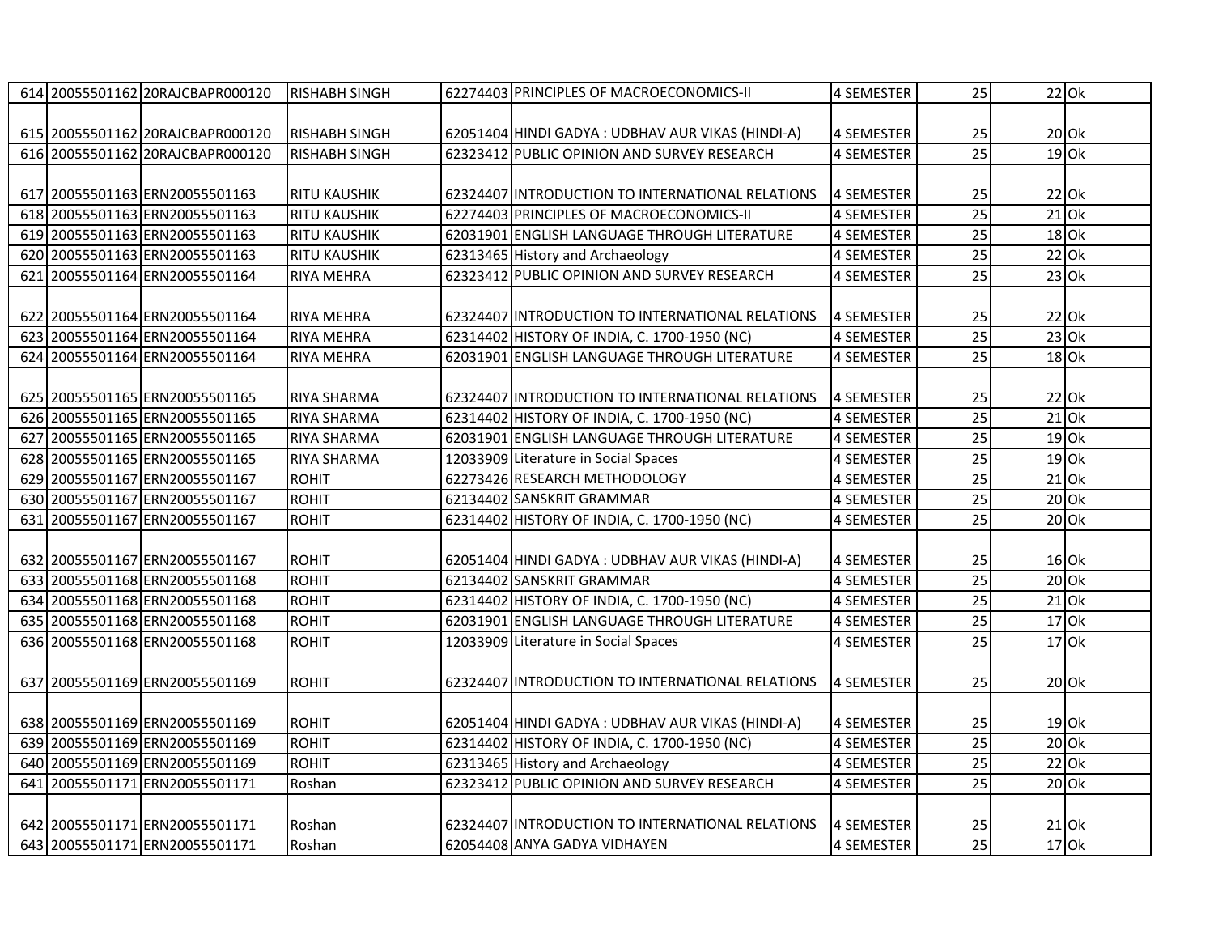| | | | | | | | | | |
|---|---|---|---|---|---|---|---|---|---|
| 614 | 20055501162 | 20RAJCBAPR000120 | RISHABH SINGH | 62274403 | PRINCIPLES OF MACROECONOMICS-II | 4 SEMESTER | 25 | 22 | Ok |
| 615 | 20055501162 | 20RAJCBAPR000120 | RISHABH SINGH | 62051404 | HINDI GADYA : UDBHAV AUR VIKAS (HINDI-A) | 4 SEMESTER | 25 | 20 | Ok |
| 616 | 20055501162 | 20RAJCBAPR000120 | RISHABH SINGH | 62323412 | PUBLIC OPINION AND SURVEY RESEARCH | 4 SEMESTER | 25 | 19 | Ok |
| 617 | 20055501163 | ERN20055501163 | RITU KAUSHIK | 62324407 | INTRODUCTION TO INTERNATIONAL RELATIONS | 4 SEMESTER | 25 | 22 | Ok |
| 618 | 20055501163 | ERN20055501163 | RITU KAUSHIK | 62274403 | PRINCIPLES OF MACROECONOMICS-II | 4 SEMESTER | 25 | 21 | Ok |
| 619 | 20055501163 | ERN20055501163 | RITU KAUSHIK | 62031901 | ENGLISH LANGUAGE THROUGH LITERATURE | 4 SEMESTER | 25 | 18 | Ok |
| 620 | 20055501163 | ERN20055501163 | RITU KAUSHIK | 62313465 | History and Archaeology | 4 SEMESTER | 25 | 22 | Ok |
| 621 | 20055501164 | ERN20055501164 | RIYA MEHRA | 62323412 | PUBLIC OPINION AND SURVEY RESEARCH | 4 SEMESTER | 25 | 23 | Ok |
| 622 | 20055501164 | ERN20055501164 | RIYA MEHRA | 62324407 | INTRODUCTION TO INTERNATIONAL RELATIONS | 4 SEMESTER | 25 | 22 | Ok |
| 623 | 20055501164 | ERN20055501164 | RIYA MEHRA | 62314402 | HISTORY OF INDIA, C. 1700-1950 (NC) | 4 SEMESTER | 25 | 23 | Ok |
| 624 | 20055501164 | ERN20055501164 | RIYA MEHRA | 62031901 | ENGLISH LANGUAGE THROUGH LITERATURE | 4 SEMESTER | 25 | 18 | Ok |
| 625 | 20055501165 | ERN20055501165 | RIYA SHARMA | 62324407 | INTRODUCTION TO INTERNATIONAL RELATIONS | 4 SEMESTER | 25 | 22 | Ok |
| 626 | 20055501165 | ERN20055501165 | RIYA SHARMA | 62314402 | HISTORY OF INDIA, C. 1700-1950 (NC) | 4 SEMESTER | 25 | 21 | Ok |
| 627 | 20055501165 | ERN20055501165 | RIYA SHARMA | 62031901 | ENGLISH LANGUAGE THROUGH LITERATURE | 4 SEMESTER | 25 | 19 | Ok |
| 628 | 20055501165 | ERN20055501165 | RIYA SHARMA | 12033909 | Literature in Social Spaces | 4 SEMESTER | 25 | 19 | Ok |
| 629 | 20055501167 | ERN20055501167 | ROHIT | 62273426 | RESEARCH METHODOLOGY | 4 SEMESTER | 25 | 21 | Ok |
| 630 | 20055501167 | ERN20055501167 | ROHIT | 62134402 | SANSKRIT GRAMMAR | 4 SEMESTER | 25 | 20 | Ok |
| 631 | 20055501167 | ERN20055501167 | ROHIT | 62314402 | HISTORY OF INDIA, C. 1700-1950 (NC) | 4 SEMESTER | 25 | 20 | Ok |
| 632 | 20055501167 | ERN20055501167 | ROHIT | 62051404 | HINDI GADYA : UDBHAV AUR VIKAS (HINDI-A) | 4 SEMESTER | 25 | 16 | Ok |
| 633 | 20055501168 | ERN20055501168 | ROHIT | 62134402 | SANSKRIT GRAMMAR | 4 SEMESTER | 25 | 20 | Ok |
| 634 | 20055501168 | ERN20055501168 | ROHIT | 62314402 | HISTORY OF INDIA, C. 1700-1950 (NC) | 4 SEMESTER | 25 | 21 | Ok |
| 635 | 20055501168 | ERN20055501168 | ROHIT | 62031901 | ENGLISH LANGUAGE THROUGH LITERATURE | 4 SEMESTER | 25 | 17 | Ok |
| 636 | 20055501168 | ERN20055501168 | ROHIT | 12033909 | Literature in Social Spaces | 4 SEMESTER | 25 | 17 | Ok |
| 637 | 20055501169 | ERN20055501169 | ROHIT | 62324407 | INTRODUCTION TO INTERNATIONAL RELATIONS | 4 SEMESTER | 25 | 20 | Ok |
| 638 | 20055501169 | ERN20055501169 | ROHIT | 62051404 | HINDI GADYA : UDBHAV AUR VIKAS (HINDI-A) | 4 SEMESTER | 25 | 19 | Ok |
| 639 | 20055501169 | ERN20055501169 | ROHIT | 62314402 | HISTORY OF INDIA, C. 1700-1950 (NC) | 4 SEMESTER | 25 | 20 | Ok |
| 640 | 20055501169 | ERN20055501169 | ROHIT | 62313465 | History and Archaeology | 4 SEMESTER | 25 | 22 | Ok |
| 641 | 20055501171 | ERN20055501171 | Roshan | 62323412 | PUBLIC OPINION AND SURVEY RESEARCH | 4 SEMESTER | 25 | 20 | Ok |
| 642 | 20055501171 | ERN20055501171 | Roshan | 62324407 | INTRODUCTION TO INTERNATIONAL RELATIONS | 4 SEMESTER | 25 | 21 | Ok |
| 643 | 20055501171 | ERN20055501171 | Roshan | 62054408 | ANYA GADYA VIDHAYEN | 4 SEMESTER | 25 | 17 | Ok |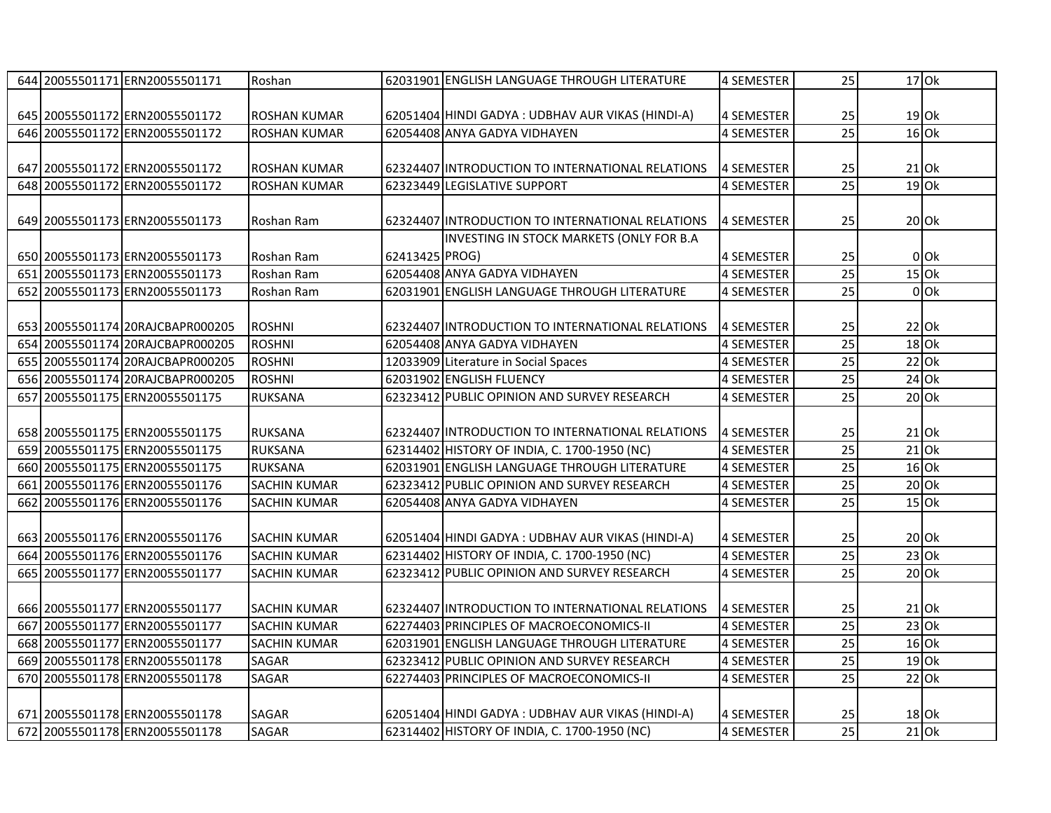| | | | | | | | | | |
|---|---|---|---|---|---|---|---|---|---|
| 644 | 20055501171 | ERN20055501171 | Roshan | 62031901 | ENGLISH LANGUAGE THROUGH LITERATURE | 4 SEMESTER | 25 | 17 | Ok |
| 645 | 20055501172 | ERN20055501172 | ROSHAN KUMAR | 62051404 | HINDI GADYA : UDBHAV AUR VIKAS (HINDI-A) | 4 SEMESTER | 25 | 19 | Ok |
| 646 | 20055501172 | ERN20055501172 | ROSHAN KUMAR | 62054408 | ANYA GADYA VIDHAYEN | 4 SEMESTER | 25 | 16 | Ok |
| 647 | 20055501172 | ERN20055501172 | ROSHAN KUMAR | 62324407 | INTRODUCTION TO INTERNATIONAL RELATIONS | 4 SEMESTER | 25 | 21 | Ok |
| 648 | 20055501172 | ERN20055501172 | ROSHAN KUMAR | 62323449 | LEGISLATIVE SUPPORT | 4 SEMESTER | 25 | 19 | Ok |
| 649 | 20055501173 | ERN20055501173 | Roshan Ram | 62324407 | INTRODUCTION TO INTERNATIONAL RELATIONS | 4 SEMESTER | 25 | 20 | Ok |
| 650 | 20055501173 | ERN20055501173 | Roshan Ram | 62413425 | INVESTING IN STOCK MARKETS (ONLY FOR B.A PROG) | 4 SEMESTER | 25 | 0 | Ok |
| 651 | 20055501173 | ERN20055501173 | Roshan Ram | 62054408 | ANYA GADYA VIDHAYEN | 4 SEMESTER | 25 | 15 | Ok |
| 652 | 20055501173 | ERN20055501173 | Roshan Ram | 62031901 | ENGLISH LANGUAGE THROUGH LITERATURE | 4 SEMESTER | 25 | 0 | Ok |
| 653 | 20055501174 | 20RAJCBAPR000205 | ROSHNI | 62324407 | INTRODUCTION TO INTERNATIONAL RELATIONS | 4 SEMESTER | 25 | 22 | Ok |
| 654 | 20055501174 | 20RAJCBAPR000205 | ROSHNI | 62054408 | ANYA GADYA VIDHAYEN | 4 SEMESTER | 25 | 18 | Ok |
| 655 | 20055501174 | 20RAJCBAPR000205 | ROSHNI | 12033909 | Literature in Social Spaces | 4 SEMESTER | 25 | 22 | Ok |
| 656 | 20055501174 | 20RAJCBAPR000205 | ROSHNI | 62031902 | ENGLISH FLUENCY | 4 SEMESTER | 25 | 24 | Ok |
| 657 | 20055501175 | ERN20055501175 | RUKSANA | 62323412 | PUBLIC OPINION AND SURVEY RESEARCH | 4 SEMESTER | 25 | 20 | Ok |
| 658 | 20055501175 | ERN20055501175 | RUKSANA | 62324407 | INTRODUCTION TO INTERNATIONAL RELATIONS | 4 SEMESTER | 25 | 21 | Ok |
| 659 | 20055501175 | ERN20055501175 | RUKSANA | 62314402 | HISTORY OF INDIA, C. 1700-1950 (NC) | 4 SEMESTER | 25 | 21 | Ok |
| 660 | 20055501175 | ERN20055501175 | RUKSANA | 62031901 | ENGLISH LANGUAGE THROUGH LITERATURE | 4 SEMESTER | 25 | 16 | Ok |
| 661 | 20055501176 | ERN20055501176 | SACHIN KUMAR | 62323412 | PUBLIC OPINION AND SURVEY RESEARCH | 4 SEMESTER | 25 | 20 | Ok |
| 662 | 20055501176 | ERN20055501176 | SACHIN KUMAR | 62054408 | ANYA GADYA VIDHAYEN | 4 SEMESTER | 25 | 15 | Ok |
| 663 | 20055501176 | ERN20055501176 | SACHIN KUMAR | 62051404 | HINDI GADYA : UDBHAV AUR VIKAS (HINDI-A) | 4 SEMESTER | 25 | 20 | Ok |
| 664 | 20055501176 | ERN20055501176 | SACHIN KUMAR | 62314402 | HISTORY OF INDIA, C. 1700-1950 (NC) | 4 SEMESTER | 25 | 23 | Ok |
| 665 | 20055501177 | ERN20055501177 | SACHIN KUMAR | 62323412 | PUBLIC OPINION AND SURVEY RESEARCH | 4 SEMESTER | 25 | 20 | Ok |
| 666 | 20055501177 | ERN20055501177 | SACHIN KUMAR | 62324407 | INTRODUCTION TO INTERNATIONAL RELATIONS | 4 SEMESTER | 25 | 21 | Ok |
| 667 | 20055501177 | ERN20055501177 | SACHIN KUMAR | 62274403 | PRINCIPLES OF MACROECONOMICS-II | 4 SEMESTER | 25 | 23 | Ok |
| 668 | 20055501177 | ERN20055501177 | SACHIN KUMAR | 62031901 | ENGLISH LANGUAGE THROUGH LITERATURE | 4 SEMESTER | 25 | 16 | Ok |
| 669 | 20055501178 | ERN20055501178 | SAGAR | 62323412 | PUBLIC OPINION AND SURVEY RESEARCH | 4 SEMESTER | 25 | 19 | Ok |
| 670 | 20055501178 | ERN20055501178 | SAGAR | 62274403 | PRINCIPLES OF MACROECONOMICS-II | 4 SEMESTER | 25 | 22 | Ok |
| 671 | 20055501178 | ERN20055501178 | SAGAR | 62051404 | HINDI GADYA : UDBHAV AUR VIKAS (HINDI-A) | 4 SEMESTER | 25 | 18 | Ok |
| 672 | 20055501178 | ERN20055501178 | SAGAR | 62314402 | HISTORY OF INDIA, C. 1700-1950 (NC) | 4 SEMESTER | 25 | 21 | Ok |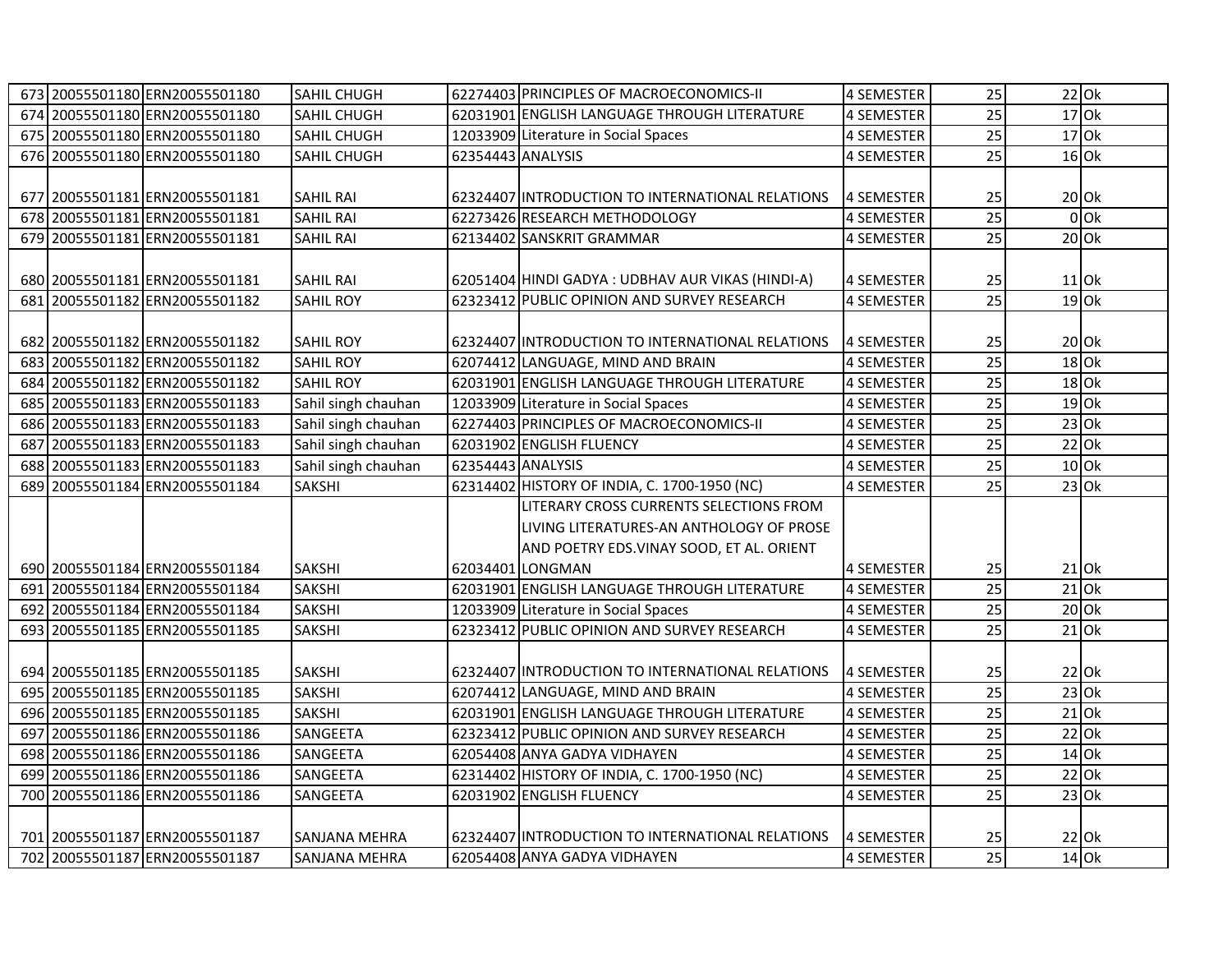| | | | | | | | | | |
|---|---|---|---|---|---|---|---|---|---|
| 673 | 20055501180 | ERN20055501180 | SAHIL CHUGH | 62274403 | PRINCIPLES OF MACROECONOMICS-II | 4 SEMESTER | 25 | 22 | Ok |
| 674 | 20055501180 | ERN20055501180 | SAHIL CHUGH | 62031901 | ENGLISH LANGUAGE THROUGH LITERATURE | 4 SEMESTER | 25 | 17 | Ok |
| 675 | 20055501180 | ERN20055501180 | SAHIL CHUGH | 12033909 | Literature in Social Spaces | 4 SEMESTER | 25 | 17 | Ok |
| 676 | 20055501180 | ERN20055501180 | SAHIL CHUGH | 62354443 | ANALYSIS | 4 SEMESTER | 25 | 16 | Ok |
| 677 | 20055501181 | ERN20055501181 | SAHIL RAI | 62324407 | INTRODUCTION TO INTERNATIONAL RELATIONS | 4 SEMESTER | 25 | 20 | Ok |
| 678 | 20055501181 | ERN20055501181 | SAHIL RAI | 62273426 | RESEARCH METHODOLOGY | 4 SEMESTER | 25 | 0 | Ok |
| 679 | 20055501181 | ERN20055501181 | SAHIL RAI | 62134402 | SANSKRIT GRAMMAR | 4 SEMESTER | 25 | 20 | Ok |
| 680 | 20055501181 | ERN20055501181 | SAHIL RAI | 62051404 | HINDI GADYA : UDBHAV AUR VIKAS (HINDI-A) | 4 SEMESTER | 25 | 11 | Ok |
| 681 | 20055501182 | ERN20055501182 | SAHIL ROY | 62323412 | PUBLIC OPINION AND SURVEY RESEARCH | 4 SEMESTER | 25 | 19 | Ok |
| 682 | 20055501182 | ERN20055501182 | SAHIL ROY | 62324407 | INTRODUCTION TO INTERNATIONAL RELATIONS | 4 SEMESTER | 25 | 20 | Ok |
| 683 | 20055501182 | ERN20055501182 | SAHIL ROY | 62074412 | LANGUAGE, MIND AND BRAIN | 4 SEMESTER | 25 | 18 | Ok |
| 684 | 20055501182 | ERN20055501182 | SAHIL ROY | 62031901 | ENGLISH LANGUAGE THROUGH LITERATURE | 4 SEMESTER | 25 | 18 | Ok |
| 685 | 20055501183 | ERN20055501183 | Sahil singh chauhan | 12033909 | Literature in Social Spaces | 4 SEMESTER | 25 | 19 | Ok |
| 686 | 20055501183 | ERN20055501183 | Sahil singh chauhan | 62274403 | PRINCIPLES OF MACROECONOMICS-II | 4 SEMESTER | 25 | 23 | Ok |
| 687 | 20055501183 | ERN20055501183 | Sahil singh chauhan | 62031902 | ENGLISH FLUENCY | 4 SEMESTER | 25 | 22 | Ok |
| 688 | 20055501183 | ERN20055501183 | Sahil singh chauhan | 62354443 | ANALYSIS | 4 SEMESTER | 25 | 10 | Ok |
| 689 | 20055501184 | ERN20055501184 | SAKSHI | 62314402 | HISTORY OF INDIA, C. 1700-1950 (NC) | 4 SEMESTER | 25 | 23 | Ok |
| 690 | 20055501184 | ERN20055501184 | SAKSHI | 62034401 | LITERARY CROSS CURRENTS SELECTIONS FROM LIVING LITERATURES-AN ANTHOLOGY OF PROSE AND POETRY EDS.VINAY SOOD, ET AL. ORIENT LONGMAN | 4 SEMESTER | 25 | 21 | Ok |
| 691 | 20055501184 | ERN20055501184 | SAKSHI | 62031901 | ENGLISH LANGUAGE THROUGH LITERATURE | 4 SEMESTER | 25 | 21 | Ok |
| 692 | 20055501184 | ERN20055501184 | SAKSHI | 12033909 | Literature in Social Spaces | 4 SEMESTER | 25 | 20 | Ok |
| 693 | 20055501185 | ERN20055501185 | SAKSHI | 62323412 | PUBLIC OPINION AND SURVEY RESEARCH | 4 SEMESTER | 25 | 21 | Ok |
| 694 | 20055501185 | ERN20055501185 | SAKSHI | 62324407 | INTRODUCTION TO INTERNATIONAL RELATIONS | 4 SEMESTER | 25 | 22 | Ok |
| 695 | 20055501185 | ERN20055501185 | SAKSHI | 62074412 | LANGUAGE, MIND AND BRAIN | 4 SEMESTER | 25 | 23 | Ok |
| 696 | 20055501185 | ERN20055501185 | SAKSHI | 62031901 | ENGLISH LANGUAGE THROUGH LITERATURE | 4 SEMESTER | 25 | 21 | Ok |
| 697 | 20055501186 | ERN20055501186 | SANGEETA | 62323412 | PUBLIC OPINION AND SURVEY RESEARCH | 4 SEMESTER | 25 | 22 | Ok |
| 698 | 20055501186 | ERN20055501186 | SANGEETA | 62054408 | ANYA GADYA VIDHAYEN | 4 SEMESTER | 25 | 14 | Ok |
| 699 | 20055501186 | ERN20055501186 | SANGEETA | 62314402 | HISTORY OF INDIA, C. 1700-1950 (NC) | 4 SEMESTER | 25 | 22 | Ok |
| 700 | 20055501186 | ERN20055501186 | SANGEETA | 62031902 | ENGLISH FLUENCY | 4 SEMESTER | 25 | 23 | Ok |
| 701 | 20055501187 | ERN20055501187 | SANJANA MEHRA | 62324407 | INTRODUCTION TO INTERNATIONAL RELATIONS | 4 SEMESTER | 25 | 22 | Ok |
| 702 | 20055501187 | ERN20055501187 | SANJANA MEHRA | 62054408 | ANYA GADYA VIDHAYEN | 4 SEMESTER | 25 | 14 | Ok |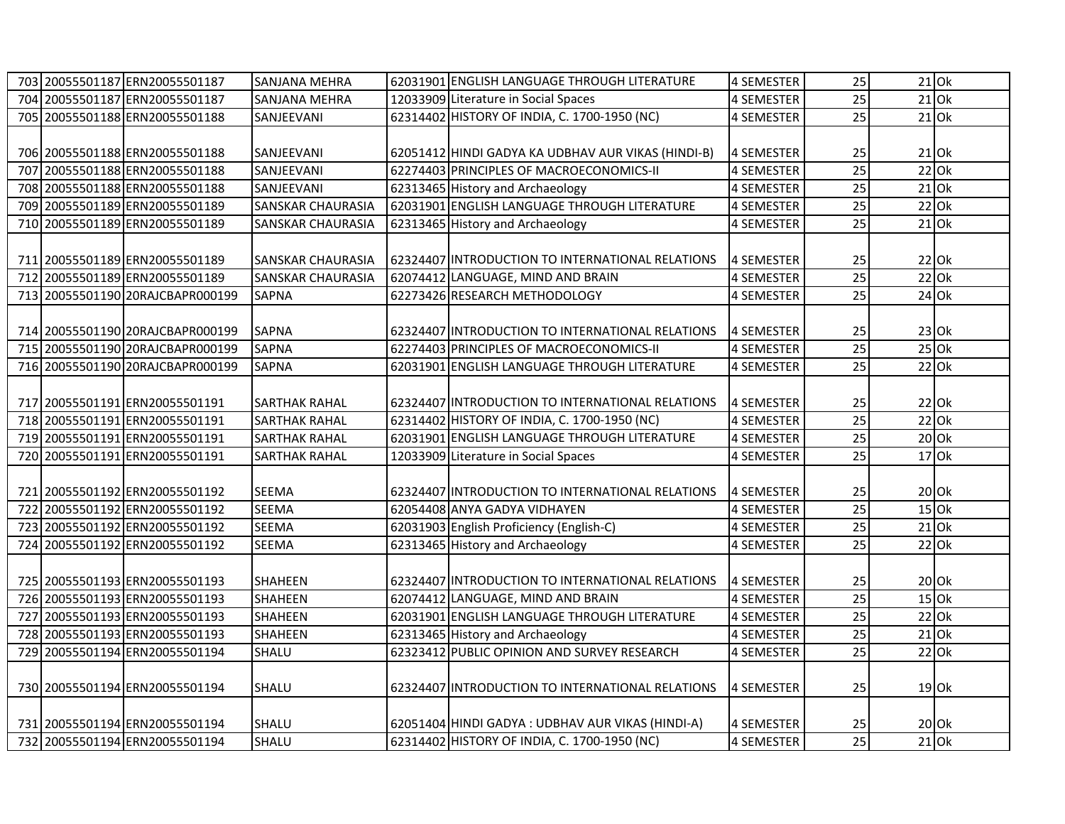| | | | | | | | | |
|---|---|---|---|---|---|---|---|---|
| 703 | 20055501187 | ERN20055501187 | SANJANA MEHRA | 62031901 | ENGLISH LANGUAGE THROUGH LITERATURE | 4 SEMESTER | 25 | 21 | Ok |
| 704 | 20055501187 | ERN20055501187 | SANJANA MEHRA | 12033909 | Literature in Social Spaces | 4 SEMESTER | 25 | 21 | Ok |
| 705 | 20055501188 | ERN20055501188 | SANJEEVANI | 62314402 | HISTORY OF INDIA, C. 1700-1950 (NC) | 4 SEMESTER | 25 | 21 | Ok |
| 706 | 20055501188 | ERN20055501188 | SANJEEVANI | 62051412 | HINDI GADYA KA UDBHAV AUR VIKAS (HINDI-B) | 4 SEMESTER | 25 | 21 | Ok |
| 707 | 20055501188 | ERN20055501188 | SANJEEVANI | 62274403 | PRINCIPLES OF MACROECONOMICS-II | 4 SEMESTER | 25 | 22 | Ok |
| 708 | 20055501188 | ERN20055501188 | SANJEEVANI | 62313465 | History and Archaeology | 4 SEMESTER | 25 | 21 | Ok |
| 709 | 20055501189 | ERN20055501189 | SANSKAR CHAURASIA | 62031901 | ENGLISH LANGUAGE THROUGH LITERATURE | 4 SEMESTER | 25 | 22 | Ok |
| 710 | 20055501189 | ERN20055501189 | SANSKAR CHAURASIA | 62313465 | History and Archaeology | 4 SEMESTER | 25 | 21 | Ok |
| 711 | 20055501189 | ERN20055501189 | SANSKAR CHAURASIA | 62324407 | INTRODUCTION TO INTERNATIONAL RELATIONS | 4 SEMESTER | 25 | 22 | Ok |
| 712 | 20055501189 | ERN20055501189 | SANSKAR CHAURASIA | 62074412 | LANGUAGE, MIND AND BRAIN | 4 SEMESTER | 25 | 22 | Ok |
| 713 | 20055501190 | 20RAJCBAPR000199 | SAPNA | 62273426 | RESEARCH METHODOLOGY | 4 SEMESTER | 25 | 24 | Ok |
| 714 | 20055501190 | 20RAJCBAPR000199 | SAPNA | 62324407 | INTRODUCTION TO INTERNATIONAL RELATIONS | 4 SEMESTER | 25 | 23 | Ok |
| 715 | 20055501190 | 20RAJCBAPR000199 | SAPNA | 62274403 | PRINCIPLES OF MACROECONOMICS-II | 4 SEMESTER | 25 | 25 | Ok |
| 716 | 20055501190 | 20RAJCBAPR000199 | SAPNA | 62031901 | ENGLISH LANGUAGE THROUGH LITERATURE | 4 SEMESTER | 25 | 22 | Ok |
| 717 | 20055501191 | ERN20055501191 | SARTHAK RAHAL | 62324407 | INTRODUCTION TO INTERNATIONAL RELATIONS | 4 SEMESTER | 25 | 22 | Ok |
| 718 | 20055501191 | ERN20055501191 | SARTHAK RAHAL | 62314402 | HISTORY OF INDIA, C. 1700-1950 (NC) | 4 SEMESTER | 25 | 22 | Ok |
| 719 | 20055501191 | ERN20055501191 | SARTHAK RAHAL | 62031901 | ENGLISH LANGUAGE THROUGH LITERATURE | 4 SEMESTER | 25 | 20 | Ok |
| 720 | 20055501191 | ERN20055501191 | SARTHAK RAHAL | 12033909 | Literature in Social Spaces | 4 SEMESTER | 25 | 17 | Ok |
| 721 | 20055501192 | ERN20055501192 | SEEMA | 62324407 | INTRODUCTION TO INTERNATIONAL RELATIONS | 4 SEMESTER | 25 | 20 | Ok |
| 722 | 20055501192 | ERN20055501192 | SEEMA | 62054408 | ANYA GADYA VIDHAYEN | 4 SEMESTER | 25 | 15 | Ok |
| 723 | 20055501192 | ERN20055501192 | SEEMA | 62031903 | English Proficiency (English-C) | 4 SEMESTER | 25 | 21 | Ok |
| 724 | 20055501192 | ERN20055501192 | SEEMA | 62313465 | History and Archaeology | 4 SEMESTER | 25 | 22 | Ok |
| 725 | 20055501193 | ERN20055501193 | SHAHEEN | 62324407 | INTRODUCTION TO INTERNATIONAL RELATIONS | 4 SEMESTER | 25 | 20 | Ok |
| 726 | 20055501193 | ERN20055501193 | SHAHEEN | 62074412 | LANGUAGE, MIND AND BRAIN | 4 SEMESTER | 25 | 15 | Ok |
| 727 | 20055501193 | ERN20055501193 | SHAHEEN | 62031901 | ENGLISH LANGUAGE THROUGH LITERATURE | 4 SEMESTER | 25 | 22 | Ok |
| 728 | 20055501193 | ERN20055501193 | SHAHEEN | 62313465 | History and Archaeology | 4 SEMESTER | 25 | 21 | Ok |
| 729 | 20055501194 | ERN20055501194 | SHALU | 62323412 | PUBLIC OPINION AND SURVEY RESEARCH | 4 SEMESTER | 25 | 22 | Ok |
| 730 | 20055501194 | ERN20055501194 | SHALU | 62324407 | INTRODUCTION TO INTERNATIONAL RELATIONS | 4 SEMESTER | 25 | 19 | Ok |
| 731 | 20055501194 | ERN20055501194 | SHALU | 62051404 | HINDI GADYA : UDBHAV AUR VIKAS (HINDI-A) | 4 SEMESTER | 25 | 20 | Ok |
| 732 | 20055501194 | ERN20055501194 | SHALU | 62314402 | HISTORY OF INDIA, C. 1700-1950 (NC) | 4 SEMESTER | 25 | 21 | Ok |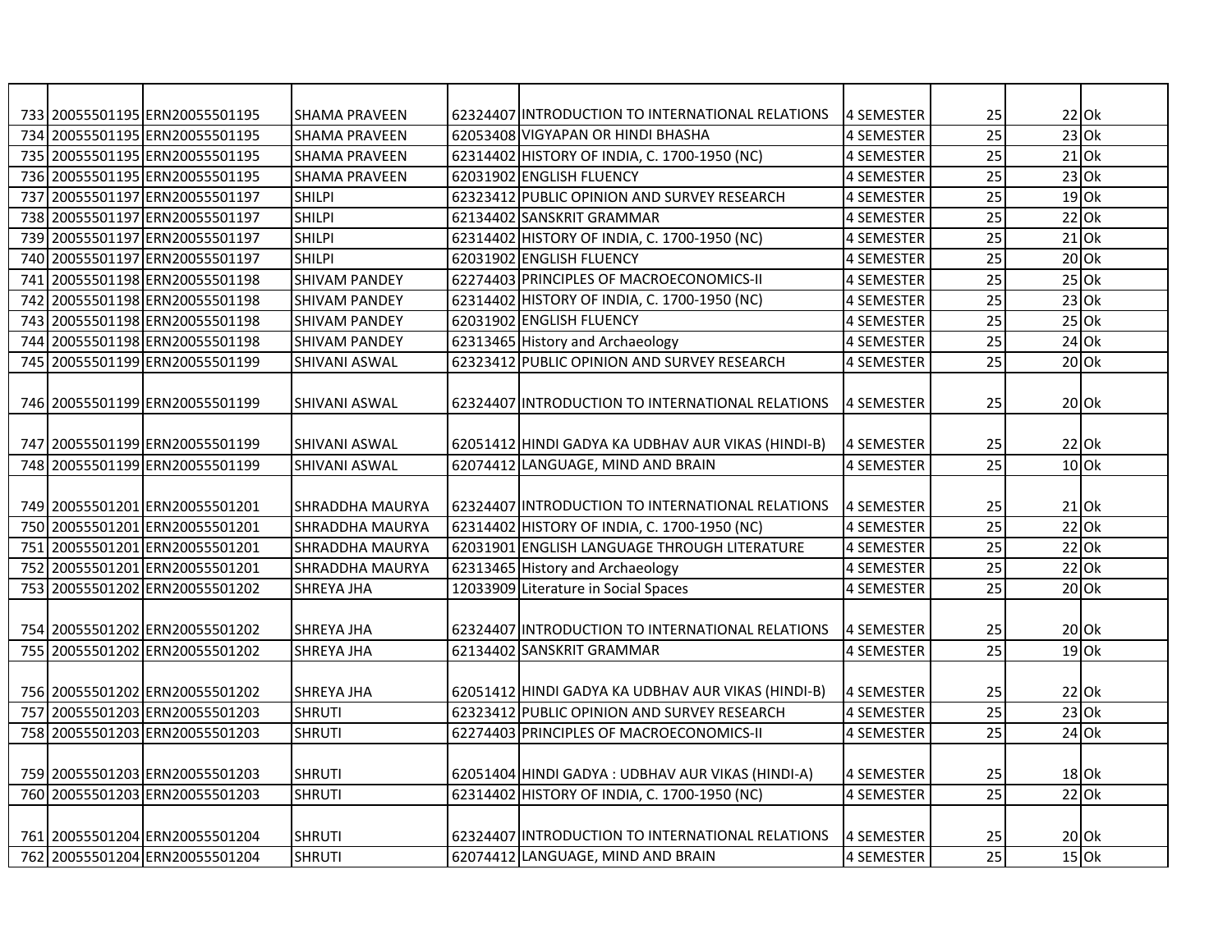| | | | | | | | | | |
|---|---|---|---|---|---|---|---|---|---|
| 733 | 20055501195 | ERN20055501195 | SHAMA PRAVEEN | 62324407 | INTRODUCTION TO INTERNATIONAL RELATIONS | 4 SEMESTER | 25 | 22 | Ok |
| 734 | 20055501195 | ERN20055501195 | SHAMA PRAVEEN | 62053408 | VIGYAPAN OR HINDI BHASHA | 4 SEMESTER | 25 | 23 | Ok |
| 735 | 20055501195 | ERN20055501195 | SHAMA PRAVEEN | 62314402 | HISTORY OF INDIA, C. 1700-1950 (NC) | 4 SEMESTER | 25 | 21 | Ok |
| 736 | 20055501195 | ERN20055501195 | SHAMA PRAVEEN | 62031902 | ENGLISH FLUENCY | 4 SEMESTER | 25 | 23 | Ok |
| 737 | 20055501197 | ERN20055501197 | SHILPI | 62323412 | PUBLIC OPINION AND SURVEY RESEARCH | 4 SEMESTER | 25 | 19 | Ok |
| 738 | 20055501197 | ERN20055501197 | SHILPI | 62134402 | SANSKRIT GRAMMAR | 4 SEMESTER | 25 | 22 | Ok |
| 739 | 20055501197 | ERN20055501197 | SHILPI | 62314402 | HISTORY OF INDIA, C. 1700-1950 (NC) | 4 SEMESTER | 25 | 21 | Ok |
| 740 | 20055501197 | ERN20055501197 | SHILPI | 62031902 | ENGLISH FLUENCY | 4 SEMESTER | 25 | 20 | Ok |
| 741 | 20055501198 | ERN20055501198 | SHIVAM PANDEY | 62274403 | PRINCIPLES OF MACROECONOMICS-II | 4 SEMESTER | 25 | 25 | Ok |
| 742 | 20055501198 | ERN20055501198 | SHIVAM PANDEY | 62314402 | HISTORY OF INDIA, C. 1700-1950 (NC) | 4 SEMESTER | 25 | 23 | Ok |
| 743 | 20055501198 | ERN20055501198 | SHIVAM PANDEY | 62031902 | ENGLISH FLUENCY | 4 SEMESTER | 25 | 25 | Ok |
| 744 | 20055501198 | ERN20055501198 | SHIVAM PANDEY | 62313465 | History and Archaeology | 4 SEMESTER | 25 | 24 | Ok |
| 745 | 20055501199 | ERN20055501199 | SHIVANI ASWAL | 62323412 | PUBLIC OPINION AND SURVEY RESEARCH | 4 SEMESTER | 25 | 20 | Ok |
| 746 | 20055501199 | ERN20055501199 | SHIVANI ASWAL | 62324407 | INTRODUCTION TO INTERNATIONAL RELATIONS | 4 SEMESTER | 25 | 20 | Ok |
| 747 | 20055501199 | ERN20055501199 | SHIVANI ASWAL | 62051412 | HINDI GADYA KA UDBHAV AUR VIKAS (HINDI-B) | 4 SEMESTER | 25 | 22 | Ok |
| 748 | 20055501199 | ERN20055501199 | SHIVANI ASWAL | 62074412 | LANGUAGE, MIND AND BRAIN | 4 SEMESTER | 25 | 10 | Ok |
| 749 | 20055501201 | ERN20055501201 | SHRADDHA MAURYA | 62324407 | INTRODUCTION TO INTERNATIONAL RELATIONS | 4 SEMESTER | 25 | 21 | Ok |
| 750 | 20055501201 | ERN20055501201 | SHRADDHA MAURYA | 62314402 | HISTORY OF INDIA, C. 1700-1950 (NC) | 4 SEMESTER | 25 | 22 | Ok |
| 751 | 20055501201 | ERN20055501201 | SHRADDHA MAURYA | 62031901 | ENGLISH LANGUAGE THROUGH LITERATURE | 4 SEMESTER | 25 | 22 | Ok |
| 752 | 20055501201 | ERN20055501201 | SHRADDHA MAURYA | 62313465 | History and Archaeology | 4 SEMESTER | 25 | 22 | Ok |
| 753 | 20055501202 | ERN20055501202 | SHREYA JHA | 12033909 | Literature in Social Spaces | 4 SEMESTER | 25 | 20 | Ok |
| 754 | 20055501202 | ERN20055501202 | SHREYA JHA | 62324407 | INTRODUCTION TO INTERNATIONAL RELATIONS | 4 SEMESTER | 25 | 20 | Ok |
| 755 | 20055501202 | ERN20055501202 | SHREYA JHA | 62134402 | SANSKRIT GRAMMAR | 4 SEMESTER | 25 | 19 | Ok |
| 756 | 20055501202 | ERN20055501202 | SHREYA JHA | 62051412 | HINDI GADYA KA UDBHAV AUR VIKAS (HINDI-B) | 4 SEMESTER | 25 | 22 | Ok |
| 757 | 20055501203 | ERN20055501203 | SHRUTI | 62323412 | PUBLIC OPINION AND SURVEY RESEARCH | 4 SEMESTER | 25 | 23 | Ok |
| 758 | 20055501203 | ERN20055501203 | SHRUTI | 62274403 | PRINCIPLES OF MACROECONOMICS-II | 4 SEMESTER | 25 | 24 | Ok |
| 759 | 20055501203 | ERN20055501203 | SHRUTI | 62051404 | HINDI GADYA : UDBHAV AUR VIKAS (HINDI-A) | 4 SEMESTER | 25 | 18 | Ok |
| 760 | 20055501203 | ERN20055501203 | SHRUTI | 62314402 | HISTORY OF INDIA, C. 1700-1950 (NC) | 4 SEMESTER | 25 | 22 | Ok |
| 761 | 20055501204 | ERN20055501204 | SHRUTI | 62324407 | INTRODUCTION TO INTERNATIONAL RELATIONS | 4 SEMESTER | 25 | 20 | Ok |
| 762 | 20055501204 | ERN20055501204 | SHRUTI | 62074412 | LANGUAGE, MIND AND BRAIN | 4 SEMESTER | 25 | 15 | Ok |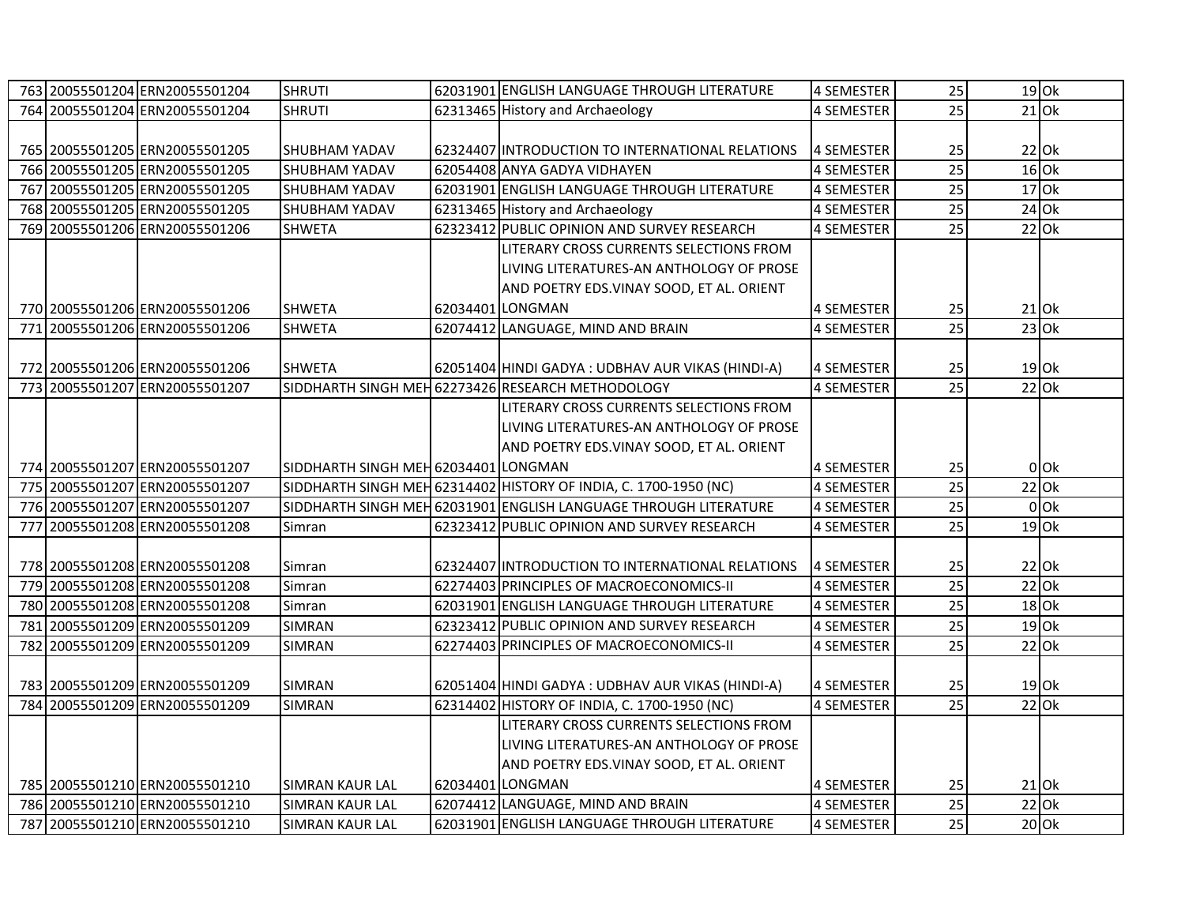| | | | | | | | | | |
|---|---|---|---|---|---|---|---|---|---|
| 763 | 20055501204 | ERN20055501204 | SHRUTI | 62031901 | ENGLISH LANGUAGE THROUGH LITERATURE | 4 SEMESTER | 25 | 19 | Ok |
| 764 | 20055501204 | ERN20055501204 | SHRUTI | 62313465 | History and Archaeology | 4 SEMESTER | 25 | 21 | Ok |
| 765 | 20055501205 | ERN20055501205 | SHUBHAM YADAV | 62324407 | INTRODUCTION TO INTERNATIONAL RELATIONS | 4 SEMESTER | 25 | 22 | Ok |
| 766 | 20055501205 | ERN20055501205 | SHUBHAM YADAV | 62054408 | ANYA GADYA VIDHAYEN | 4 SEMESTER | 25 | 16 | Ok |
| 767 | 20055501205 | ERN20055501205 | SHUBHAM YADAV | 62031901 | ENGLISH LANGUAGE THROUGH LITERATURE | 4 SEMESTER | 25 | 17 | Ok |
| 768 | 20055501205 | ERN20055501205 | SHUBHAM YADAV | 62313465 | History and Archaeology | 4 SEMESTER | 25 | 24 | Ok |
| 769 | 20055501206 | ERN20055501206 | SHWETA | 62323412 | PUBLIC OPINION AND SURVEY RESEARCH | 4 SEMESTER | 25 | 22 | Ok |
| 770 | 20055501206 | ERN20055501206 | SHWETA | 62034401 | LITERARY CROSS CURRENTS SELECTIONS FROM LIVING LITERATURES-AN ANTHOLOGY OF PROSE AND POETRY EDS.VINAY SOOD, ET AL. ORIENT LONGMAN | 4 SEMESTER | 25 | 21 | Ok |
| 771 | 20055501206 | ERN20055501206 | SHWETA | 62074412 | LANGUAGE, MIND AND BRAIN | 4 SEMESTER | 25 | 23 | Ok |
| 772 | 20055501206 | ERN20055501206 | SHWETA | 62051404 | HINDI GADYA : UDBHAV AUR VIKAS (HINDI-A) | 4 SEMESTER | 25 | 19 | Ok |
| 773 | 20055501207 | ERN20055501207 | SIDDHARTH SINGH MEH | 62273426 | RESEARCH METHODOLOGY | 4 SEMESTER | 25 | 22 | Ok |
| 774 | 20055501207 | ERN20055501207 | SIDDHARTH SINGH MEH | 62034401 | LITERARY CROSS CURRENTS SELECTIONS FROM LIVING LITERATURES-AN ANTHOLOGY OF PROSE AND POETRY EDS.VINAY SOOD, ET AL. ORIENT LONGMAN | 4 SEMESTER | 25 | 0 | Ok |
| 775 | 20055501207 | ERN20055501207 | SIDDHARTH SINGH MEH | 62314402 | HISTORY OF INDIA, C. 1700-1950 (NC) | 4 SEMESTER | 25 | 22 | Ok |
| 776 | 20055501207 | ERN20055501207 | SIDDHARTH SINGH MEH | 62031901 | ENGLISH LANGUAGE THROUGH LITERATURE | 4 SEMESTER | 25 | 0 | Ok |
| 777 | 20055501208 | ERN20055501208 | Simran | 62323412 | PUBLIC OPINION AND SURVEY RESEARCH | 4 SEMESTER | 25 | 19 | Ok |
| 778 | 20055501208 | ERN20055501208 | Simran | 62324407 | INTRODUCTION TO INTERNATIONAL RELATIONS | 4 SEMESTER | 25 | 22 | Ok |
| 779 | 20055501208 | ERN20055501208 | Simran | 62274403 | PRINCIPLES OF MACROECONOMICS-II | 4 SEMESTER | 25 | 22 | Ok |
| 780 | 20055501208 | ERN20055501208 | Simran | 62031901 | ENGLISH LANGUAGE THROUGH LITERATURE | 4 SEMESTER | 25 | 18 | Ok |
| 781 | 20055501209 | ERN20055501209 | SIMRAN | 62323412 | PUBLIC OPINION AND SURVEY RESEARCH | 4 SEMESTER | 25 | 19 | Ok |
| 782 | 20055501209 | ERN20055501209 | SIMRAN | 62274403 | PRINCIPLES OF MACROECONOMICS-II | 4 SEMESTER | 25 | 22 | Ok |
| 783 | 20055501209 | ERN20055501209 | SIMRAN | 62051404 | HINDI GADYA : UDBHAV AUR VIKAS (HINDI-A) | 4 SEMESTER | 25 | 19 | Ok |
| 784 | 20055501209 | ERN20055501209 | SIMRAN | 62314402 | HISTORY OF INDIA, C. 1700-1950 (NC) | 4 SEMESTER | 25 | 22 | Ok |
| 785 | 20055501210 | ERN20055501210 | SIMRAN KAUR LAL | 62034401 | LITERARY CROSS CURRENTS SELECTIONS FROM LIVING LITERATURES-AN ANTHOLOGY OF PROSE AND POETRY EDS.VINAY SOOD, ET AL. ORIENT LONGMAN | 4 SEMESTER | 25 | 21 | Ok |
| 786 | 20055501210 | ERN20055501210 | SIMRAN KAUR LAL | 62074412 | LANGUAGE, MIND AND BRAIN | 4 SEMESTER | 25 | 22 | Ok |
| 787 | 20055501210 | ERN20055501210 | SIMRAN KAUR LAL | 62031901 | ENGLISH LANGUAGE THROUGH LITERATURE | 4 SEMESTER | 25 | 20 | Ok |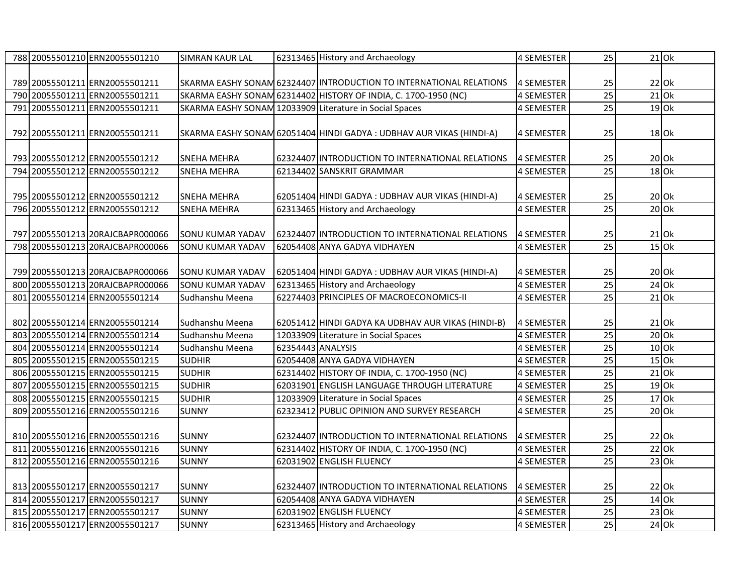| | | | | | | | | | |
|---|---|---|---|---|---|---|---|---|---|
| 788 | 20055501210 | ERN20055501210 | SIMRAN KAUR LAL | 62313465 | History and Archaeology | 4 SEMESTER | 25 | 21 | Ok |
| 789 | 20055501211 | ERN20055501211 | SKARMA EASHY SONAM | 62324407 | INTRODUCTION TO INTERNATIONAL RELATIONS | 4 SEMESTER | 25 | 22 | Ok |
| 790 | 20055501211 | ERN20055501211 | SKARMA EASHY SONAM | 62314402 | HISTORY OF INDIA, C. 1700-1950 (NC) | 4 SEMESTER | 25 | 21 | Ok |
| 791 | 20055501211 | ERN20055501211 | SKARMA EASHY SONAM | 12033909 | Literature in Social Spaces | 4 SEMESTER | 25 | 19 | Ok |
| 792 | 20055501211 | ERN20055501211 | SKARMA EASHY SONAM | 62051404 | HINDI GADYA : UDBHAV AUR VIKAS (HINDI-A) | 4 SEMESTER | 25 | 18 | Ok |
| 793 | 20055501212 | ERN20055501212 | SNEHA MEHRA | 62324407 | INTRODUCTION TO INTERNATIONAL RELATIONS | 4 SEMESTER | 25 | 20 | Ok |
| 794 | 20055501212 | ERN20055501212 | SNEHA MEHRA | 62134402 | SANSKRIT GRAMMAR | 4 SEMESTER | 25 | 18 | Ok |
| 795 | 20055501212 | ERN20055501212 | SNEHA MEHRA | 62051404 | HINDI GADYA : UDBHAV AUR VIKAS (HINDI-A) | 4 SEMESTER | 25 | 20 | Ok |
| 796 | 20055501212 | ERN20055501212 | SNEHA MEHRA | 62313465 | History and Archaeology | 4 SEMESTER | 25 | 20 | Ok |
| 797 | 20055501213 | 20RAJCBAPR000066 | SONU KUMAR YADAV | 62324407 | INTRODUCTION TO INTERNATIONAL RELATIONS | 4 SEMESTER | 25 | 21 | Ok |
| 798 | 20055501213 | 20RAJCBAPR000066 | SONU KUMAR YADAV | 62054408 | ANYA GADYA VIDHAYEN | 4 SEMESTER | 25 | 15 | Ok |
| 799 | 20055501213 | 20RAJCBAPR000066 | SONU KUMAR YADAV | 62051404 | HINDI GADYA : UDBHAV AUR VIKAS (HINDI-A) | 4 SEMESTER | 25 | 20 | Ok |
| 800 | 20055501213 | 20RAJCBAPR000066 | SONU KUMAR YADAV | 62313465 | History and Archaeology | 4 SEMESTER | 25 | 24 | Ok |
| 801 | 20055501214 | ERN20055501214 | Sudhanshu Meena | 62274403 | PRINCIPLES OF MACROECONOMICS-II | 4 SEMESTER | 25 | 21 | Ok |
| 802 | 20055501214 | ERN20055501214 | Sudhanshu Meena | 62051412 | HINDI GADYA KA UDBHAV AUR VIKAS (HINDI-B) | 4 SEMESTER | 25 | 21 | Ok |
| 803 | 20055501214 | ERN20055501214 | Sudhanshu Meena | 12033909 | Literature in Social Spaces | 4 SEMESTER | 25 | 20 | Ok |
| 804 | 20055501214 | ERN20055501214 | Sudhanshu Meena | 62354443 | ANALYSIS | 4 SEMESTER | 25 | 10 | Ok |
| 805 | 20055501215 | ERN20055501215 | SUDHIR | 62054408 | ANYA GADYA VIDHAYEN | 4 SEMESTER | 25 | 15 | Ok |
| 806 | 20055501215 | ERN20055501215 | SUDHIR | 62314402 | HISTORY OF INDIA, C. 1700-1950 (NC) | 4 SEMESTER | 25 | 21 | Ok |
| 807 | 20055501215 | ERN20055501215 | SUDHIR | 62031901 | ENGLISH LANGUAGE THROUGH LITERATURE | 4 SEMESTER | 25 | 19 | Ok |
| 808 | 20055501215 | ERN20055501215 | SUDHIR | 12033909 | Literature in Social Spaces | 4 SEMESTER | 25 | 17 | Ok |
| 809 | 20055501216 | ERN20055501216 | SUNNY | 62323412 | PUBLIC OPINION AND SURVEY RESEARCH | 4 SEMESTER | 25 | 20 | Ok |
| 810 | 20055501216 | ERN20055501216 | SUNNY | 62324407 | INTRODUCTION TO INTERNATIONAL RELATIONS | 4 SEMESTER | 25 | 22 | Ok |
| 811 | 20055501216 | ERN20055501216 | SUNNY | 62314402 | HISTORY OF INDIA, C. 1700-1950 (NC) | 4 SEMESTER | 25 | 22 | Ok |
| 812 | 20055501216 | ERN20055501216 | SUNNY | 62031902 | ENGLISH FLUENCY | 4 SEMESTER | 25 | 23 | Ok |
| 813 | 20055501217 | ERN20055501217 | SUNNY | 62324407 | INTRODUCTION TO INTERNATIONAL RELATIONS | 4 SEMESTER | 25 | 22 | Ok |
| 814 | 20055501217 | ERN20055501217 | SUNNY | 62054408 | ANYA GADYA VIDHAYEN | 4 SEMESTER | 25 | 14 | Ok |
| 815 | 20055501217 | ERN20055501217 | SUNNY | 62031902 | ENGLISH FLUENCY | 4 SEMESTER | 25 | 23 | Ok |
| 816 | 20055501217 | ERN20055501217 | SUNNY | 62313465 | History and Archaeology | 4 SEMESTER | 25 | 24 | Ok |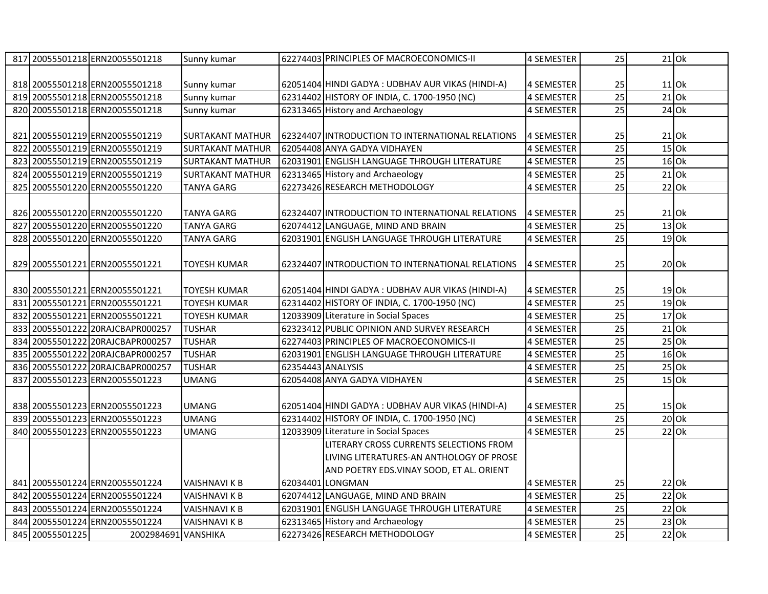| | | | | | | | | | |
|---|---|---|---|---|---|---|---|---|---|
| 817 | 20055501218 | ERN20055501218 | Sunny kumar | 62274403 | PRINCIPLES OF MACROECONOMICS-II | 4 SEMESTER | 25 | 21 | Ok |
| 818 | 20055501218 | ERN20055501218 | Sunny kumar | 62051404 | HINDI GADYA : UDBHAV AUR VIKAS (HINDI-A) | 4 SEMESTER | 25 | 11 | Ok |
| 819 | 20055501218 | ERN20055501218 | Sunny kumar | 62314402 | HISTORY OF INDIA, C. 1700-1950 (NC) | 4 SEMESTER | 25 | 21 | Ok |
| 820 | 20055501218 | ERN20055501218 | Sunny kumar | 62313465 | History and Archaeology | 4 SEMESTER | 25 | 24 | Ok |
| 821 | 20055501219 | ERN20055501219 | SURTAKANT MATHUR | 62324407 | INTRODUCTION TO INTERNATIONAL RELATIONS | 4 SEMESTER | 25 | 21 | Ok |
| 822 | 20055501219 | ERN20055501219 | SURTAKANT MATHUR | 62054408 | ANYA GADYA VIDHAYEN | 4 SEMESTER | 25 | 15 | Ok |
| 823 | 20055501219 | ERN20055501219 | SURTAKANT MATHUR | 62031901 | ENGLISH LANGUAGE THROUGH LITERATURE | 4 SEMESTER | 25 | 16 | Ok |
| 824 | 20055501219 | ERN20055501219 | SURTAKANT MATHUR | 62313465 | History and Archaeology | 4 SEMESTER | 25 | 21 | Ok |
| 825 | 20055501220 | ERN20055501220 | TANYA GARG | 62273426 | RESEARCH METHODOLOGY | 4 SEMESTER | 25 | 22 | Ok |
| 826 | 20055501220 | ERN20055501220 | TANYA GARG | 62324407 | INTRODUCTION TO INTERNATIONAL RELATIONS | 4 SEMESTER | 25 | 21 | Ok |
| 827 | 20055501220 | ERN20055501220 | TANYA GARG | 62074412 | LANGUAGE, MIND AND BRAIN | 4 SEMESTER | 25 | 13 | Ok |
| 828 | 20055501220 | ERN20055501220 | TANYA GARG | 62031901 | ENGLISH LANGUAGE THROUGH LITERATURE | 4 SEMESTER | 25 | 19 | Ok |
| 829 | 20055501221 | ERN20055501221 | TOYESH KUMAR | 62324407 | INTRODUCTION TO INTERNATIONAL RELATIONS | 4 SEMESTER | 25 | 20 | Ok |
| 830 | 20055501221 | ERN20055501221 | TOYESH KUMAR | 62051404 | HINDI GADYA : UDBHAV AUR VIKAS (HINDI-A) | 4 SEMESTER | 25 | 19 | Ok |
| 831 | 20055501221 | ERN20055501221 | TOYESH KUMAR | 62314402 | HISTORY OF INDIA, C. 1700-1950 (NC) | 4 SEMESTER | 25 | 19 | Ok |
| 832 | 20055501221 | ERN20055501221 | TOYESH KUMAR | 12033909 | Literature in Social Spaces | 4 SEMESTER | 25 | 17 | Ok |
| 833 | 20055501222 | 20RAJCBAPR000257 | TUSHAR | 62323412 | PUBLIC OPINION AND SURVEY RESEARCH | 4 SEMESTER | 25 | 21 | Ok |
| 834 | 20055501222 | 20RAJCBAPR000257 | TUSHAR | 62274403 | PRINCIPLES OF MACROECONOMICS-II | 4 SEMESTER | 25 | 25 | Ok |
| 835 | 20055501222 | 20RAJCBAPR000257 | TUSHAR | 62031901 | ENGLISH LANGUAGE THROUGH LITERATURE | 4 SEMESTER | 25 | 16 | Ok |
| 836 | 20055501222 | 20RAJCBAPR000257 | TUSHAR | 62354443 | ANALYSIS | 4 SEMESTER | 25 | 25 | Ok |
| 837 | 20055501223 | ERN20055501223 | UMANG | 62054408 | ANYA GADYA VIDHAYEN | 4 SEMESTER | 25 | 15 | Ok |
| 838 | 20055501223 | ERN20055501223 | UMANG | 62051404 | HINDI GADYA : UDBHAV AUR VIKAS (HINDI-A) | 4 SEMESTER | 25 | 15 | Ok |
| 839 | 20055501223 | ERN20055501223 | UMANG | 62314402 | HISTORY OF INDIA, C. 1700-1950 (NC) | 4 SEMESTER | 25 | 20 | Ok |
| 840 | 20055501223 | ERN20055501223 | UMANG | 12033909 | Literature in Social Spaces | 4 SEMESTER | 25 | 22 | Ok |
| 841 | 20055501224 | ERN20055501224 | VAISHNAVI K B | 62034401 | LITERARY CROSS CURRENTS SELECTIONS FROM LIVING LITERATURES-AN ANTHOLOGY OF PROSE AND POETRY EDS.VINAY SOOD, ET AL. ORIENT LONGMAN | 4 SEMESTER | 25 | 22 | Ok |
| 842 | 20055501224 | ERN20055501224 | VAISHNAVI K B | 62074412 | LANGUAGE, MIND AND BRAIN | 4 SEMESTER | 25 | 22 | Ok |
| 843 | 20055501224 | ERN20055501224 | VAISHNAVI K B | 62031901 | ENGLISH LANGUAGE THROUGH LITERATURE | 4 SEMESTER | 25 | 22 | Ok |
| 844 | 20055501224 | ERN20055501224 | VAISHNAVI K B | 62313465 | History and Archaeology | 4 SEMESTER | 25 | 23 | Ok |
| 845 | 20055501225 | 2002984691 | VANSHIKA | 62273426 | RESEARCH METHODOLOGY | 4 SEMESTER | 25 | 22 | Ok |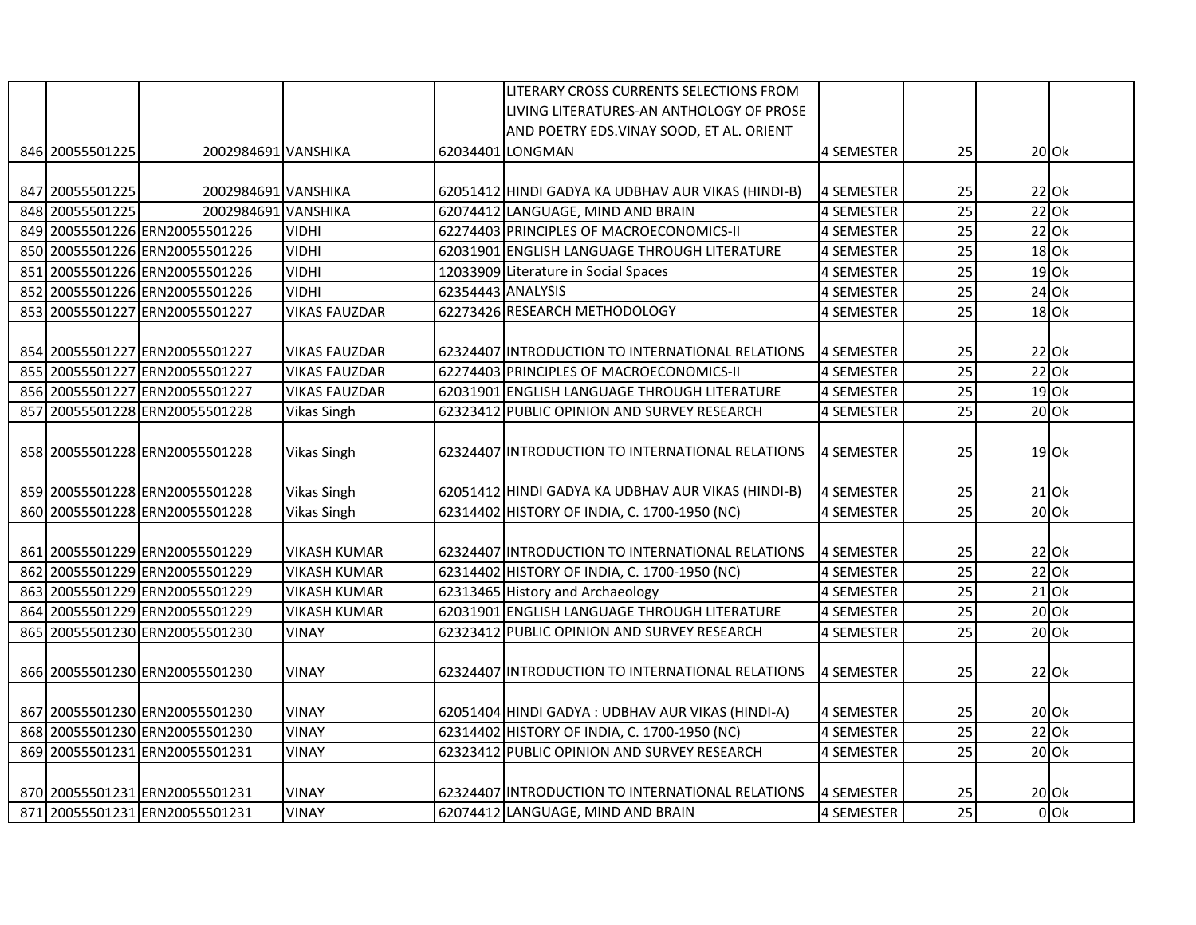| | | | | | | | | | |
|---|---|---|---|---|---|---|---|---|---|
| 846 | 20055501225 | 2002984691 | VANSHIKA | 62034401 | LITERARY CROSS CURRENTS SELECTIONS FROM LIVING LITERATURES-AN ANTHOLOGY OF PROSE AND POETRY EDS.VINAY SOOD, ET AL. ORIENT LONGMAN | 4 SEMESTER | 25 | 20 | Ok |
| 847 | 20055501225 | 2002984691 | VANSHIKA | 62051412 | HINDI GADYA KA UDBHAV AUR VIKAS (HINDI-B) | 4 SEMESTER | 25 | 22 | Ok |
| 848 | 20055501225 | 2002984691 | VANSHIKA | 62074412 | LANGUAGE, MIND AND BRAIN | 4 SEMESTER | 25 | 22 | Ok |
| 849 | 20055501226 | ERN20055501226 | VIDHI | 62274403 | PRINCIPLES OF MACROECONOMICS-II | 4 SEMESTER | 25 | 22 | Ok |
| 850 | 20055501226 | ERN20055501226 | VIDHI | 62031901 | ENGLISH LANGUAGE THROUGH LITERATURE | 4 SEMESTER | 25 | 18 | Ok |
| 851 | 20055501226 | ERN20055501226 | VIDHI | 12033909 | Literature in Social Spaces | 4 SEMESTER | 25 | 19 | Ok |
| 852 | 20055501226 | ERN20055501226 | VIDHI | 62354443 | ANALYSIS | 4 SEMESTER | 25 | 24 | Ok |
| 853 | 20055501227 | ERN20055501227 | VIKAS FAUZDAR | 62273426 | RESEARCH METHODOLOGY | 4 SEMESTER | 25 | 18 | Ok |
| 854 | 20055501227 | ERN20055501227 | VIKAS FAUZDAR | 62324407 | INTRODUCTION TO INTERNATIONAL RELATIONS | 4 SEMESTER | 25 | 22 | Ok |
| 855 | 20055501227 | ERN20055501227 | VIKAS FAUZDAR | 62274403 | PRINCIPLES OF MACROECONOMICS-II | 4 SEMESTER | 25 | 22 | Ok |
| 856 | 20055501227 | ERN20055501227 | VIKAS FAUZDAR | 62031901 | ENGLISH LANGUAGE THROUGH LITERATURE | 4 SEMESTER | 25 | 19 | Ok |
| 857 | 20055501228 | ERN20055501228 | Vikas Singh | 62323412 | PUBLIC OPINION AND SURVEY RESEARCH | 4 SEMESTER | 25 | 20 | Ok |
| 858 | 20055501228 | ERN20055501228 | Vikas Singh | 62324407 | INTRODUCTION TO INTERNATIONAL RELATIONS | 4 SEMESTER | 25 | 19 | Ok |
| 859 | 20055501228 | ERN20055501228 | Vikas Singh | 62051412 | HINDI GADYA KA UDBHAV AUR VIKAS (HINDI-B) | 4 SEMESTER | 25 | 21 | Ok |
| 860 | 20055501228 | ERN20055501228 | Vikas Singh | 62314402 | HISTORY OF INDIA, C. 1700-1950 (NC) | 4 SEMESTER | 25 | 20 | Ok |
| 861 | 20055501229 | ERN20055501229 | VIKASH KUMAR | 62324407 | INTRODUCTION TO INTERNATIONAL RELATIONS | 4 SEMESTER | 25 | 22 | Ok |
| 862 | 20055501229 | ERN20055501229 | VIKASH KUMAR | 62314402 | HISTORY OF INDIA, C. 1700-1950 (NC) | 4 SEMESTER | 25 | 22 | Ok |
| 863 | 20055501229 | ERN20055501229 | VIKASH KUMAR | 62313465 | History and Archaeology | 4 SEMESTER | 25 | 21 | Ok |
| 864 | 20055501229 | ERN20055501229 | VIKASH KUMAR | 62031901 | ENGLISH LANGUAGE THROUGH LITERATURE | 4 SEMESTER | 25 | 20 | Ok |
| 865 | 20055501230 | ERN20055501230 | VINAY | 62323412 | PUBLIC OPINION AND SURVEY RESEARCH | 4 SEMESTER | 25 | 20 | Ok |
| 866 | 20055501230 | ERN20055501230 | VINAY | 62324407 | INTRODUCTION TO INTERNATIONAL RELATIONS | 4 SEMESTER | 25 | 22 | Ok |
| 867 | 20055501230 | ERN20055501230 | VINAY | 62051404 | HINDI GADYA : UDBHAV AUR VIKAS (HINDI-A) | 4 SEMESTER | 25 | 20 | Ok |
| 868 | 20055501230 | ERN20055501230 | VINAY | 62314402 | HISTORY OF INDIA, C. 1700-1950 (NC) | 4 SEMESTER | 25 | 22 | Ok |
| 869 | 20055501231 | ERN20055501231 | VINAY | 62323412 | PUBLIC OPINION AND SURVEY RESEARCH | 4 SEMESTER | 25 | 20 | Ok |
| 870 | 20055501231 | ERN20055501231 | VINAY | 62324407 | INTRODUCTION TO INTERNATIONAL RELATIONS | 4 SEMESTER | 25 | 20 | Ok |
| 871 | 20055501231 | ERN20055501231 | VINAY | 62074412 | LANGUAGE, MIND AND BRAIN | 4 SEMESTER | 25 | 0 | Ok |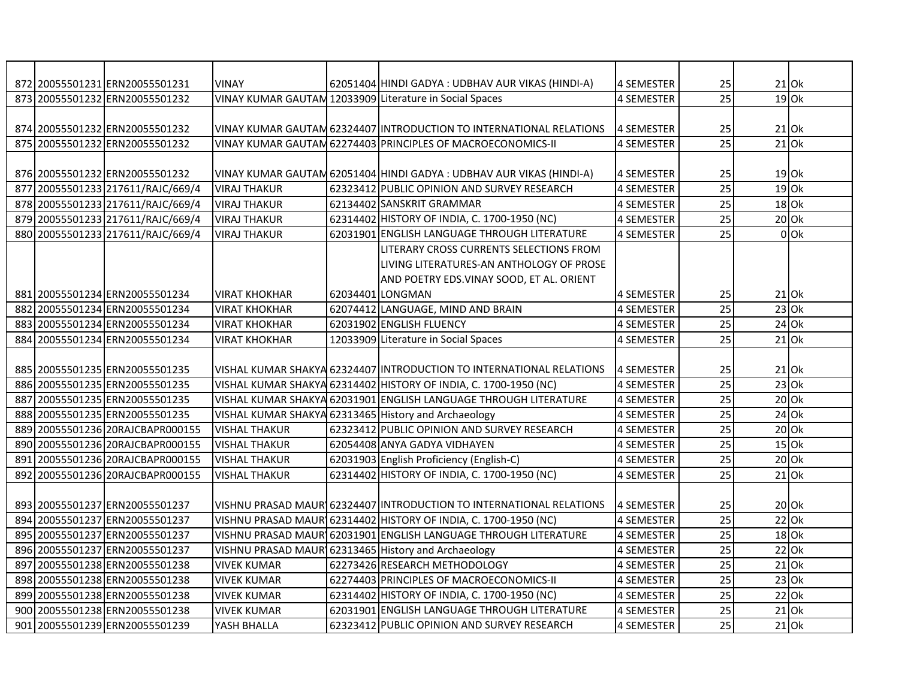| | | | | | | | | | |
|---|---|---|---|---|---|---|---|---|---|
| 872 | 20055501231 | ERN20055501231 | VINAY | 62051404 | HINDI GADYA : UDBHAV AUR VIKAS (HINDI-A) | 4 SEMESTER | 25 | 21 | Ok |
| 873 | 20055501232 | ERN20055501232 | VINAY KUMAR GAUTAM | 12033909 | Literature in Social Spaces | 4 SEMESTER | 25 | 19 | Ok |
| 874 | 20055501232 | ERN20055501232 | VINAY KUMAR GAUTAM | 62324407 | INTRODUCTION TO INTERNATIONAL RELATIONS | 4 SEMESTER | 25 | 21 | Ok |
| 875 | 20055501232 | ERN20055501232 | VINAY KUMAR GAUTAM | 62274403 | PRINCIPLES OF MACROECONOMICS-II | 4 SEMESTER | 25 | 21 | Ok |
| 876 | 20055501232 | ERN20055501232 | VINAY KUMAR GAUTAM | 62051404 | HINDI GADYA : UDBHAV AUR VIKAS (HINDI-A) | 4 SEMESTER | 25 | 19 | Ok |
| 877 | 20055501233 | 217611/RAJC/669/4 | VIRAJ THAKUR | 62323412 | PUBLIC OPINION AND SURVEY RESEARCH | 4 SEMESTER | 25 | 19 | Ok |
| 878 | 20055501233 | 217611/RAJC/669/4 | VIRAJ THAKUR | 62134402 | SANSKRIT GRAMMAR | 4 SEMESTER | 25 | 18 | Ok |
| 879 | 20055501233 | 217611/RAJC/669/4 | VIRAJ THAKUR | 62314402 | HISTORY OF INDIA, C. 1700-1950 (NC) | 4 SEMESTER | 25 | 20 | Ok |
| 880 | 20055501233 | 217611/RAJC/669/4 | VIRAJ THAKUR | 62031901 | ENGLISH LANGUAGE THROUGH LITERATURE | 4 SEMESTER | 25 | 0 | Ok |
| 881 | 20055501234 | ERN20055501234 | VIRAT KHOKHAR | 62034401 | LITERARY CROSS CURRENTS SELECTIONS FROM LIVING LITERATURES-AN ANTHOLOGY OF PROSE AND POETRY EDS.VINAY SOOD, ET AL. ORIENT LONGMAN | 4 SEMESTER | 25 | 21 | Ok |
| 882 | 20055501234 | ERN20055501234 | VIRAT KHOKHAR | 62074412 | LANGUAGE, MIND AND BRAIN | 4 SEMESTER | 25 | 23 | Ok |
| 883 | 20055501234 | ERN20055501234 | VIRAT KHOKHAR | 62031902 | ENGLISH FLUENCY | 4 SEMESTER | 25 | 24 | Ok |
| 884 | 20055501234 | ERN20055501234 | VIRAT KHOKHAR | 12033909 | Literature in Social Spaces | 4 SEMESTER | 25 | 21 | Ok |
| 885 | 20055501235 | ERN20055501235 | VISHAL KUMAR SHAKYA | 62324407 | INTRODUCTION TO INTERNATIONAL RELATIONS | 4 SEMESTER | 25 | 21 | Ok |
| 886 | 20055501235 | ERN20055501235 | VISHAL KUMAR SHAKYA | 62314402 | HISTORY OF INDIA, C. 1700-1950 (NC) | 4 SEMESTER | 25 | 23 | Ok |
| 887 | 20055501235 | ERN20055501235 | VISHAL KUMAR SHAKYA | 62031901 | ENGLISH LANGUAGE THROUGH LITERATURE | 4 SEMESTER | 25 | 20 | Ok |
| 888 | 20055501235 | ERN20055501235 | VISHAL KUMAR SHAKYA | 62313465 | History and Archaeology | 4 SEMESTER | 25 | 24 | Ok |
| 889 | 20055501236 | 20RAJCBAPR000155 | VISHAL THAKUR | 62323412 | PUBLIC OPINION AND SURVEY RESEARCH | 4 SEMESTER | 25 | 20 | Ok |
| 890 | 20055501236 | 20RAJCBAPR000155 | VISHAL THAKUR | 62054408 | ANYA GADYA VIDHAYEN | 4 SEMESTER | 25 | 15 | Ok |
| 891 | 20055501236 | 20RAJCBAPR000155 | VISHAL THAKUR | 62031903 | English Proficiency (English-C) | 4 SEMESTER | 25 | 20 | Ok |
| 892 | 20055501236 | 20RAJCBAPR000155 | VISHAL THAKUR | 62314402 | HISTORY OF INDIA, C. 1700-1950 (NC) | 4 SEMESTER | 25 | 21 | Ok |
| 893 | 20055501237 | ERN20055501237 | VISHNU PRASAD MAURY | 62324407 | INTRODUCTION TO INTERNATIONAL RELATIONS | 4 SEMESTER | 25 | 20 | Ok |
| 894 | 20055501237 | ERN20055501237 | VISHNU PRASAD MAURY | 62314402 | HISTORY OF INDIA, C. 1700-1950 (NC) | 4 SEMESTER | 25 | 22 | Ok |
| 895 | 20055501237 | ERN20055501237 | VISHNU PRASAD MAURY | 62031901 | ENGLISH LANGUAGE THROUGH LITERATURE | 4 SEMESTER | 25 | 18 | Ok |
| 896 | 20055501237 | ERN20055501237 | VISHNU PRASAD MAURY | 62313465 | History and Archaeology | 4 SEMESTER | 25 | 22 | Ok |
| 897 | 20055501238 | ERN20055501238 | VIVEK KUMAR | 62273426 | RESEARCH METHODOLOGY | 4 SEMESTER | 25 | 21 | Ok |
| 898 | 20055501238 | ERN20055501238 | VIVEK KUMAR | 62274403 | PRINCIPLES OF MACROECONOMICS-II | 4 SEMESTER | 25 | 23 | Ok |
| 899 | 20055501238 | ERN20055501238 | VIVEK KUMAR | 62314402 | HISTORY OF INDIA, C. 1700-1950 (NC) | 4 SEMESTER | 25 | 22 | Ok |
| 900 | 20055501238 | ERN20055501238 | VIVEK KUMAR | 62031901 | ENGLISH LANGUAGE THROUGH LITERATURE | 4 SEMESTER | 25 | 21 | Ok |
| 901 | 20055501239 | ERN20055501239 | YASH BHALLA | 62323412 | PUBLIC OPINION AND SURVEY RESEARCH | 4 SEMESTER | 25 | 21 | Ok |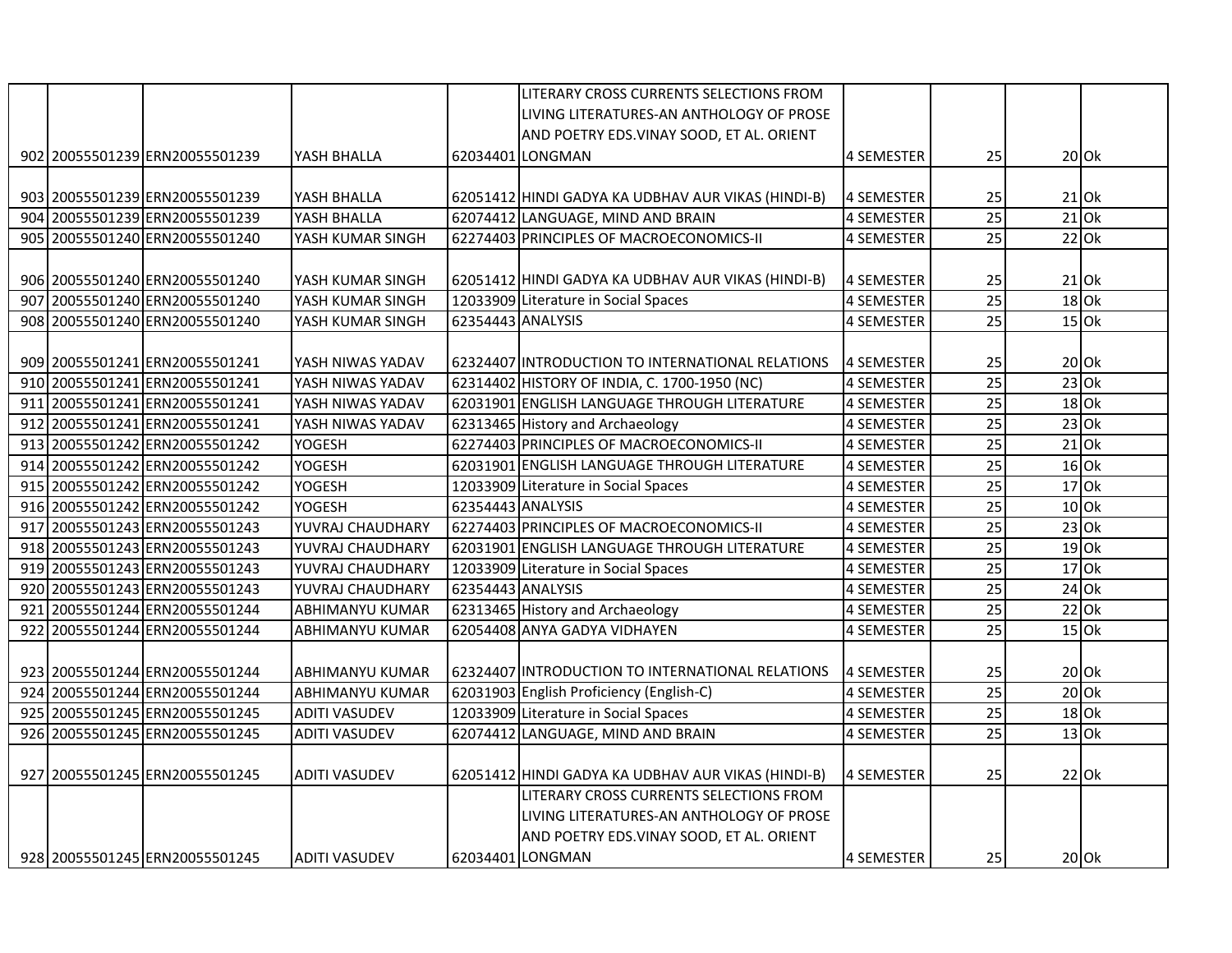| | | | | | | | | | |
|---|---|---|---|---|---|---|---|---|---|
| 902 | 20055501239 | ERN20055501239 | YASH BHALLA | 62034401 | LITERARY CROSS CURRENTS SELECTIONS FROM LIVING LITERATURES-AN ANTHOLOGY OF PROSE AND POETRY EDS.VINAY SOOD, ET AL. ORIENT LONGMAN | 4 SEMESTER | 25 | 20 | Ok |
| 903 | 20055501239 | ERN20055501239 | YASH BHALLA | 62051412 | HINDI GADYA KA UDBHAV AUR VIKAS (HINDI-B) | 4 SEMESTER | 25 | 21 | Ok |
| 904 | 20055501239 | ERN20055501239 | YASH BHALLA | 62074412 | LANGUAGE, MIND AND BRAIN | 4 SEMESTER | 25 | 21 | Ok |
| 905 | 20055501240 | ERN20055501240 | YASH KUMAR SINGH | 62274403 | PRINCIPLES OF MACROECONOMICS-II | 4 SEMESTER | 25 | 22 | Ok |
| 906 | 20055501240 | ERN20055501240 | YASH KUMAR SINGH | 62051412 | HINDI GADYA KA UDBHAV AUR VIKAS (HINDI-B) | 4 SEMESTER | 25 | 21 | Ok |
| 907 | 20055501240 | ERN20055501240 | YASH KUMAR SINGH | 12033909 | Literature in Social Spaces | 4 SEMESTER | 25 | 18 | Ok |
| 908 | 20055501240 | ERN20055501240 | YASH KUMAR SINGH | 62354443 | ANALYSIS | 4 SEMESTER | 25 | 15 | Ok |
| 909 | 20055501241 | ERN20055501241 | YASH NIWAS YADAV | 62324407 | INTRODUCTION TO INTERNATIONAL RELATIONS | 4 SEMESTER | 25 | 20 | Ok |
| 910 | 20055501241 | ERN20055501241 | YASH NIWAS YADAV | 62314402 | HISTORY OF INDIA, C. 1700-1950 (NC) | 4 SEMESTER | 25 | 23 | Ok |
| 911 | 20055501241 | ERN20055501241 | YASH NIWAS YADAV | 62031901 | ENGLISH LANGUAGE THROUGH LITERATURE | 4 SEMESTER | 25 | 18 | Ok |
| 912 | 20055501241 | ERN20055501241 | YASH NIWAS YADAV | 62313465 | History and Archaeology | 4 SEMESTER | 25 | 23 | Ok |
| 913 | 20055501242 | ERN20055501242 | YOGESH | 62274403 | PRINCIPLES OF MACROECONOMICS-II | 4 SEMESTER | 25 | 21 | Ok |
| 914 | 20055501242 | ERN20055501242 | YOGESH | 62031901 | ENGLISH LANGUAGE THROUGH LITERATURE | 4 SEMESTER | 25 | 16 | Ok |
| 915 | 20055501242 | ERN20055501242 | YOGESH | 12033909 | Literature in Social Spaces | 4 SEMESTER | 25 | 17 | Ok |
| 916 | 20055501242 | ERN20055501242 | YOGESH | 62354443 | ANALYSIS | 4 SEMESTER | 25 | 10 | Ok |
| 917 | 20055501243 | ERN20055501243 | YUVRAJ CHAUDHARY | 62274403 | PRINCIPLES OF MACROECONOMICS-II | 4 SEMESTER | 25 | 23 | Ok |
| 918 | 20055501243 | ERN20055501243 | YUVRAJ CHAUDHARY | 62031901 | ENGLISH LANGUAGE THROUGH LITERATURE | 4 SEMESTER | 25 | 19 | Ok |
| 919 | 20055501243 | ERN20055501243 | YUVRAJ CHAUDHARY | 12033909 | Literature in Social Spaces | 4 SEMESTER | 25 | 17 | Ok |
| 920 | 20055501243 | ERN20055501243 | YUVRAJ CHAUDHARY | 62354443 | ANALYSIS | 4 SEMESTER | 25 | 24 | Ok |
| 921 | 20055501244 | ERN20055501244 | ABHIMANYU KUMAR | 62313465 | History and Archaeology | 4 SEMESTER | 25 | 22 | Ok |
| 922 | 20055501244 | ERN20055501244 | ABHIMANYU KUMAR | 62054408 | ANYA GADYA VIDHAYEN | 4 SEMESTER | 25 | 15 | Ok |
| 923 | 20055501244 | ERN20055501244 | ABHIMANYU KUMAR | 62324407 | INTRODUCTION TO INTERNATIONAL RELATIONS | 4 SEMESTER | 25 | 20 | Ok |
| 924 | 20055501244 | ERN20055501244 | ABHIMANYU KUMAR | 62031903 | English Proficiency (English-C) | 4 SEMESTER | 25 | 20 | Ok |
| 925 | 20055501245 | ERN20055501245 | ADITI VASUDEV | 12033909 | Literature in Social Spaces | 4 SEMESTER | 25 | 18 | Ok |
| 926 | 20055501245 | ERN20055501245 | ADITI VASUDEV | 62074412 | LANGUAGE, MIND AND BRAIN | 4 SEMESTER | 25 | 13 | Ok |
| 927 | 20055501245 | ERN20055501245 | ADITI VASUDEV | 62051412 | HINDI GADYA KA UDBHAV AUR VIKAS (HINDI-B) | 4 SEMESTER | 25 | 22 | Ok |
| 928 | 20055501245 | ERN20055501245 | ADITI VASUDEV | 62034401 | LITERARY CROSS CURRENTS SELECTIONS FROM LIVING LITERATURES-AN ANTHOLOGY OF PROSE AND POETRY EDS.VINAY SOOD, ET AL. ORIENT LONGMAN | 4 SEMESTER | 25 | 20 | Ok |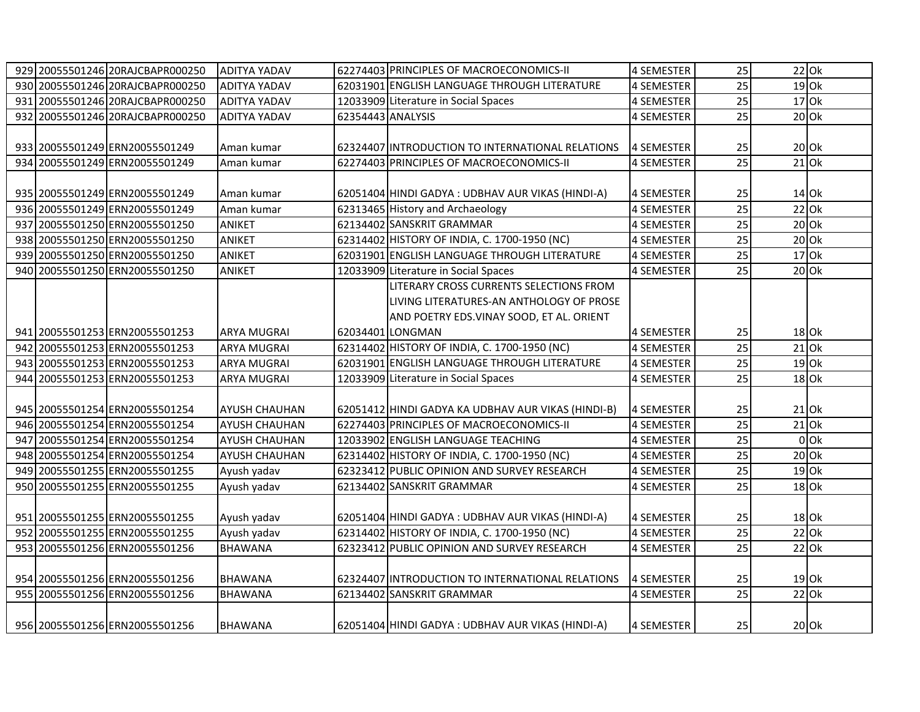| | | | | | | | | | |
|---|---|---|---|---|---|---|---|---|---|
| 929 | 20055501246 | 20RAJCBAPR000250 | ADITYA YADAV | 62274403 | PRINCIPLES OF MACROECONOMICS-II | 4 SEMESTER | 25 | 22 | Ok |
| 930 | 20055501246 | 20RAJCBAPR000250 | ADITYA YADAV | 62031901 | ENGLISH LANGUAGE THROUGH LITERATURE | 4 SEMESTER | 25 | 19 | Ok |
| 931 | 20055501246 | 20RAJCBAPR000250 | ADITYA YADAV | 12033909 | Literature in Social Spaces | 4 SEMESTER | 25 | 17 | Ok |
| 932 | 20055501246 | 20RAJCBAPR000250 | ADITYA YADAV | 62354443 | ANALYSIS | 4 SEMESTER | 25 | 20 | Ok |
| 933 | 20055501249 | ERN20055501249 | Aman kumar | 62324407 | INTRODUCTION TO INTERNATIONAL RELATIONS | 4 SEMESTER | 25 | 20 | Ok |
| 934 | 20055501249 | ERN20055501249 | Aman kumar | 62274403 | PRINCIPLES OF MACROECONOMICS-II | 4 SEMESTER | 25 | 21 | Ok |
| 935 | 20055501249 | ERN20055501249 | Aman kumar | 62051404 | HINDI GADYA : UDBHAV AUR VIKAS (HINDI-A) | 4 SEMESTER | 25 | 14 | Ok |
| 936 | 20055501249 | ERN20055501249 | Aman kumar | 62313465 | History and Archaeology | 4 SEMESTER | 25 | 22 | Ok |
| 937 | 20055501250 | ERN20055501250 | ANIKET | 62134402 | SANSKRIT GRAMMAR | 4 SEMESTER | 25 | 20 | Ok |
| 938 | 20055501250 | ERN20055501250 | ANIKET | 62314402 | HISTORY OF INDIA, C. 1700-1950 (NC) | 4 SEMESTER | 25 | 20 | Ok |
| 939 | 20055501250 | ERN20055501250 | ANIKET | 62031901 | ENGLISH LANGUAGE THROUGH LITERATURE | 4 SEMESTER | 25 | 17 | Ok |
| 940 | 20055501250 | ERN20055501250 | ANIKET | 12033909 | Literature in Social Spaces | 4 SEMESTER | 25 | 20 | Ok |
| 941 | 20055501253 | ERN20055501253 | ARYA MUGRAI | 62034401 | LITERARY CROSS CURRENTS SELECTIONS FROM LIVING LITERATURES-AN ANTHOLOGY OF PROSE AND POETRY EDS.VINAY SOOD, ET AL. ORIENT LONGMAN | 4 SEMESTER | 25 | 18 | Ok |
| 942 | 20055501253 | ERN20055501253 | ARYA MUGRAI | 62314402 | HISTORY OF INDIA, C. 1700-1950 (NC) | 4 SEMESTER | 25 | 21 | Ok |
| 943 | 20055501253 | ERN20055501253 | ARYA MUGRAI | 62031901 | ENGLISH LANGUAGE THROUGH LITERATURE | 4 SEMESTER | 25 | 19 | Ok |
| 944 | 20055501253 | ERN20055501253 | ARYA MUGRAI | 12033909 | Literature in Social Spaces | 4 SEMESTER | 25 | 18 | Ok |
| 945 | 20055501254 | ERN20055501254 | AYUSH CHAUHAN | 62051412 | HINDI GADYA KA UDBHAV AUR VIKAS (HINDI-B) | 4 SEMESTER | 25 | 21 | Ok |
| 946 | 20055501254 | ERN20055501254 | AYUSH CHAUHAN | 62274403 | PRINCIPLES OF MACROECONOMICS-II | 4 SEMESTER | 25 | 21 | Ok |
| 947 | 20055501254 | ERN20055501254 | AYUSH CHAUHAN | 12033902 | ENGLISH LANGUAGE TEACHING | 4 SEMESTER | 25 | 0 | Ok |
| 948 | 20055501254 | ERN20055501254 | AYUSH CHAUHAN | 62314402 | HISTORY OF INDIA, C. 1700-1950 (NC) | 4 SEMESTER | 25 | 20 | Ok |
| 949 | 20055501255 | ERN20055501255 | Ayush yadav | 62323412 | PUBLIC OPINION AND SURVEY RESEARCH | 4 SEMESTER | 25 | 19 | Ok |
| 950 | 20055501255 | ERN20055501255 | Ayush yadav | 62134402 | SANSKRIT GRAMMAR | 4 SEMESTER | 25 | 18 | Ok |
| 951 | 20055501255 | ERN20055501255 | Ayush yadav | 62051404 | HINDI GADYA : UDBHAV AUR VIKAS (HINDI-A) | 4 SEMESTER | 25 | 18 | Ok |
| 952 | 20055501255 | ERN20055501255 | Ayush yadav | 62314402 | HISTORY OF INDIA, C. 1700-1950 (NC) | 4 SEMESTER | 25 | 22 | Ok |
| 953 | 20055501256 | ERN20055501256 | BHAWANA | 62323412 | PUBLIC OPINION AND SURVEY RESEARCH | 4 SEMESTER | 25 | 22 | Ok |
| 954 | 20055501256 | ERN20055501256 | BHAWANA | 62324407 | INTRODUCTION TO INTERNATIONAL RELATIONS | 4 SEMESTER | 25 | 19 | Ok |
| 955 | 20055501256 | ERN20055501256 | BHAWANA | 62134402 | SANSKRIT GRAMMAR | 4 SEMESTER | 25 | 22 | Ok |
| 956 | 20055501256 | ERN20055501256 | BHAWANA | 62051404 | HINDI GADYA : UDBHAV AUR VIKAS (HINDI-A) | 4 SEMESTER | 25 | 20 | Ok |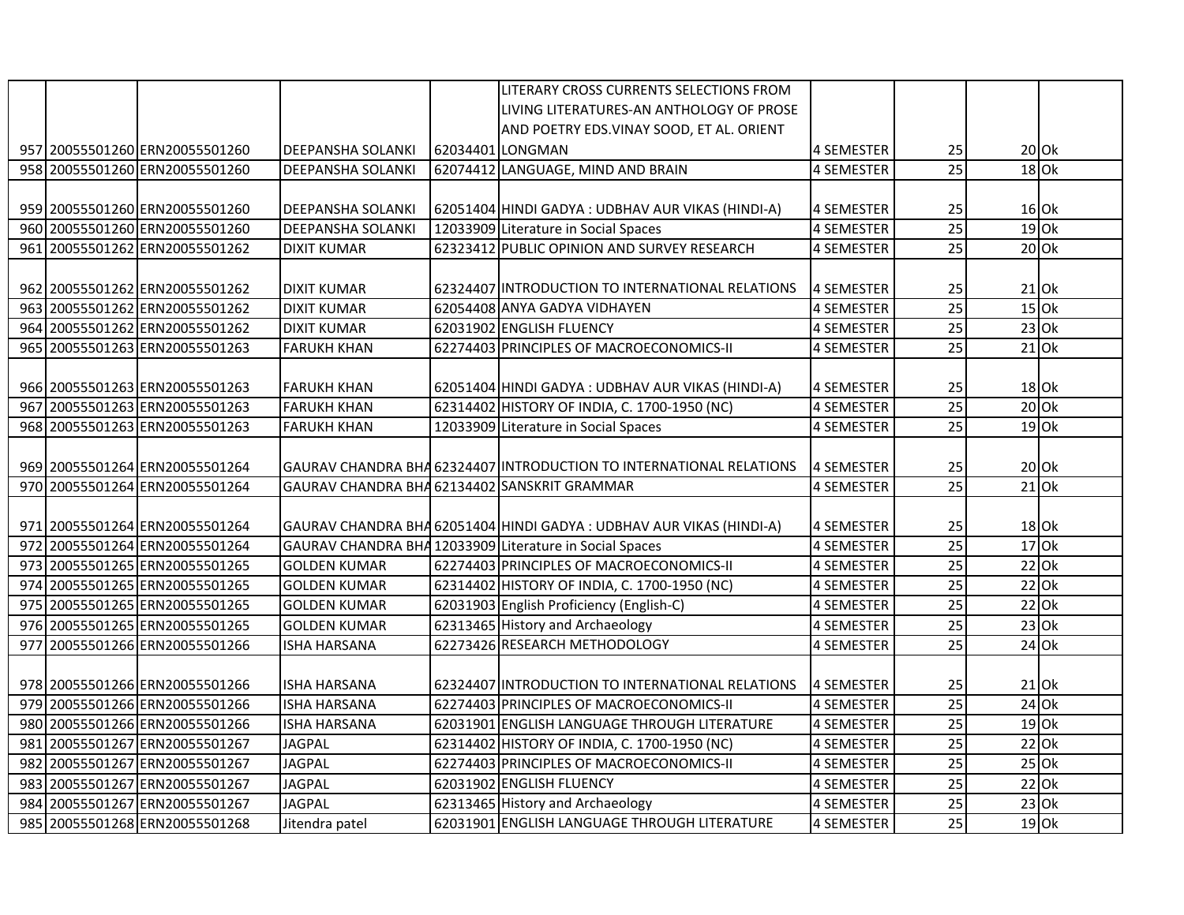| | | | | | | | | | |
|---|---|---|---|---|---|---|---|---|---|
| 957 | 20055501260 | ERN20055501260 | DEEPANSHA SOLANKI | 62034401 | LITERARY CROSS CURRENTS SELECTIONS FROM LIVING LITERATURES-AN ANTHOLOGY OF PROSE AND POETRY EDS.VINAY SOOD, ET AL. ORIENT LONGMAN | 4 SEMESTER | 25 | 20 | Ok |
| 958 | 20055501260 | ERN20055501260 | DEEPANSHA SOLANKI | 62074412 | LANGUAGE, MIND AND BRAIN | 4 SEMESTER | 25 | 18 | Ok |
| 959 | 20055501260 | ERN20055501260 | DEEPANSHA SOLANKI | 62051404 | HINDI GADYA : UDBHAV AUR VIKAS (HINDI-A) | 4 SEMESTER | 25 | 16 | Ok |
| 960 | 20055501260 | ERN20055501260 | DEEPANSHA SOLANKI | 12033909 | Literature in Social Spaces | 4 SEMESTER | 25 | 19 | Ok |
| 961 | 20055501262 | ERN20055501262 | DIXIT KUMAR | 62323412 | PUBLIC OPINION AND SURVEY RESEARCH | 4 SEMESTER | 25 | 20 | Ok |
| 962 | 20055501262 | ERN20055501262 | DIXIT KUMAR | 62324407 | INTRODUCTION TO INTERNATIONAL RELATIONS | 4 SEMESTER | 25 | 21 | Ok |
| 963 | 20055501262 | ERN20055501262 | DIXIT KUMAR | 62054408 | ANYA GADYA VIDHAYEN | 4 SEMESTER | 25 | 15 | Ok |
| 964 | 20055501262 | ERN20055501262 | DIXIT KUMAR | 62031902 | ENGLISH FLUENCY | 4 SEMESTER | 25 | 23 | Ok |
| 965 | 20055501263 | ERN20055501263 | FARUKH KHAN | 62274403 | PRINCIPLES OF MACROECONOMICS-II | 4 SEMESTER | 25 | 21 | Ok |
| 966 | 20055501263 | ERN20055501263 | FARUKH KHAN | 62051404 | HINDI GADYA : UDBHAV AUR VIKAS (HINDI-A) | 4 SEMESTER | 25 | 18 | Ok |
| 967 | 20055501263 | ERN20055501263 | FARUKH KHAN | 62314402 | HISTORY OF INDIA, C. 1700-1950 (NC) | 4 SEMESTER | 25 | 20 | Ok |
| 968 | 20055501263 | ERN20055501263 | FARUKH KHAN | 12033909 | Literature in Social Spaces | 4 SEMESTER | 25 | 19 | Ok |
| 969 | 20055501264 | ERN20055501264 | GAURAV CHANDRA BHA | 62324407 | INTRODUCTION TO INTERNATIONAL RELATIONS | 4 SEMESTER | 25 | 20 | Ok |
| 970 | 20055501264 | ERN20055501264 | GAURAV CHANDRA BHA | 62134402 | SANSKRIT GRAMMAR | 4 SEMESTER | 25 | 21 | Ok |
| 971 | 20055501264 | ERN20055501264 | GAURAV CHANDRA BHA | 62051404 | HINDI GADYA : UDBHAV AUR VIKAS (HINDI-A) | 4 SEMESTER | 25 | 18 | Ok |
| 972 | 20055501264 | ERN20055501264 | GAURAV CHANDRA BHA | 12033909 | Literature in Social Spaces | 4 SEMESTER | 25 | 17 | Ok |
| 973 | 20055501265 | ERN20055501265 | GOLDEN KUMAR | 62274403 | PRINCIPLES OF MACROECONOMICS-II | 4 SEMESTER | 25 | 22 | Ok |
| 974 | 20055501265 | ERN20055501265 | GOLDEN KUMAR | 62314402 | HISTORY OF INDIA, C. 1700-1950 (NC) | 4 SEMESTER | 25 | 22 | Ok |
| 975 | 20055501265 | ERN20055501265 | GOLDEN KUMAR | 62031903 | English Proficiency (English-C) | 4 SEMESTER | 25 | 22 | Ok |
| 976 | 20055501265 | ERN20055501265 | GOLDEN KUMAR | 62313465 | History and Archaeology | 4 SEMESTER | 25 | 23 | Ok |
| 977 | 20055501266 | ERN20055501266 | ISHA HARSANA | 62273426 | RESEARCH METHODOLOGY | 4 SEMESTER | 25 | 24 | Ok |
| 978 | 20055501266 | ERN20055501266 | ISHA HARSANA | 62324407 | INTRODUCTION TO INTERNATIONAL RELATIONS | 4 SEMESTER | 25 | 21 | Ok |
| 979 | 20055501266 | ERN20055501266 | ISHA HARSANA | 62274403 | PRINCIPLES OF MACROECONOMICS-II | 4 SEMESTER | 25 | 24 | Ok |
| 980 | 20055501266 | ERN20055501266 | ISHA HARSANA | 62031901 | ENGLISH LANGUAGE THROUGH LITERATURE | 4 SEMESTER | 25 | 19 | Ok |
| 981 | 20055501267 | ERN20055501267 | JAGPAL | 62314402 | HISTORY OF INDIA, C. 1700-1950 (NC) | 4 SEMESTER | 25 | 22 | Ok |
| 982 | 20055501267 | ERN20055501267 | JAGPAL | 62274403 | PRINCIPLES OF MACROECONOMICS-II | 4 SEMESTER | 25 | 25 | Ok |
| 983 | 20055501267 | ERN20055501267 | JAGPAL | 62031902 | ENGLISH FLUENCY | 4 SEMESTER | 25 | 22 | Ok |
| 984 | 20055501267 | ERN20055501267 | JAGPAL | 62313465 | History and Archaeology | 4 SEMESTER | 25 | 23 | Ok |
| 985 | 20055501268 | ERN20055501268 | Jitendra patel | 62031901 | ENGLISH LANGUAGE THROUGH LITERATURE | 4 SEMESTER | 25 | 19 | Ok |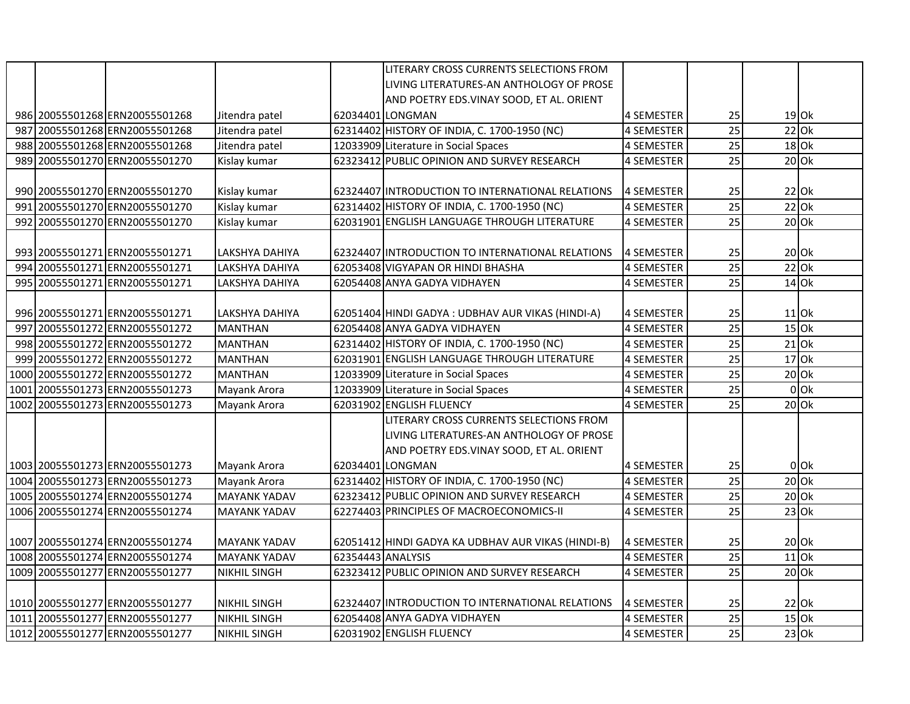| | | | | | | | | | |
|---|---|---|---|---|---|---|---|---|---|
| 986 | 20055501268 | ERN20055501268 | Jitendra patel | 62034401 | LITERARY CROSS CURRENTS SELECTIONS FROM LIVING LITERATURES-AN ANTHOLOGY OF PROSE AND POETRY EDS.VINAY SOOD, ET AL. ORIENT LONGMAN | 4 SEMESTER | 25 | 19 | Ok |
| 987 | 20055501268 | ERN20055501268 | Jitendra patel | 62314402 | HISTORY OF INDIA, C. 1700-1950 (NC) | 4 SEMESTER | 25 | 22 | Ok |
| 988 | 20055501268 | ERN20055501268 | Jitendra patel | 12033909 | Literature in Social Spaces | 4 SEMESTER | 25 | 18 | Ok |
| 989 | 20055501270 | ERN20055501270 | Kislay kumar | 62323412 | PUBLIC OPINION AND SURVEY RESEARCH | 4 SEMESTER | 25 | 20 | Ok |
| 990 | 20055501270 | ERN20055501270 | Kislay kumar | 62324407 | INTRODUCTION TO INTERNATIONAL RELATIONS | 4 SEMESTER | 25 | 22 | Ok |
| 991 | 20055501270 | ERN20055501270 | Kislay kumar | 62314402 | HISTORY OF INDIA, C. 1700-1950 (NC) | 4 SEMESTER | 25 | 22 | Ok |
| 992 | 20055501270 | ERN20055501270 | Kislay kumar | 62031901 | ENGLISH LANGUAGE THROUGH LITERATURE | 4 SEMESTER | 25 | 20 | Ok |
| 993 | 20055501271 | ERN20055501271 | LAKSHYA DAHIYA | 62324407 | INTRODUCTION TO INTERNATIONAL RELATIONS | 4 SEMESTER | 25 | 20 | Ok |
| 994 | 20055501271 | ERN20055501271 | LAKSHYA DAHIYA | 62053408 | VIGYAPAN OR HINDI BHASHA | 4 SEMESTER | 25 | 22 | Ok |
| 995 | 20055501271 | ERN20055501271 | LAKSHYA DAHIYA | 62054408 | ANYA GADYA VIDHAYEN | 4 SEMESTER | 25 | 14 | Ok |
| 996 | 20055501271 | ERN20055501271 | LAKSHYA DAHIYA | 62051404 | HINDI GADYA : UDBHAV AUR VIKAS (HINDI-A) | 4 SEMESTER | 25 | 11 | Ok |
| 997 | 20055501272 | ERN20055501272 | MANTHAN | 62054408 | ANYA GADYA VIDHAYEN | 4 SEMESTER | 25 | 15 | Ok |
| 998 | 20055501272 | ERN20055501272 | MANTHAN | 62314402 | HISTORY OF INDIA, C. 1700-1950 (NC) | 4 SEMESTER | 25 | 21 | Ok |
| 999 | 20055501272 | ERN20055501272 | MANTHAN | 62031901 | ENGLISH LANGUAGE THROUGH LITERATURE | 4 SEMESTER | 25 | 17 | Ok |
| 1000 | 20055501272 | ERN20055501272 | MANTHAN | 12033909 | Literature in Social Spaces | 4 SEMESTER | 25 | 20 | Ok |
| 1001 | 20055501273 | ERN20055501273 | Mayank Arora | 12033909 | Literature in Social Spaces | 4 SEMESTER | 25 | 0 | Ok |
| 1002 | 20055501273 | ERN20055501273 | Mayank Arora | 62031902 | ENGLISH FLUENCY | 4 SEMESTER | 25 | 20 | Ok |
| 1003 | 20055501273 | ERN20055501273 | Mayank Arora | 62034401 | LITERARY CROSS CURRENTS SELECTIONS FROM LIVING LITERATURES-AN ANTHOLOGY OF PROSE AND POETRY EDS.VINAY SOOD, ET AL. ORIENT LONGMAN | 4 SEMESTER | 25 | 0 | Ok |
| 1004 | 20055501273 | ERN20055501273 | Mayank Arora | 62314402 | HISTORY OF INDIA, C. 1700-1950 (NC) | 4 SEMESTER | 25 | 20 | Ok |
| 1005 | 20055501274 | ERN20055501274 | MAYANK YADAV | 62323412 | PUBLIC OPINION AND SURVEY RESEARCH | 4 SEMESTER | 25 | 20 | Ok |
| 1006 | 20055501274 | ERN20055501274 | MAYANK YADAV | 62274403 | PRINCIPLES OF MACROECONOMICS-II | 4 SEMESTER | 25 | 23 | Ok |
| 1007 | 20055501274 | ERN20055501274 | MAYANK YADAV | 62051412 | HINDI GADYA KA UDBHAV AUR VIKAS (HINDI-B) | 4 SEMESTER | 25 | 20 | Ok |
| 1008 | 20055501274 | ERN20055501274 | MAYANK YADAV | 62354443 | ANALYSIS | 4 SEMESTER | 25 | 11 | Ok |
| 1009 | 20055501277 | ERN20055501277 | NIKHIL SINGH | 62323412 | PUBLIC OPINION AND SURVEY RESEARCH | 4 SEMESTER | 25 | 20 | Ok |
| 1010 | 20055501277 | ERN20055501277 | NIKHIL SINGH | 62324407 | INTRODUCTION TO INTERNATIONAL RELATIONS | 4 SEMESTER | 25 | 22 | Ok |
| 1011 | 20055501277 | ERN20055501277 | NIKHIL SINGH | 62054408 | ANYA GADYA VIDHAYEN | 4 SEMESTER | 25 | 15 | Ok |
| 1012 | 20055501277 | ERN20055501277 | NIKHIL SINGH | 62031902 | ENGLISH FLUENCY | 4 SEMESTER | 25 | 23 | Ok |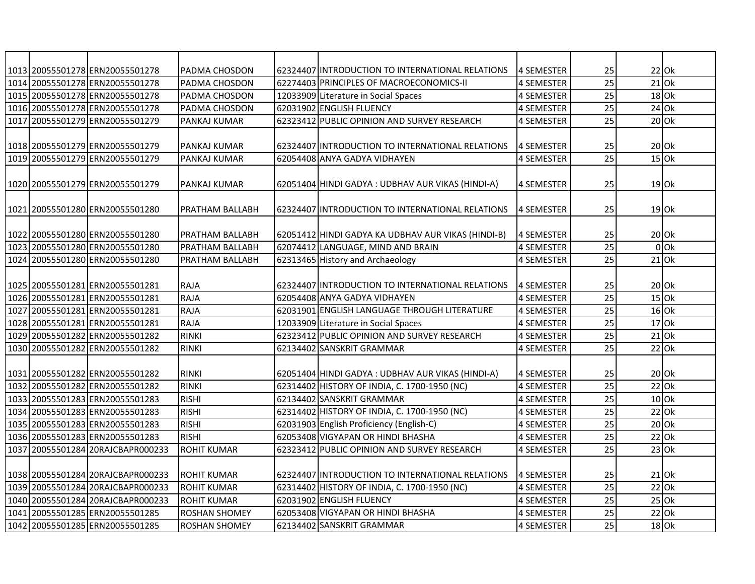| | | | | | | | | | |
|---|---|---|---|---|---|---|---|---|---|
| 1013 | 20055501278 | ERN20055501278 | PADMA CHOSDON | 62324407 | INTRODUCTION TO INTERNATIONAL RELATIONS | 4 SEMESTER | 25 | 22 | Ok |
| 1014 | 20055501278 | ERN20055501278 | PADMA CHOSDON | 62274403 | PRINCIPLES OF MACROECONOMICS-II | 4 SEMESTER | 25 | 21 | Ok |
| 1015 | 20055501278 | ERN20055501278 | PADMA CHOSDON | 12033909 | Literature in Social Spaces | 4 SEMESTER | 25 | 18 | Ok |
| 1016 | 20055501278 | ERN20055501278 | PADMA CHOSDON | 62031902 | ENGLISH FLUENCY | 4 SEMESTER | 25 | 24 | Ok |
| 1017 | 20055501279 | ERN20055501279 | PANKAJ KUMAR | 62323412 | PUBLIC OPINION AND SURVEY RESEARCH | 4 SEMESTER | 25 | 20 | Ok |
| 1018 | 20055501279 | ERN20055501279 | PANKAJ KUMAR | 62324407 | INTRODUCTION TO INTERNATIONAL RELATIONS | 4 SEMESTER | 25 | 20 | Ok |
| 1019 | 20055501279 | ERN20055501279 | PANKAJ KUMAR | 62054408 | ANYA GADYA VIDHAYEN | 4 SEMESTER | 25 | 15 | Ok |
| 1020 | 20055501279 | ERN20055501279 | PANKAJ KUMAR | 62051404 | HINDI GADYA : UDBHAV AUR VIKAS (HINDI-A) | 4 SEMESTER | 25 | 19 | Ok |
| 1021 | 20055501280 | ERN20055501280 | PRATHAM BALLABH | 62324407 | INTRODUCTION TO INTERNATIONAL RELATIONS | 4 SEMESTER | 25 | 19 | Ok |
| 1022 | 20055501280 | ERN20055501280 | PRATHAM BALLABH | 62051412 | HINDI GADYA KA UDBHAV AUR VIKAS (HINDI-B) | 4 SEMESTER | 25 | 20 | Ok |
| 1023 | 20055501280 | ERN20055501280 | PRATHAM BALLABH | 62074412 | LANGUAGE, MIND AND BRAIN | 4 SEMESTER | 25 | 0 | Ok |
| 1024 | 20055501280 | ERN20055501280 | PRATHAM BALLABH | 62313465 | History and Archaeology | 4 SEMESTER | 25 | 21 | Ok |
| 1025 | 20055501281 | ERN20055501281 | RAJA | 62324407 | INTRODUCTION TO INTERNATIONAL RELATIONS | 4 SEMESTER | 25 | 20 | Ok |
| 1026 | 20055501281 | ERN20055501281 | RAJA | 62054408 | ANYA GADYA VIDHAYEN | 4 SEMESTER | 25 | 15 | Ok |
| 1027 | 20055501281 | ERN20055501281 | RAJA | 62031901 | ENGLISH LANGUAGE THROUGH LITERATURE | 4 SEMESTER | 25 | 16 | Ok |
| 1028 | 20055501281 | ERN20055501281 | RAJA | 12033909 | Literature in Social Spaces | 4 SEMESTER | 25 | 17 | Ok |
| 1029 | 20055501282 | ERN20055501282 | RINKI | 62323412 | PUBLIC OPINION AND SURVEY RESEARCH | 4 SEMESTER | 25 | 21 | Ok |
| 1030 | 20055501282 | ERN20055501282 | RINKI | 62134402 | SANSKRIT GRAMMAR | 4 SEMESTER | 25 | 22 | Ok |
| 1031 | 20055501282 | ERN20055501282 | RINKI | 62051404 | HINDI GADYA : UDBHAV AUR VIKAS (HINDI-A) | 4 SEMESTER | 25 | 20 | Ok |
| 1032 | 20055501282 | ERN20055501282 | RINKI | 62314402 | HISTORY OF INDIA, C. 1700-1950 (NC) | 4 SEMESTER | 25 | 22 | Ok |
| 1033 | 20055501283 | ERN20055501283 | RISHI | 62134402 | SANSKRIT GRAMMAR | 4 SEMESTER | 25 | 10 | Ok |
| 1034 | 20055501283 | ERN20055501283 | RISHI | 62314402 | HISTORY OF INDIA, C. 1700-1950 (NC) | 4 SEMESTER | 25 | 22 | Ok |
| 1035 | 20055501283 | ERN20055501283 | RISHI | 62031903 | English Proficiency (English-C) | 4 SEMESTER | 25 | 20 | Ok |
| 1036 | 20055501283 | ERN20055501283 | RISHI | 62053408 | VIGYAPAN OR HINDI BHASHA | 4 SEMESTER | 25 | 22 | Ok |
| 1037 | 20055501284 | 20RAJCBAPR000233 | ROHIT KUMAR | 62323412 | PUBLIC OPINION AND SURVEY RESEARCH | 4 SEMESTER | 25 | 23 | Ok |
| 1038 | 20055501284 | 20RAJCBAPR000233 | ROHIT KUMAR | 62324407 | INTRODUCTION TO INTERNATIONAL RELATIONS | 4 SEMESTER | 25 | 21 | Ok |
| 1039 | 20055501284 | 20RAJCBAPR000233 | ROHIT KUMAR | 62314402 | HISTORY OF INDIA, C. 1700-1950 (NC) | 4 SEMESTER | 25 | 22 | Ok |
| 1040 | 20055501284 | 20RAJCBAPR000233 | ROHIT KUMAR | 62031902 | ENGLISH FLUENCY | 4 SEMESTER | 25 | 25 | Ok |
| 1041 | 20055501285 | ERN20055501285 | ROSHAN SHOMEY | 62053408 | VIGYAPAN OR HINDI BHASHA | 4 SEMESTER | 25 | 22 | Ok |
| 1042 | 20055501285 | ERN20055501285 | ROSHAN SHOMEY | 62134402 | SANSKRIT GRAMMAR | 4 SEMESTER | 25 | 18 | Ok |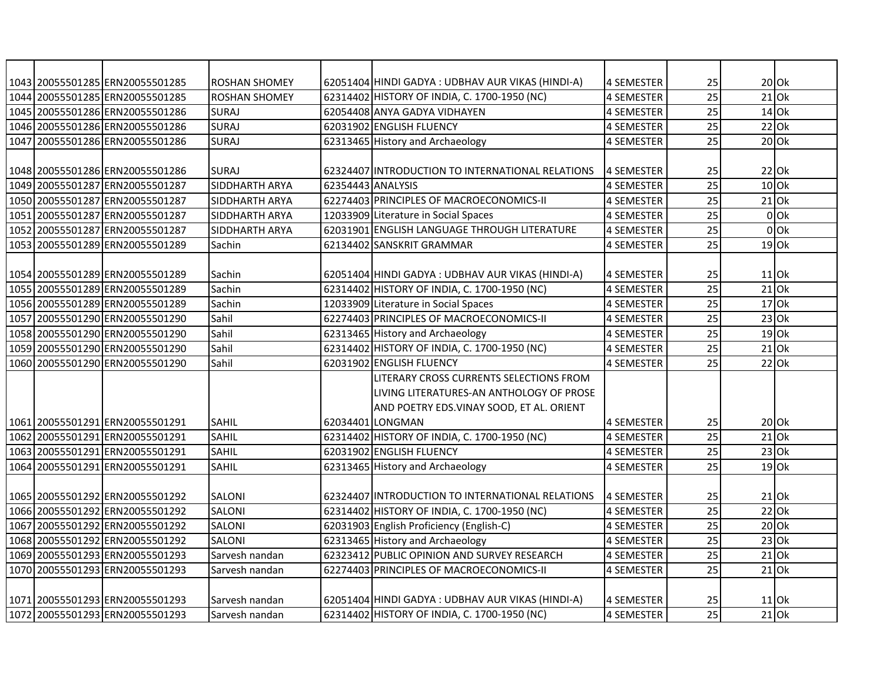| | | | | | | | | | |
|---|---|---|---|---|---|---|---|---|---|
| 1043 | 20055501285 | ERN20055501285 | ROSHAN SHOMEY | 62051404 | HINDI GADYA : UDBHAV AUR VIKAS (HINDI-A) | 4 SEMESTER | 25 | 20 | Ok |
| 1044 | 20055501285 | ERN20055501285 | ROSHAN SHOMEY | 62314402 | HISTORY OF INDIA, C. 1700-1950 (NC) | 4 SEMESTER | 25 | 21 | Ok |
| 1045 | 20055501286 | ERN20055501286 | SURAJ | 62054408 | ANYA GADYA VIDHAYEN | 4 SEMESTER | 25 | 14 | Ok |
| 1046 | 20055501286 | ERN20055501286 | SURAJ | 62031902 | ENGLISH FLUENCY | 4 SEMESTER | 25 | 22 | Ok |
| 1047 | 20055501286 | ERN20055501286 | SURAJ | 62313465 | History and Archaeology | 4 SEMESTER | 25 | 20 | Ok |
| 1048 | 20055501286 | ERN20055501286 | SURAJ | 62324407 | INTRODUCTION TO INTERNATIONAL RELATIONS | 4 SEMESTER | 25 | 22 | Ok |
| 1049 | 20055501287 | ERN20055501287 | SIDDHARTH ARYA | 62354443 | ANALYSIS | 4 SEMESTER | 25 | 10 | Ok |
| 1050 | 20055501287 | ERN20055501287 | SIDDHARTH ARYA | 62274403 | PRINCIPLES OF MACROECONOMICS-II | 4 SEMESTER | 25 | 21 | Ok |
| 1051 | 20055501287 | ERN20055501287 | SIDDHARTH ARYA | 12033909 | Literature in Social Spaces | 4 SEMESTER | 25 | 0 | Ok |
| 1052 | 20055501287 | ERN20055501287 | SIDDHARTH ARYA | 62031901 | ENGLISH LANGUAGE THROUGH LITERATURE | 4 SEMESTER | 25 | 0 | Ok |
| 1053 | 20055501289 | ERN20055501289 | Sachin | 62134402 | SANSKRIT GRAMMAR | 4 SEMESTER | 25 | 19 | Ok |
| 1054 | 20055501289 | ERN20055501289 | Sachin | 62051404 | HINDI GADYA : UDBHAV AUR VIKAS (HINDI-A) | 4 SEMESTER | 25 | 11 | Ok |
| 1055 | 20055501289 | ERN20055501289 | Sachin | 62314402 | HISTORY OF INDIA, C. 1700-1950 (NC) | 4 SEMESTER | 25 | 21 | Ok |
| 1056 | 20055501289 | ERN20055501289 | Sachin | 12033909 | Literature in Social Spaces | 4 SEMESTER | 25 | 17 | Ok |
| 1057 | 20055501290 | ERN20055501290 | Sahil | 62274403 | PRINCIPLES OF MACROECONOMICS-II | 4 SEMESTER | 25 | 23 | Ok |
| 1058 | 20055501290 | ERN20055501290 | Sahil | 62313465 | History and Archaeology | 4 SEMESTER | 25 | 19 | Ok |
| 1059 | 20055501290 | ERN20055501290 | Sahil | 62314402 | HISTORY OF INDIA, C. 1700-1950 (NC) | 4 SEMESTER | 25 | 21 | Ok |
| 1060 | 20055501290 | ERN20055501290 | Sahil | 62031902 | ENGLISH FLUENCY | 4 SEMESTER | 25 | 22 | Ok |
| 1061 | 20055501291 | ERN20055501291 | SAHIL | 62034401 | LITERARY CROSS CURRENTS SELECTIONS FROM LIVING LITERATURES-AN ANTHOLOGY OF PROSE AND POETRY EDS.VINAY SOOD, ET AL. ORIENT LONGMAN | 4 SEMESTER | 25 | 20 | Ok |
| 1062 | 20055501291 | ERN20055501291 | SAHIL | 62314402 | HISTORY OF INDIA, C. 1700-1950 (NC) | 4 SEMESTER | 25 | 21 | Ok |
| 1063 | 20055501291 | ERN20055501291 | SAHIL | 62031902 | ENGLISH FLUENCY | 4 SEMESTER | 25 | 23 | Ok |
| 1064 | 20055501291 | ERN20055501291 | SAHIL | 62313465 | History and Archaeology | 4 SEMESTER | 25 | 19 | Ok |
| 1065 | 20055501292 | ERN20055501292 | SALONI | 62324407 | INTRODUCTION TO INTERNATIONAL RELATIONS | 4 SEMESTER | 25 | 21 | Ok |
| 1066 | 20055501292 | ERN20055501292 | SALONI | 62314402 | HISTORY OF INDIA, C. 1700-1950 (NC) | 4 SEMESTER | 25 | 22 | Ok |
| 1067 | 20055501292 | ERN20055501292 | SALONI | 62031903 | English Proficiency (English-C) | 4 SEMESTER | 25 | 20 | Ok |
| 1068 | 20055501292 | ERN20055501292 | SALONI | 62313465 | History and Archaeology | 4 SEMESTER | 25 | 23 | Ok |
| 1069 | 20055501293 | ERN20055501293 | Sarvesh nandan | 62323412 | PUBLIC OPINION AND SURVEY RESEARCH | 4 SEMESTER | 25 | 21 | Ok |
| 1070 | 20055501293 | ERN20055501293 | Sarvesh nandan | 62274403 | PRINCIPLES OF MACROECONOMICS-II | 4 SEMESTER | 25 | 21 | Ok |
| 1071 | 20055501293 | ERN20055501293 | Sarvesh nandan | 62051404 | HINDI GADYA : UDBHAV AUR VIKAS (HINDI-A) | 4 SEMESTER | 25 | 11 | Ok |
| 1072 | 20055501293 | ERN20055501293 | Sarvesh nandan | 62314402 | HISTORY OF INDIA, C. 1700-1950 (NC) | 4 SEMESTER | 25 | 21 | Ok |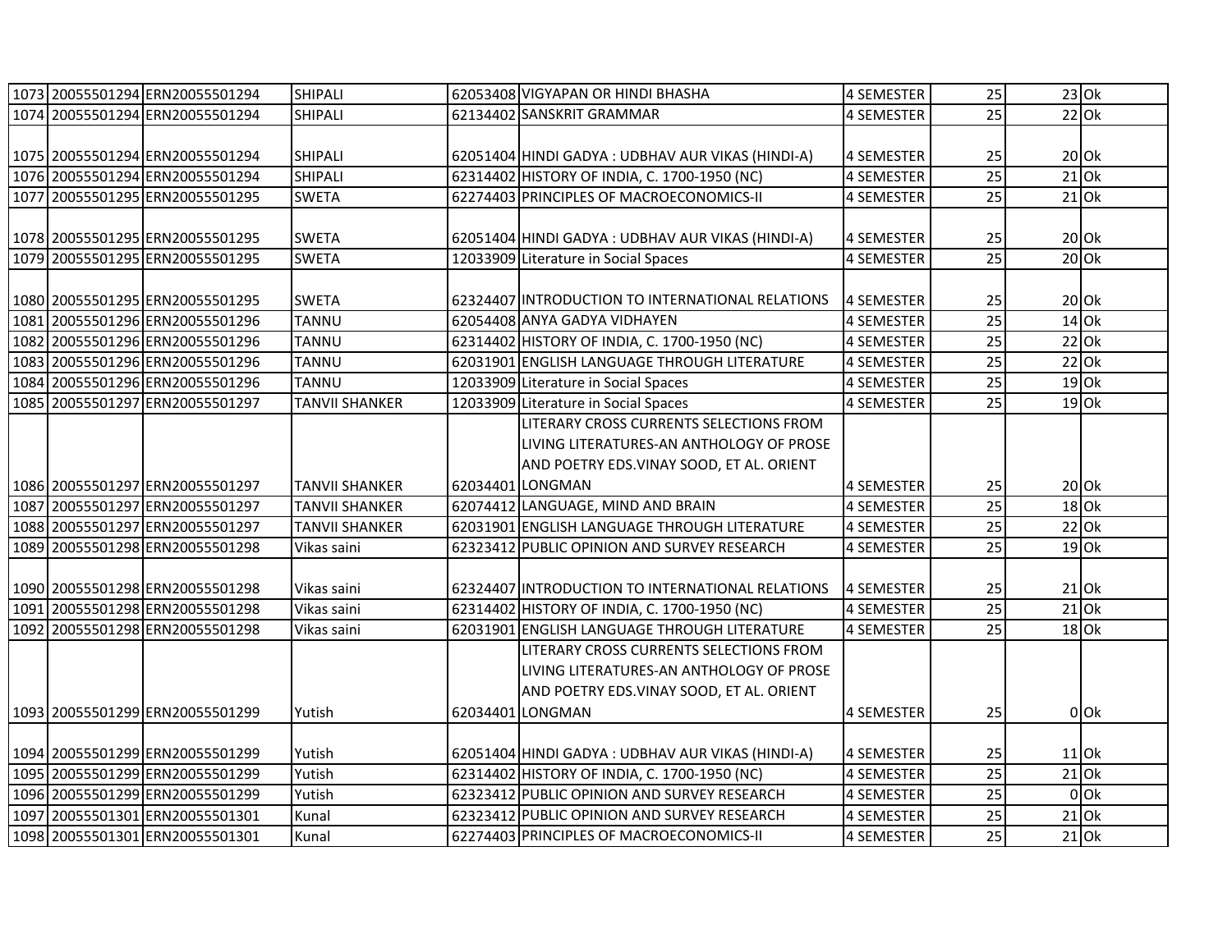| | | | | | | | | | |
|---|---|---|---|---|---|---|---|---|---|
| 1073 | 20055501294 | ERN20055501294 | SHIPALI | 62053408 | VIGYAPAN OR HINDI BHASHA | 4 SEMESTER | 25 | 23 | Ok |
| 1074 | 20055501294 | ERN20055501294 | SHIPALI | 62134402 | SANSKRIT GRAMMAR | 4 SEMESTER | 25 | 22 | Ok |
| 1075 | 20055501294 | ERN20055501294 | SHIPALI | 62051404 | HINDI GADYA : UDBHAV AUR VIKAS (HINDI-A) | 4 SEMESTER | 25 | 20 | Ok |
| 1076 | 20055501294 | ERN20055501294 | SHIPALI | 62314402 | HISTORY OF INDIA, C. 1700-1950 (NC) | 4 SEMESTER | 25 | 21 | Ok |
| 1077 | 20055501295 | ERN20055501295 | SWETA | 62274403 | PRINCIPLES OF MACROECONOMICS-II | 4 SEMESTER | 25 | 21 | Ok |
| 1078 | 20055501295 | ERN20055501295 | SWETA | 62051404 | HINDI GADYA : UDBHAV AUR VIKAS (HINDI-A) | 4 SEMESTER | 25 | 20 | Ok |
| 1079 | 20055501295 | ERN20055501295 | SWETA | 12033909 | Literature in Social Spaces | 4 SEMESTER | 25 | 20 | Ok |
| 1080 | 20055501295 | ERN20055501295 | SWETA | 62324407 | INTRODUCTION TO INTERNATIONAL RELATIONS | 4 SEMESTER | 25 | 20 | Ok |
| 1081 | 20055501296 | ERN20055501296 | TANNU | 62054408 | ANYA GADYA VIDHAYEN | 4 SEMESTER | 25 | 14 | Ok |
| 1082 | 20055501296 | ERN20055501296 | TANNU | 62314402 | HISTORY OF INDIA, C. 1700-1950 (NC) | 4 SEMESTER | 25 | 22 | Ok |
| 1083 | 20055501296 | ERN20055501296 | TANNU | 62031901 | ENGLISH LANGUAGE THROUGH LITERATURE | 4 SEMESTER | 25 | 22 | Ok |
| 1084 | 20055501296 | ERN20055501296 | TANNU | 12033909 | Literature in Social Spaces | 4 SEMESTER | 25 | 19 | Ok |
| 1085 | 20055501297 | ERN20055501297 | TANVII SHANKER | 12033909 | Literature in Social Spaces | 4 SEMESTER | 25 | 19 | Ok |
| 1086 | 20055501297 | ERN20055501297 | TANVII SHANKER | 62034401 | LITERARY CROSS CURRENTS SELECTIONS FROM LIVING LITERATURES-AN ANTHOLOGY OF PROSE AND POETRY EDS.VINAY SOOD, ET AL. ORIENT LONGMAN | 4 SEMESTER | 25 | 20 | Ok |
| 1087 | 20055501297 | ERN20055501297 | TANVII SHANKER | 62074412 | LANGUAGE, MIND AND BRAIN | 4 SEMESTER | 25 | 18 | Ok |
| 1088 | 20055501297 | ERN20055501297 | TANVII SHANKER | 62031901 | ENGLISH LANGUAGE THROUGH LITERATURE | 4 SEMESTER | 25 | 22 | Ok |
| 1089 | 20055501298 | ERN20055501298 | Vikas saini | 62323412 | PUBLIC OPINION AND SURVEY RESEARCH | 4 SEMESTER | 25 | 19 | Ok |
| 1090 | 20055501298 | ERN20055501298 | Vikas saini | 62324407 | INTRODUCTION TO INTERNATIONAL RELATIONS | 4 SEMESTER | 25 | 21 | Ok |
| 1091 | 20055501298 | ERN20055501298 | Vikas saini | 62314402 | HISTORY OF INDIA, C. 1700-1950 (NC) | 4 SEMESTER | 25 | 21 | Ok |
| 1092 | 20055501298 | ERN20055501298 | Vikas saini | 62031901 | ENGLISH LANGUAGE THROUGH LITERATURE | 4 SEMESTER | 25 | 18 | Ok |
| 1093 | 20055501299 | ERN20055501299 | Yutish | 62034401 | LITERARY CROSS CURRENTS SELECTIONS FROM LIVING LITERATURES-AN ANTHOLOGY OF PROSE AND POETRY EDS.VINAY SOOD, ET AL. ORIENT LONGMAN | 4 SEMESTER | 25 | 0 | Ok |
| 1094 | 20055501299 | ERN20055501299 | Yutish | 62051404 | HINDI GADYA : UDBHAV AUR VIKAS (HINDI-A) | 4 SEMESTER | 25 | 11 | Ok |
| 1095 | 20055501299 | ERN20055501299 | Yutish | 62314402 | HISTORY OF INDIA, C. 1700-1950 (NC) | 4 SEMESTER | 25 | 21 | Ok |
| 1096 | 20055501299 | ERN20055501299 | Yutish | 62323412 | PUBLIC OPINION AND SURVEY RESEARCH | 4 SEMESTER | 25 | 0 | Ok |
| 1097 | 20055501301 | ERN20055501301 | Kunal | 62323412 | PUBLIC OPINION AND SURVEY RESEARCH | 4 SEMESTER | 25 | 21 | Ok |
| 1098 | 20055501301 | ERN20055501301 | Kunal | 62274403 | PRINCIPLES OF MACROECONOMICS-II | 4 SEMESTER | 25 | 21 | Ok |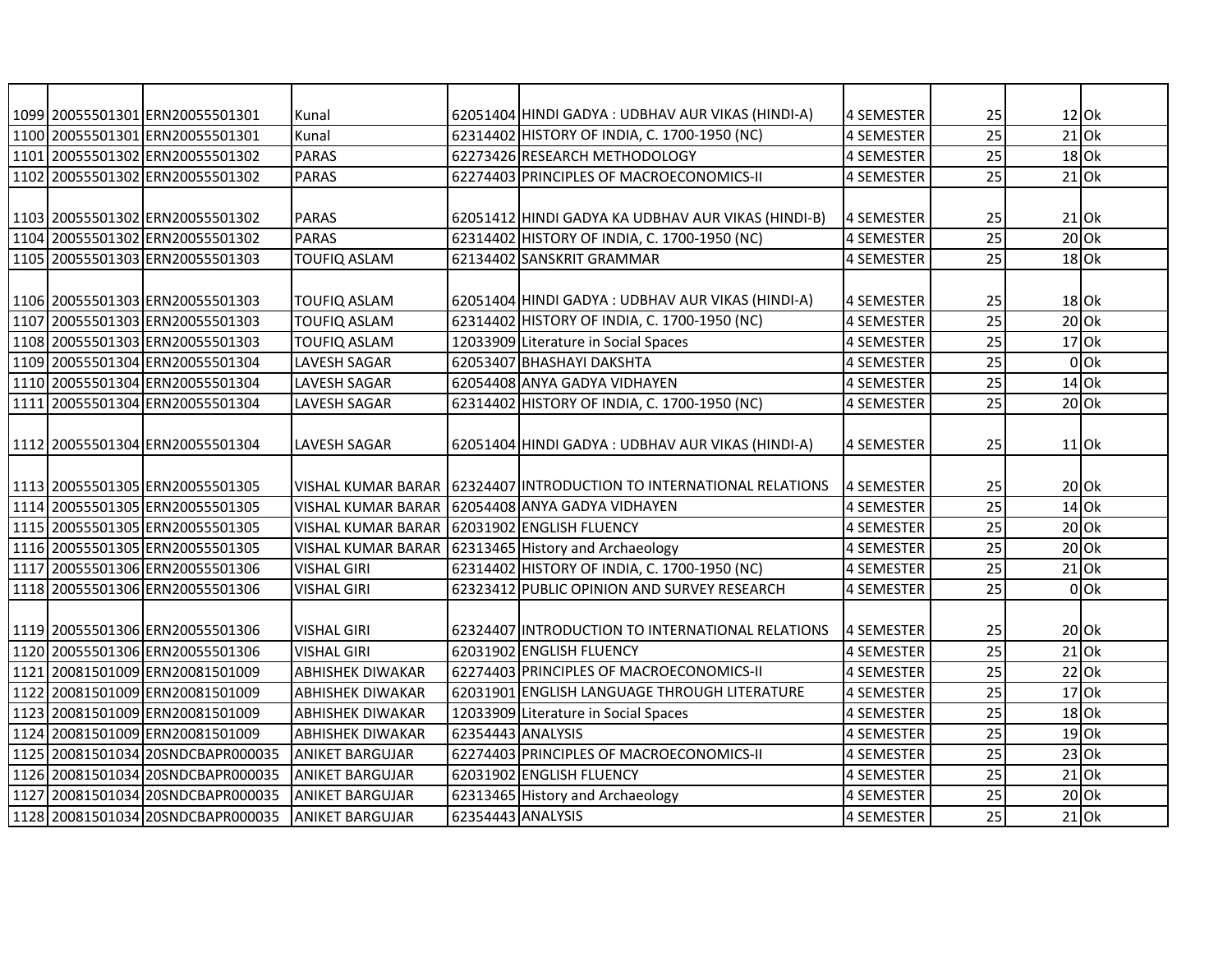| | | | | | | | | | |
|---|---|---|---|---|---|---|---|---|---|
| 1099 | 20055501301 | ERN20055501301 | Kunal | 62051404 | HINDI GADYA : UDBHAV AUR VIKAS (HINDI-A) | 4 SEMESTER | 25 | 12 | Ok |
| 1100 | 20055501301 | ERN20055501301 | Kunal | 62314402 | HISTORY OF INDIA, C. 1700-1950 (NC) | 4 SEMESTER | 25 | 21 | Ok |
| 1101 | 20055501302 | ERN20055501302 | PARAS | 62273426 | RESEARCH METHODOLOGY | 4 SEMESTER | 25 | 18 | Ok |
| 1102 | 20055501302 | ERN20055501302 | PARAS | 62274403 | PRINCIPLES OF MACROECONOMICS-II | 4 SEMESTER | 25 | 21 | Ok |
| 1103 | 20055501302 | ERN20055501302 | PARAS | 62051412 | HINDI GADYA KA UDBHAV AUR VIKAS (HINDI-B) | 4 SEMESTER | 25 | 21 | Ok |
| 1104 | 20055501302 | ERN20055501302 | PARAS | 62314402 | HISTORY OF INDIA, C. 1700-1950 (NC) | 4 SEMESTER | 25 | 20 | Ok |
| 1105 | 20055501303 | ERN20055501303 | TOUFIQ ASLAM | 62134402 | SANSKRIT GRAMMAR | 4 SEMESTER | 25 | 18 | Ok |
| 1106 | 20055501303 | ERN20055501303 | TOUFIQ ASLAM | 62051404 | HINDI GADYA : UDBHAV AUR VIKAS (HINDI-A) | 4 SEMESTER | 25 | 18 | Ok |
| 1107 | 20055501303 | ERN20055501303 | TOUFIQ ASLAM | 62314402 | HISTORY OF INDIA, C. 1700-1950 (NC) | 4 SEMESTER | 25 | 20 | Ok |
| 1108 | 20055501303 | ERN20055501303 | TOUFIQ ASLAM | 12033909 | Literature in Social Spaces | 4 SEMESTER | 25 | 17 | Ok |
| 1109 | 20055501304 | ERN20055501304 | LAVESH SAGAR | 62053407 | BHASHAYI DAKSHTA | 4 SEMESTER | 25 | 0 | Ok |
| 1110 | 20055501304 | ERN20055501304 | LAVESH SAGAR | 62054408 | ANYA GADYA VIDHAYEN | 4 SEMESTER | 25 | 14 | Ok |
| 1111 | 20055501304 | ERN20055501304 | LAVESH SAGAR | 62314402 | HISTORY OF INDIA, C. 1700-1950 (NC) | 4 SEMESTER | 25 | 20 | Ok |
| 1112 | 20055501304 | ERN20055501304 | LAVESH SAGAR | 62051404 | HINDI GADYA : UDBHAV AUR VIKAS (HINDI-A) | 4 SEMESTER | 25 | 11 | Ok |
| 1113 | 20055501305 | ERN20055501305 | VISHAL KUMAR BARAR | 62324407 | INTRODUCTION TO INTERNATIONAL RELATIONS | 4 SEMESTER | 25 | 20 | Ok |
| 1114 | 20055501305 | ERN20055501305 | VISHAL KUMAR BARAR | 62054408 | ANYA GADYA VIDHAYEN | 4 SEMESTER | 25 | 14 | Ok |
| 1115 | 20055501305 | ERN20055501305 | VISHAL KUMAR BARAR | 62031902 | ENGLISH FLUENCY | 4 SEMESTER | 25 | 20 | Ok |
| 1116 | 20055501305 | ERN20055501305 | VISHAL KUMAR BARAR | 62313465 | History and Archaeology | 4 SEMESTER | 25 | 20 | Ok |
| 1117 | 20055501306 | ERN20055501306 | VISHAL GIRI | 62314402 | HISTORY OF INDIA, C. 1700-1950 (NC) | 4 SEMESTER | 25 | 21 | Ok |
| 1118 | 20055501306 | ERN20055501306 | VISHAL GIRI | 62323412 | PUBLIC OPINION AND SURVEY RESEARCH | 4 SEMESTER | 25 | 0 | Ok |
| 1119 | 20055501306 | ERN20055501306 | VISHAL GIRI | 62324407 | INTRODUCTION TO INTERNATIONAL RELATIONS | 4 SEMESTER | 25 | 20 | Ok |
| 1120 | 20055501306 | ERN20055501306 | VISHAL GIRI | 62031902 | ENGLISH FLUENCY | 4 SEMESTER | 25 | 21 | Ok |
| 1121 | 20081501009 | ERN20081501009 | ABHISHEK DIWAKAR | 62274403 | PRINCIPLES OF MACROECONOMICS-II | 4 SEMESTER | 25 | 22 | Ok |
| 1122 | 20081501009 | ERN20081501009 | ABHISHEK DIWAKAR | 62031901 | ENGLISH LANGUAGE THROUGH LITERATURE | 4 SEMESTER | 25 | 17 | Ok |
| 1123 | 20081501009 | ERN20081501009 | ABHISHEK DIWAKAR | 12033909 | Literature in Social Spaces | 4 SEMESTER | 25 | 18 | Ok |
| 1124 | 20081501009 | ERN20081501009 | ABHISHEK DIWAKAR | 62354443 | ANALYSIS | 4 SEMESTER | 25 | 19 | Ok |
| 1125 | 20081501034 | 20SNDCBAPR000035 | ANIKET BARGUJAR | 62274403 | PRINCIPLES OF MACROECONOMICS-II | 4 SEMESTER | 25 | 23 | Ok |
| 1126 | 20081501034 | 20SNDCBAPR000035 | ANIKET BARGUJAR | 62031902 | ENGLISH FLUENCY | 4 SEMESTER | 25 | 21 | Ok |
| 1127 | 20081501034 | 20SNDCBAPR000035 | ANIKET BARGUJAR | 62313465 | History and Archaeology | 4 SEMESTER | 25 | 20 | Ok |
| 1128 | 20081501034 | 20SNDCBAPR000035 | ANIKET BARGUJAR | 62354443 | ANALYSIS | 4 SEMESTER | 25 | 21 | Ok |